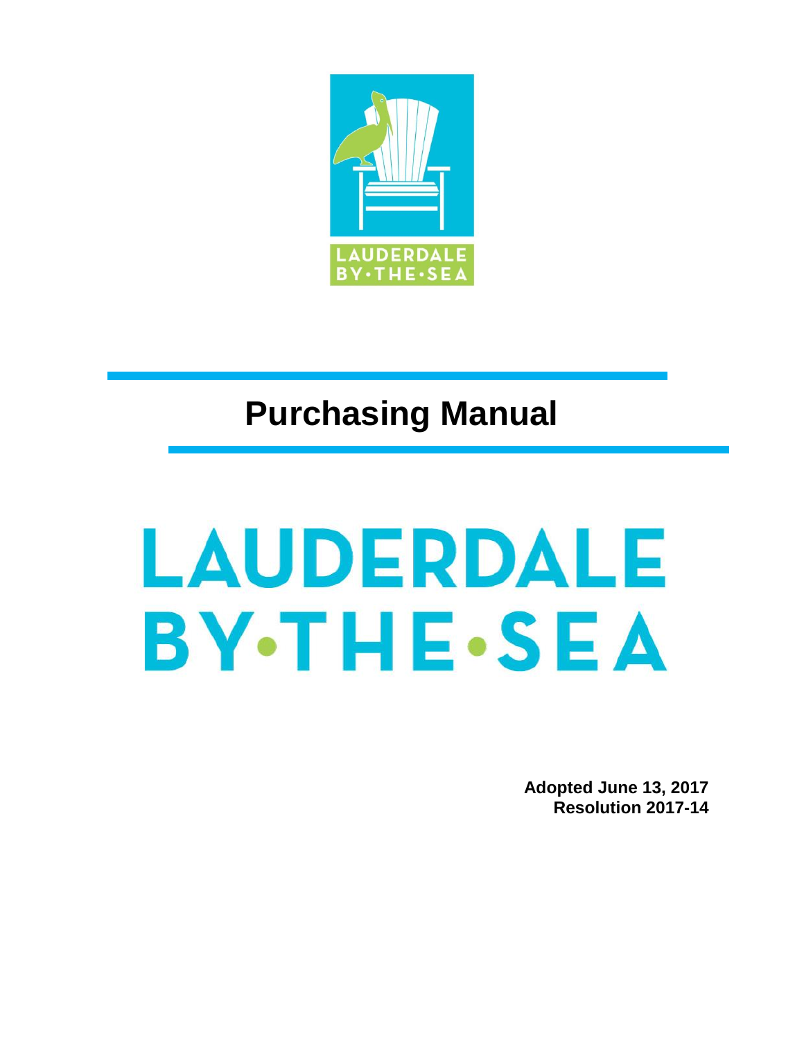# Purchasing Manual

LAUDERDALE BY·THE·SEA

**Adopted June 13, 2017**
**Resolution 2017-14**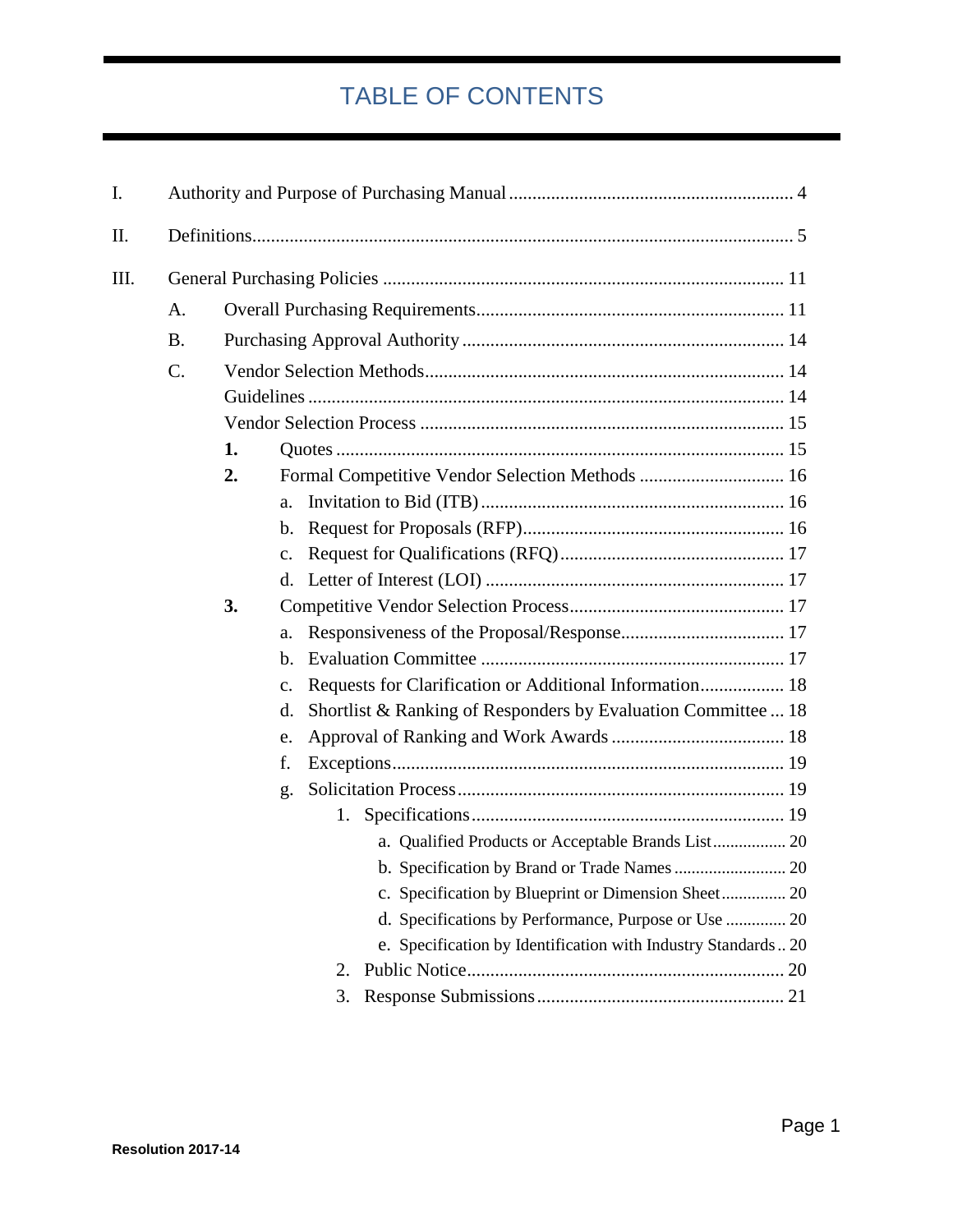# TABLE OF CONTENTS

I. Authority and Purpose of Purchasing Manual ............................................................ 4

II. Definitions.................................................................................................................. 5

III. General Purchasing Policies ..................................................................................... 11

- A. Overall Purchasing Requirements................................................................. 11
- B. Purchasing Approval Authority ..................................................................... 14
- C. Vendor Selection Methods............................................................................. 14
  - Guidelines ..................................................................................................... 14
  - Vendor Selection Process ............................................................................. 15
  - **1.** Quotes ............................................................................................... 15
  - **2.** Formal Competitive Vendor Selection Methods ............................... 16
    - a. Invitation to Bid (ITB) ................................................................. 16
    - b. Request for Proposals (RFP)........................................................ 16
    - c. Request for Qualifications (RFQ)................................................ 17
    - d. Letter of Interest (LOI) ................................................................ 17
  - **3.** Competitive Vendor Selection Process............................................. 17
    - a. Responsiveness of the Proposal/Response................................... 17
    - b. Evaluation Committee ................................................................. 17
    - c. Requests for Clarification or Additional Information.................. 18
    - d. Shortlist & Ranking of Responders by Evaluation Committee ... 18
    - e. Approval of Ranking and Work Awards ..................................... 18
    - f. Exceptions.................................................................................... 19
    - g. Solicitation Process...................................................................... 19
      1. Specifications................................................................... 19
         - a. Qualified Products or Acceptable Brands List................. 20
         - b. Specification by Brand or Trade Names .......................... 20
         - c. Specification by Blueprint or Dimension Sheet............... 20
         - d. Specifications by Performance, Purpose or Use .............. 20
         - e. Specification by Identification with Industry Standards .. 20
      2. Public Notice.................................................................... 20
      3. Response Submissions..................................................... 21

Resolution 2017-14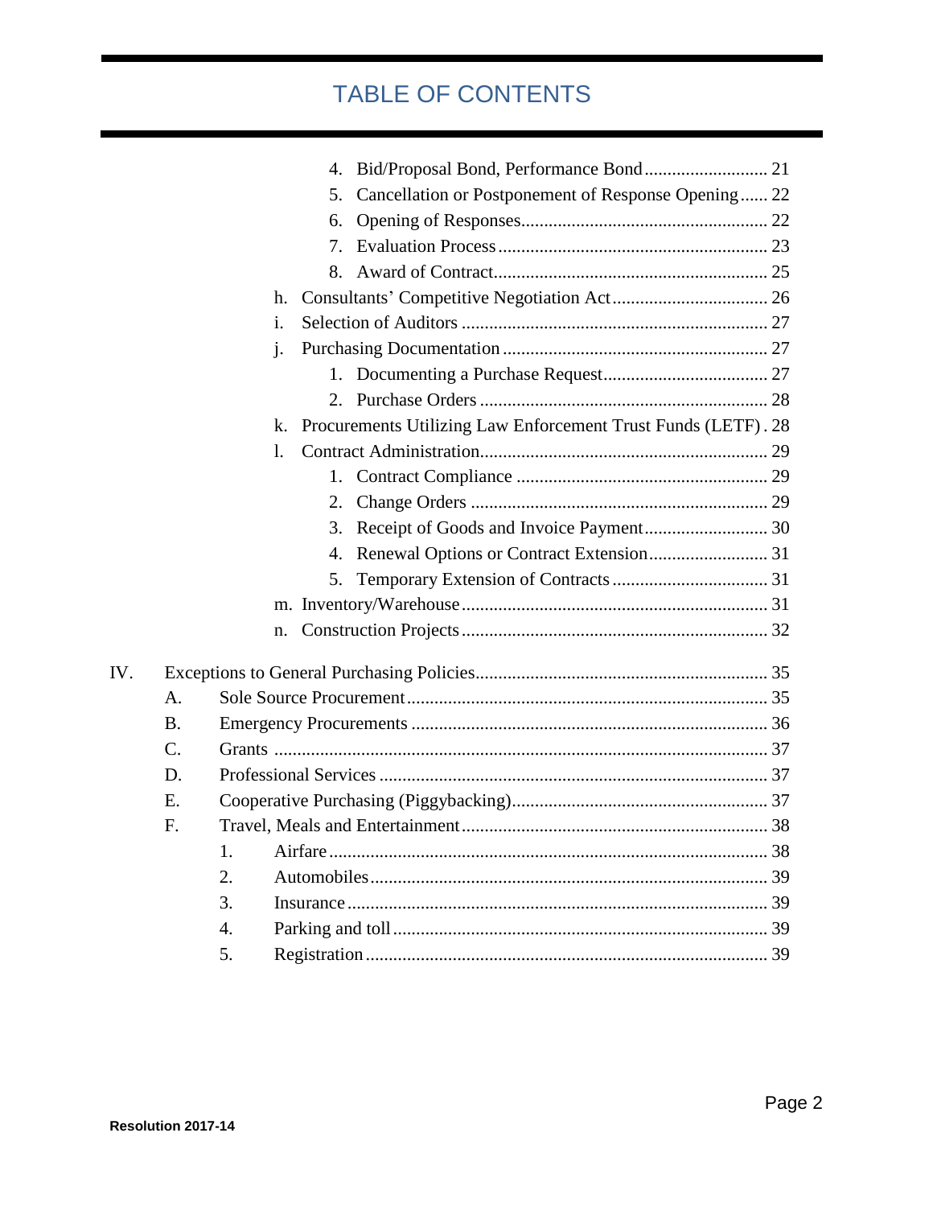# TABLE OF CONTENTS

- 4. Bid/Proposal Bond, Performance Bond ........................... 21
- 5. Cancellation or Postponement of Response Opening ...... 22
- 6. Opening of Responses ...................................................... 22
- 7. Evaluation Process ........................................................... 23
- 8. Award of Contract ............................................................ 25

h. Consultants' Competitive Negotiation Act .................................. 26

i. Selection of Auditors .................................................................. 27

j. Purchasing Documentation .......................................................... 27

- 1. Documenting a Purchase Request .................................... 27
- 2. Purchase Orders ............................................................... 28

k. Procurements Utilizing Law Enforcement Trust Funds (LETF) . 28

l. Contract Administration ............................................................... 29

- 1. Contract Compliance ....................................................... 29
- 2. Change Orders ................................................................. 29
- 3. Receipt of Goods and Invoice Payment ........................... 30
- 4. Renewal Options or Contract Extension .......................... 31
- 5. Temporary Extension of Contracts .................................. 31

m. Inventory/Warehouse ................................................................... 31

n. Construction Projects ................................................................... 32

IV. Exceptions to General Purchasing Policies ................................................................ 35

- A. Sole Source Procurement ............................................................................... 35
- B. Emergency Procurements .............................................................................. 36
- C. Grants ............................................................................................................ 37
- D. Professional Services .................................................................................... 37
- E. Cooperative Purchasing (Piggybacking) ........................................................ 37
- F. Travel, Meals and Entertainment ................................................................... 38
  - 1. Airfare ................................................................................................ 38
  - 2. Automobiles ....................................................................................... 39
  - 3. Insurance ............................................................................................ 39
  - 4. Parking and toll .................................................................................. 39
  - 5. Registration ........................................................................................ 39

Resolution 2017-14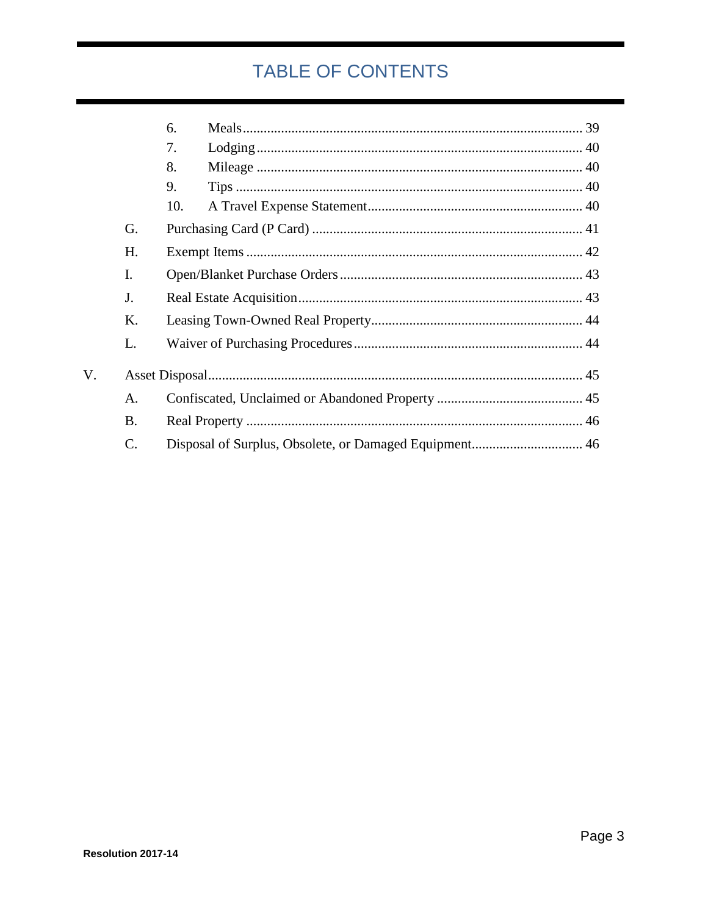# TABLE OF CONTENTS

6. Meals ..... 39
7. Lodging ..... 40
8. Mileage ..... 40
9. Tips ..... 40
10. A Travel Expense Statement ..... 40

G. Purchasing Card (P Card) ..... 41

H. Exempt Items ..... 42

I. Open/Blanket Purchase Orders ..... 43

J. Real Estate Acquisition ..... 43

K. Leasing Town-Owned Real Property ..... 44

L. Waiver of Purchasing Procedures ..... 44

V. Asset Disposal ..... 45

A. Confiscated, Unclaimed or Abandoned Property ..... 45

B. Real Property ..... 46

C. Disposal of Surplus, Obsolete, or Damaged Equipment ..... 46

Resolution 2017-14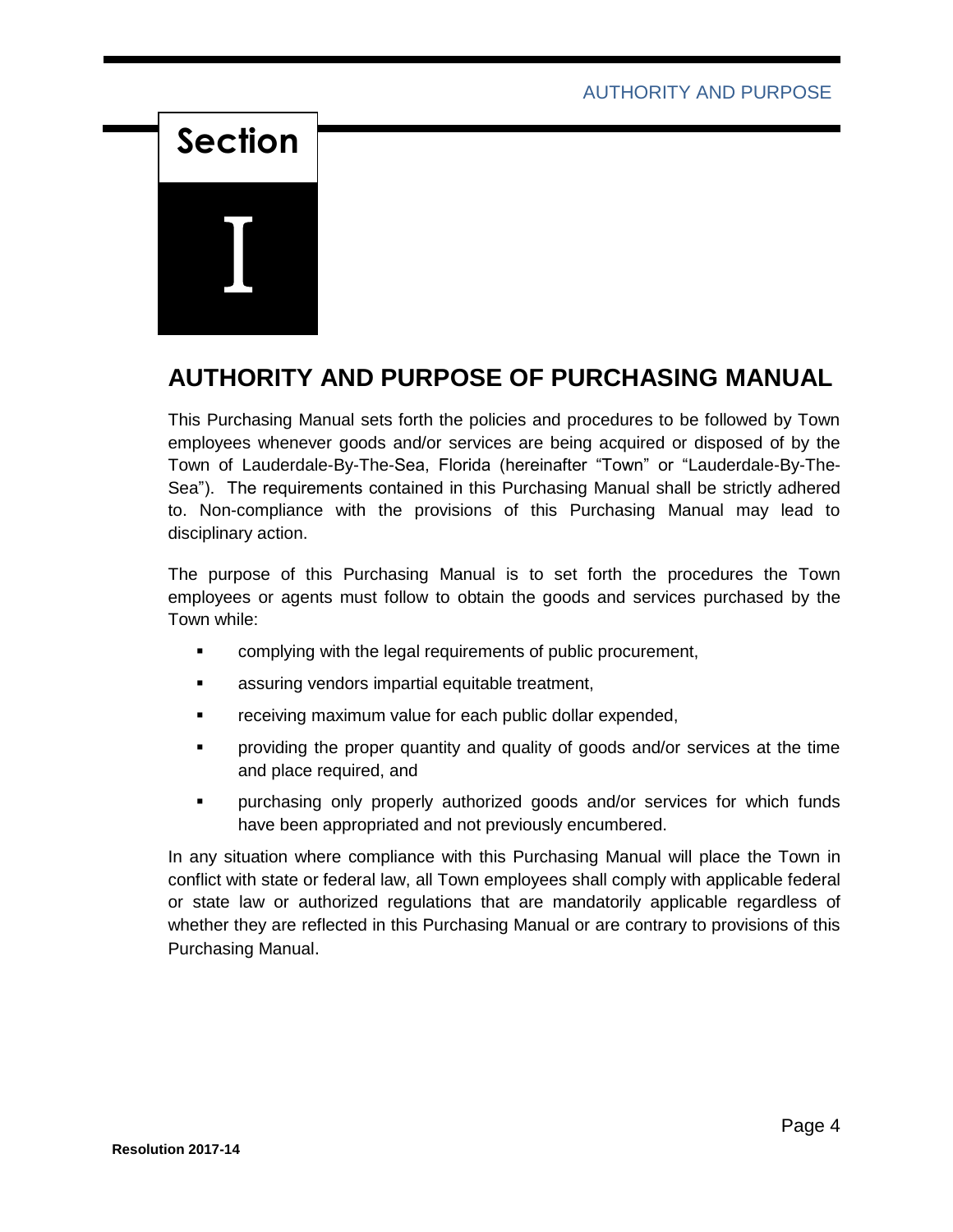# Section I

## AUTHORITY AND PURPOSE OF PURCHASING MANUAL

This Purchasing Manual sets forth the policies and procedures to be followed by Town employees whenever goods and/or services are being acquired or disposed of by the Town of Lauderdale-By-The-Sea, Florida (hereinafter "Town" or "Lauderdale-By-The-Sea"). The requirements contained in this Purchasing Manual shall be strictly adhered to. Non-compliance with the provisions of this Purchasing Manual may lead to disciplinary action.

The purpose of this Purchasing Manual is to set forth the procedures the Town employees or agents must follow to obtain the goods and services purchased by the Town while:

- complying with the legal requirements of public procurement,
- assuring vendors impartial equitable treatment,
- receiving maximum value for each public dollar expended,
- providing the proper quantity and quality of goods and/or services at the time and place required, and
- purchasing only properly authorized goods and/or services for which funds have been appropriated and not previously encumbered.

In any situation where compliance with this Purchasing Manual will place the Town in conflict with state or federal law, all Town employees shall comply with applicable federal or state law or authorized regulations that are mandatorily applicable regardless of whether they are reflected in this Purchasing Manual or are contrary to provisions of this Purchasing Manual.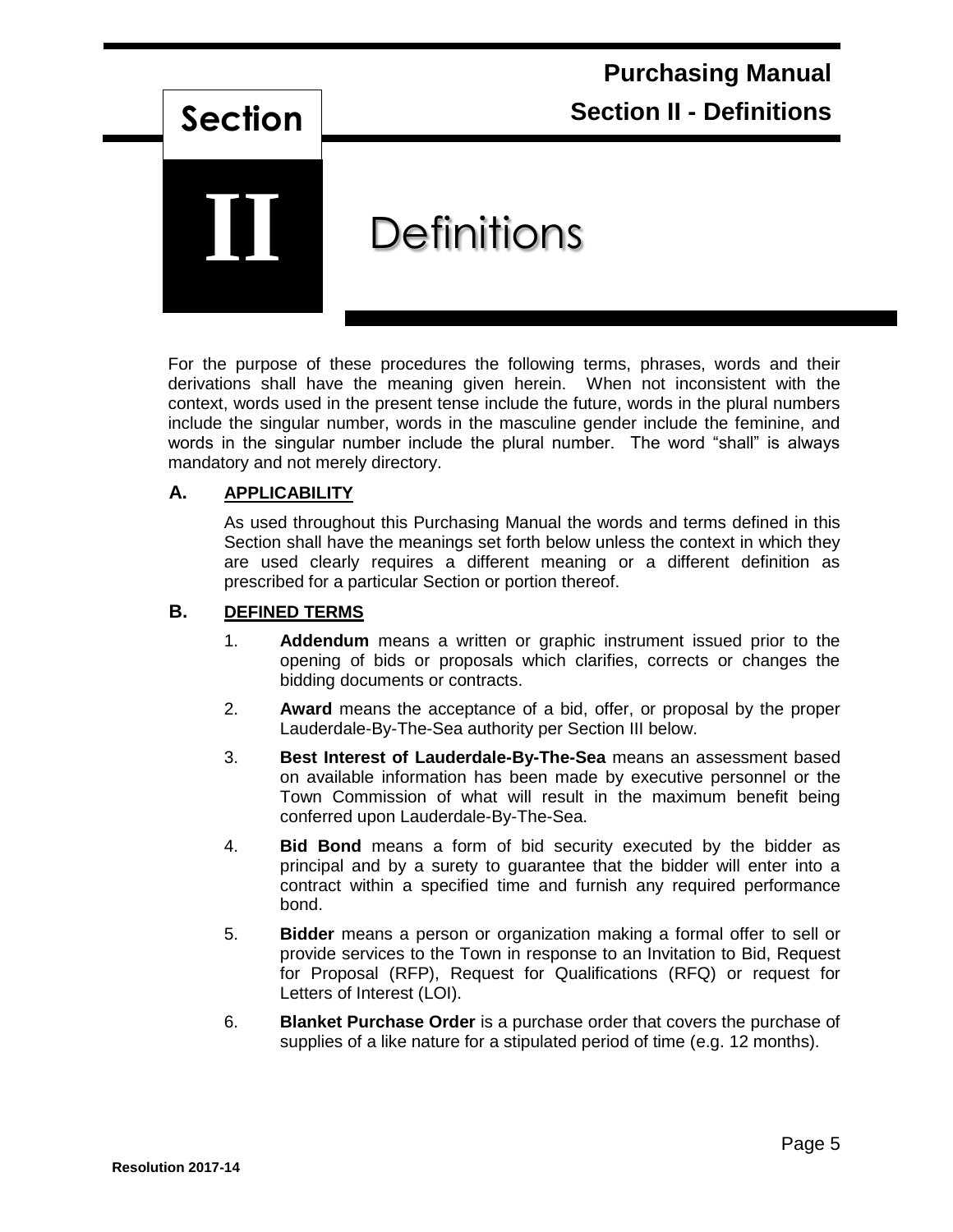# Section II

# Definitions

For the purpose of these procedures the following terms, phrases, words and their derivations shall have the meaning given herein. When not inconsistent with the context, words used in the present tense include the future, words in the plural numbers include the singular number, words in the masculine gender include the feminine, and words in the singular number include the plural number. The word "shall" is always mandatory and not merely directory.

## A. APPLICABILITY

As used throughout this Purchasing Manual the words and terms defined in this Section shall have the meanings set forth below unless the context in which they are used clearly requires a different meaning or a different definition as prescribed for a particular Section or portion thereof.

## B. DEFINED TERMS

1. **Addendum** means a written or graphic instrument issued prior to the opening of bids or proposals which clarifies, corrects or changes the bidding documents or contracts.

2. **Award** means the acceptance of a bid, offer, or proposal by the proper Lauderdale-By-The-Sea authority per Section III below.

3. **Best Interest of Lauderdale-By-The-Sea** means an assessment based on available information has been made by executive personnel or the Town Commission of what will result in the maximum benefit being conferred upon Lauderdale-By-The-Sea.

4. **Bid Bond** means a form of bid security executed by the bidder as principal and by a surety to guarantee that the bidder will enter into a contract within a specified time and furnish any required performance bond.

5. **Bidder** means a person or organization making a formal offer to sell or provide services to the Town in response to an Invitation to Bid, Request for Proposal (RFP), Request for Qualifications (RFQ) or request for Letters of Interest (LOI).

6. **Blanket Purchase Order** is a purchase order that covers the purchase of supplies of a like nature for a stipulated period of time (e.g. 12 months).

Resolution 2017-14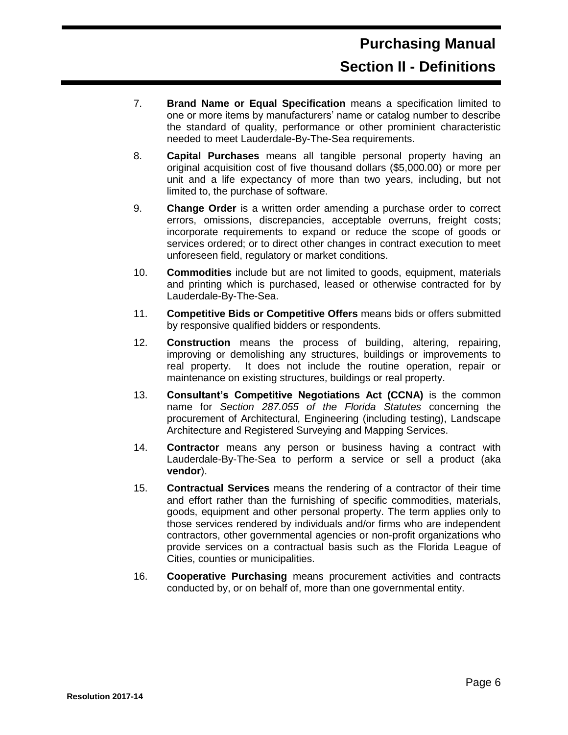7. **Brand Name or Equal Specification** means a specification limited to one or more items by manufacturers' name or catalog number to describe the standard of quality, performance or other prominient characteristic needed to meet Lauderdale-By-The-Sea requirements.

8. **Capital Purchases** means all tangible personal property having an original acquisition cost of five thousand dollars ($5,000.00) or more per unit and a life expectancy of more than two years, including, but not limited to, the purchase of software.

9. **Change Order** is a written order amending a purchase order to correct errors, omissions, discrepancies, acceptable overruns, freight costs; incorporate requirements to expand or reduce the scope of goods or services ordered; or to direct other changes in contract execution to meet unforeseen field, regulatory or market conditions.

10. **Commodities** include but are not limited to goods, equipment, materials and printing which is purchased, leased or otherwise contracted for by Lauderdale-By-The-Sea.

11. **Competitive Bids or Competitive Offers** means bids or offers submitted by responsive qualified bidders or respondents.

12. **Construction** means the process of building, altering, repairing, improving or demolishing any structures, buildings or improvements to real property. It does not include the routine operation, repair or maintenance on existing structures, buildings or real property.

13. **Consultant's Competitive Negotiations Act (CCNA)** is the common name for *Section 287.055 of the Florida Statutes* concerning the procurement of Architectural, Engineering (including testing), Landscape Architecture and Registered Surveying and Mapping Services.

14. **Contractor** means any person or business having a contract with Lauderdale-By-The-Sea to perform a service or sell a product (aka **vendor**).

15. **Contractual Services** means the rendering of a contractor of their time and effort rather than the furnishing of specific commodities, materials, goods, equipment and other personal property. The term applies only to those services rendered by individuals and/or firms who are independent contractors, other governmental agencies or non-profit organizations who provide services on a contractual basis such as the Florida League of Cities, counties or municipalities.

16. **Cooperative Purchasing** means procurement activities and contracts conducted by, or on behalf of, more than one governmental entity.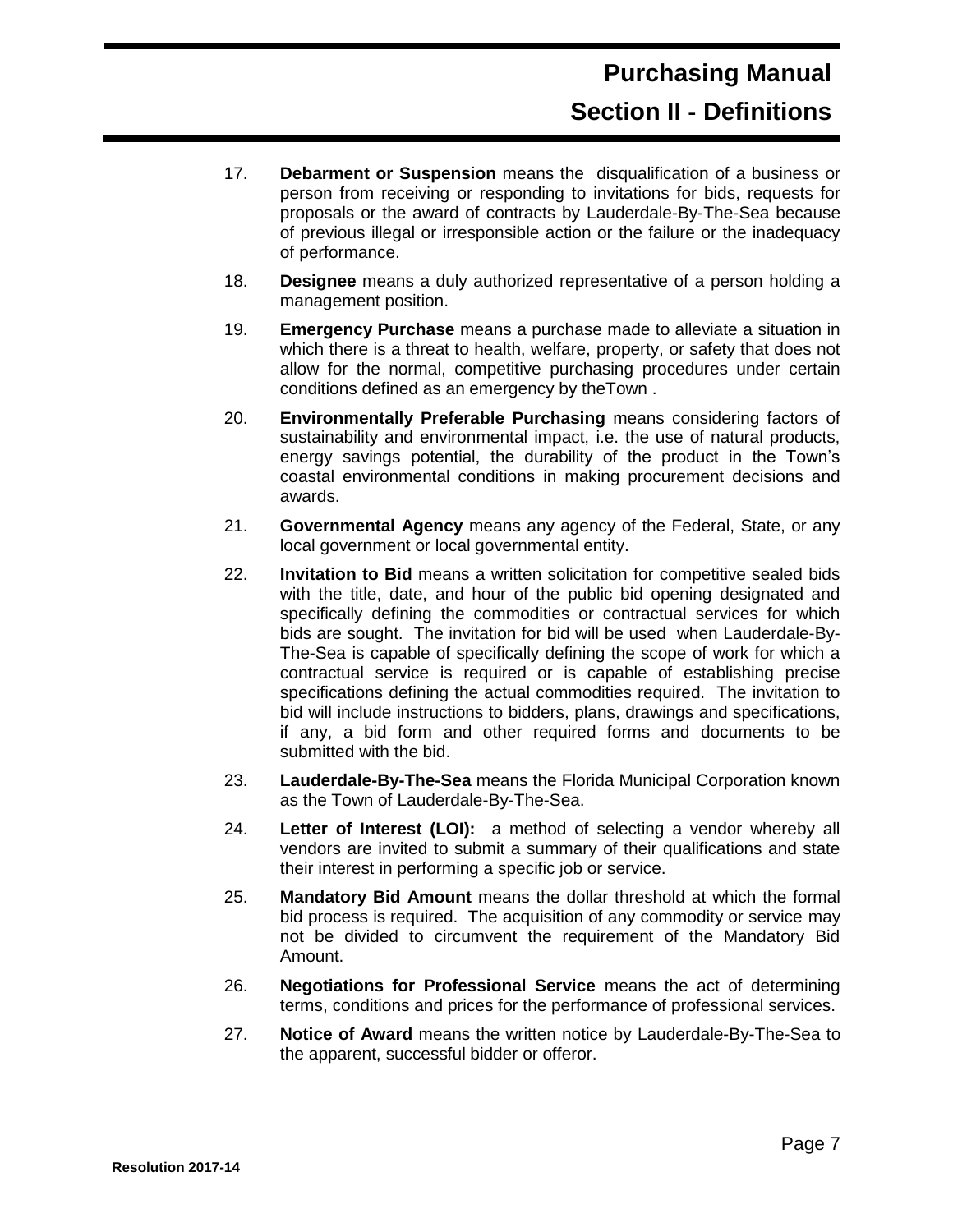17. **Debarment or Suspension** means the disqualification of a business or person from receiving or responding to invitations for bids, requests for proposals or the award of contracts by Lauderdale-By-The-Sea because of previous illegal or irresponsible action or the failure or the inadequacy of performance.

18. **Designee** means a duly authorized representative of a person holding a management position.

19. **Emergency Purchase** means a purchase made to alleviate a situation in which there is a threat to health, welfare, property, or safety that does not allow for the normal, competitive purchasing procedures under certain conditions defined as an emergency by theTown .

20. **Environmentally Preferable Purchasing** means considering factors of sustainability and environmental impact, i.e. the use of natural products, energy savings potential, the durability of the product in the Town's coastal environmental conditions in making procurement decisions and awards.

21. **Governmental Agency** means any agency of the Federal, State, or any local government or local governmental entity.

22. **Invitation to Bid** means a written solicitation for competitive sealed bids with the title, date, and hour of the public bid opening designated and specifically defining the commodities or contractual services for which bids are sought. The invitation for bid will be used when Lauderdale-By-The-Sea is capable of specifically defining the scope of work for which a contractual service is required or is capable of establishing precise specifications defining the actual commodities required. The invitation to bid will include instructions to bidders, plans, drawings and specifications, if any, a bid form and other required forms and documents to be submitted with the bid.

23. **Lauderdale-By-The-Sea** means the Florida Municipal Corporation known as the Town of Lauderdale-By-The-Sea.

24. **Letter of Interest (LOI):** a method of selecting a vendor whereby all vendors are invited to submit a summary of their qualifications and state their interest in performing a specific job or service.

25. **Mandatory Bid Amount** means the dollar threshold at which the formal bid process is required. The acquisition of any commodity or service may not be divided to circumvent the requirement of the Mandatory Bid Amount.

26. **Negotiations for Professional Service** means the act of determining terms, conditions and prices for the performance of professional services.

27. **Notice of Award** means the written notice by Lauderdale-By-The-Sea to the apparent, successful bidder or offeror.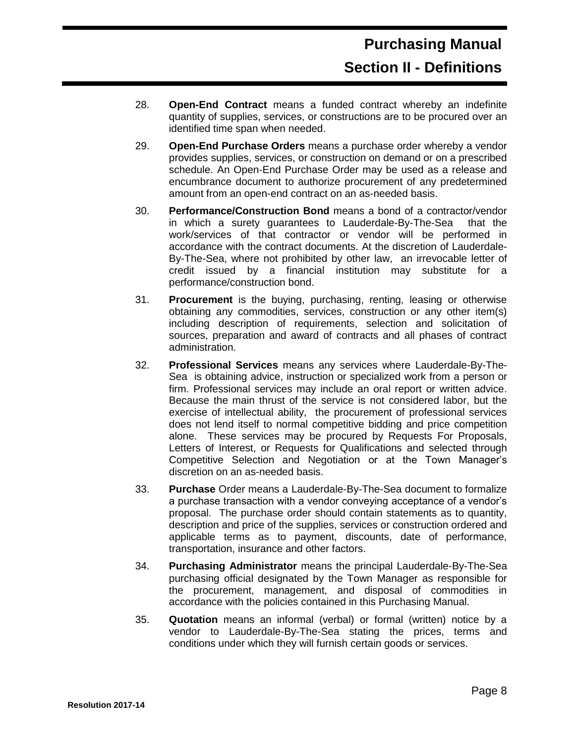28. **Open-End Contract** means a funded contract whereby an indefinite quantity of supplies, services, or constructions are to be procured over an identified time span when needed.

29. **Open-End Purchase Orders** means a purchase order whereby a vendor provides supplies, services, or construction on demand or on a prescribed schedule. An Open-End Purchase Order may be used as a release and encumbrance document to authorize procurement of any predetermined amount from an open-end contract on an as-needed basis.

30. **Performance/Construction Bond** means a bond of a contractor/vendor in which a surety guarantees to Lauderdale-By-The-Sea that the work/services of that contractor or vendor will be performed in accordance with the contract documents. At the discretion of Lauderdale-By-The-Sea, where not prohibited by other law, an irrevocable letter of credit issued by a financial institution may substitute for a performance/construction bond.

31. **Procurement** is the buying, purchasing, renting, leasing or otherwise obtaining any commodities, services, construction or any other item(s) including description of requirements, selection and solicitation of sources, preparation and award of contracts and all phases of contract administration.

32. **Professional Services** means any services where Lauderdale-By-The-Sea is obtaining advice, instruction or specialized work from a person or firm. Professional services may include an oral report or written advice. Because the main thrust of the service is not considered labor, but the exercise of intellectual ability, the procurement of professional services does not lend itself to normal competitive bidding and price competition alone. These services may be procured by Requests For Proposals, Letters of Interest, or Requests for Qualifications and selected through Competitive Selection and Negotiation or at the Town Manager's discretion on an as-needed basis.

33. **Purchase** Order means a Lauderdale-By-The-Sea document to formalize a purchase transaction with a vendor conveying acceptance of a vendor's proposal. The purchase order should contain statements as to quantity, description and price of the supplies, services or construction ordered and applicable terms as to payment, discounts, date of performance, transportation, insurance and other factors.

34. **Purchasing Administrator** means the principal Lauderdale-By-The-Sea purchasing official designated by the Town Manager as responsible for the procurement, management, and disposal of commodities in accordance with the policies contained in this Purchasing Manual.

35. **Quotation** means an informal (verbal) or formal (written) notice by a vendor to Lauderdale-By-The-Sea stating the prices, terms and conditions under which they will furnish certain goods or services.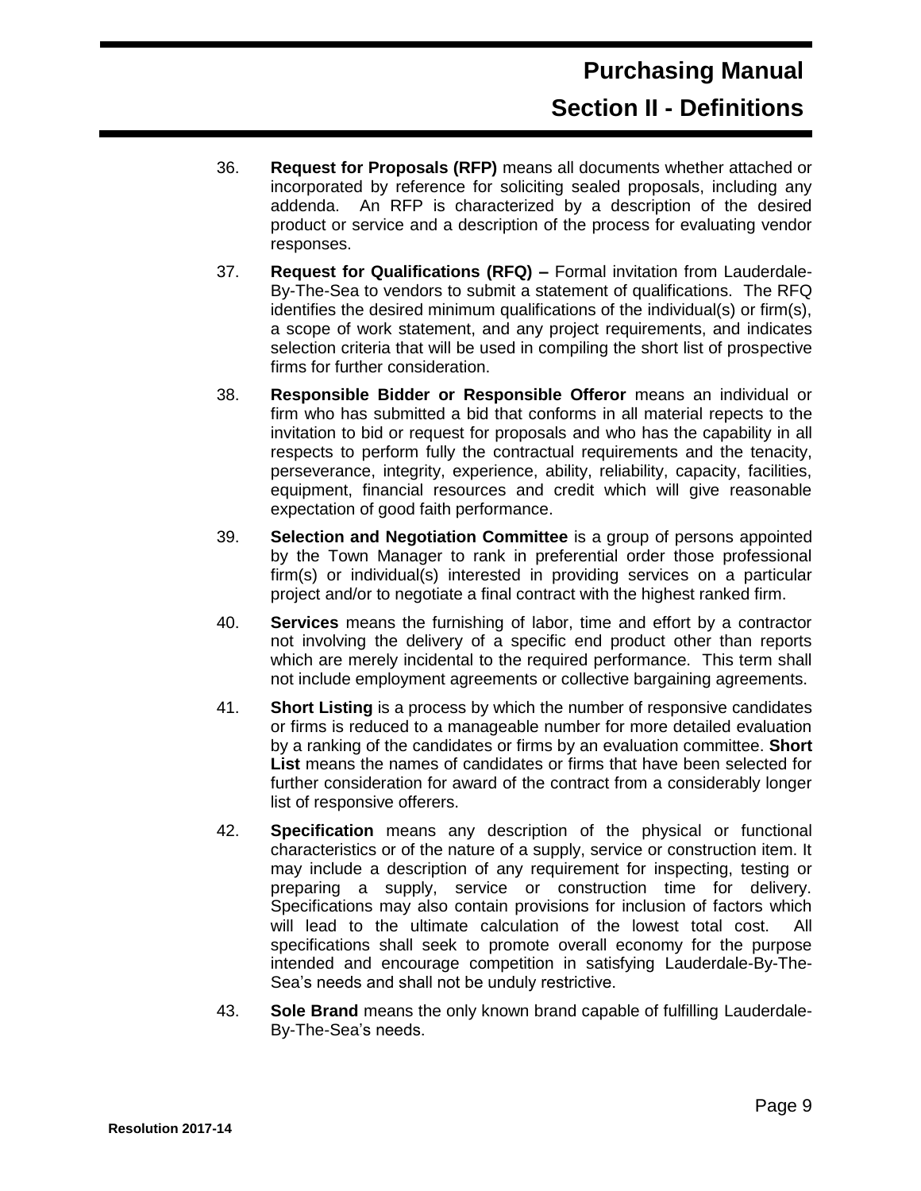36. **Request for Proposals (RFP)** means all documents whether attached or incorporated by reference for soliciting sealed proposals, including any addenda. An RFP is characterized by a description of the desired product or service and a description of the process for evaluating vendor responses.

37. **Request for Qualifications (RFQ) –** Formal invitation from Lauderdale-By-The-Sea to vendors to submit a statement of qualifications. The RFQ identifies the desired minimum qualifications of the individual(s) or firm(s), a scope of work statement, and any project requirements, and indicates selection criteria that will be used in compiling the short list of prospective firms for further consideration.

38. **Responsible Bidder or Responsible Offeror** means an individual or firm who has submitted a bid that conforms in all material repects to the invitation to bid or request for proposals and who has the capability in all respects to perform fully the contractual requirements and the tenacity, perseverance, integrity, experience, ability, reliability, capacity, facilities, equipment, financial resources and credit which will give reasonable expectation of good faith performance.

39. **Selection and Negotiation Committee** is a group of persons appointed by the Town Manager to rank in preferential order those professional firm(s) or individual(s) interested in providing services on a particular project and/or to negotiate a final contract with the highest ranked firm.

40. **Services** means the furnishing of labor, time and effort by a contractor not involving the delivery of a specific end product other than reports which are merely incidental to the required performance. This term shall not include employment agreements or collective bargaining agreements.

41. **Short Listing** is a process by which the number of responsive candidates or firms is reduced to a manageable number for more detailed evaluation by a ranking of the candidates or firms by an evaluation committee. **Short List** means the names of candidates or firms that have been selected for further consideration for award of the contract from a considerably longer list of responsive offerers.

42. **Specification** means any description of the physical or functional characteristics or of the nature of a supply, service or construction item. It may include a description of any requirement for inspecting, testing or preparing a supply, service or construction time for delivery. Specifications may also contain provisions for inclusion of factors which will lead to the ultimate calculation of the lowest total cost. All specifications shall seek to promote overall economy for the purpose intended and encourage competition in satisfying Lauderdale-By-The-Sea's needs and shall not be unduly restrictive.

43. **Sole Brand** means the only known brand capable of fulfilling Lauderdale-By-The-Sea's needs.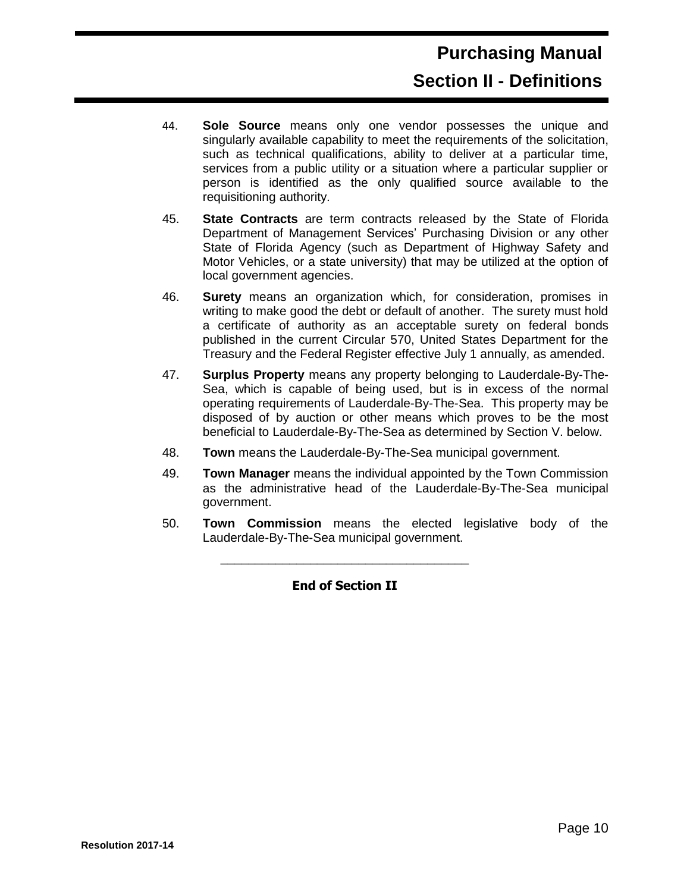44. **Sole Source** means only one vendor possesses the unique and singularly available capability to meet the requirements of the solicitation, such as technical qualifications, ability to deliver at a particular time, services from a public utility or a situation where a particular supplier or person is identified as the only qualified source available to the requisitioning authority.

45. **State Contracts** are term contracts released by the State of Florida Department of Management Services' Purchasing Division or any other State of Florida Agency (such as Department of Highway Safety and Motor Vehicles, or a state university) that may be utilized at the option of local government agencies.

46. **Surety** means an organization which, for consideration, promises in writing to make good the debt or default of another. The surety must hold a certificate of authority as an acceptable surety on federal bonds published in the current Circular 570, United States Department for the Treasury and the Federal Register effective July 1 annually, as amended.

47. **Surplus Property** means any property belonging to Lauderdale-By-The-Sea, which is capable of being used, but is in excess of the normal operating requirements of Lauderdale-By-The-Sea. This property may be disposed of by auction or other means which proves to be the most beneficial to Lauderdale-By-The-Sea as determined by Section V. below.

48. **Town** means the Lauderdale-By-The-Sea municipal government.

49. **Town Manager** means the individual appointed by the Town Commission as the administrative head of the Lauderdale-By-The-Sea municipal government.

50. **Town Commission** means the elected legislative body of the Lauderdale-By-The-Sea municipal government.

---

**End of Section II**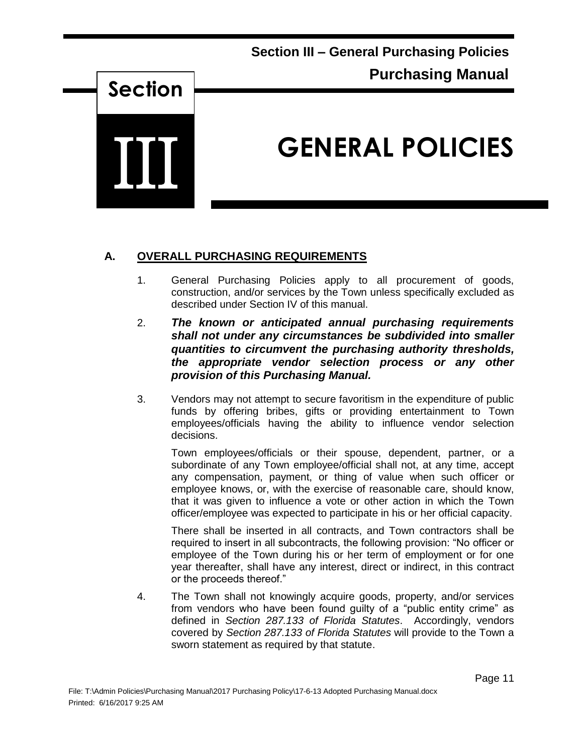# Section III – General Policies

## A. OVERALL PURCHASING REQUIREMENTS

1. General Purchasing Policies apply to all procurement of goods, construction, and/or services by the Town unless specifically excluded as described under Section IV of this manual.

2. ***The known or anticipated annual purchasing requirements shall not under any circumstances be subdivided into smaller quantities to circumvent the purchasing authority thresholds, the appropriate vendor selection process or any other provision of this Purchasing Manual.***

3. Vendors may not attempt to secure favoritism in the expenditure of public funds by offering bribes, gifts or providing entertainment to Town employees/officials having the ability to influence vendor selection decisions.

   Town employees/officials or their spouse, dependent, partner, or a subordinate of any Town employee/official shall not, at any time, accept any compensation, payment, or thing of value when such officer or employee knows, or, with the exercise of reasonable care, should know, that it was given to influence a vote or other action in which the Town officer/employee was expected to participate in his or her official capacity.

   There shall be inserted in all contracts, and Town contractors shall be required to insert in all subcontracts, the following provision: "No officer or employee of the Town during his or her term of employment or for one year thereafter, shall have any interest, direct or indirect, in this contract or the proceeds thereof."

4. The Town shall not knowingly acquire goods, property, and/or services from vendors who have been found guilty of a "public entity crime" as defined in *Section 287.133 of Florida Statutes*. Accordingly, vendors covered by *Section 287.133 of Florida Statutes* will provide to the Town a sworn statement as required by that statute.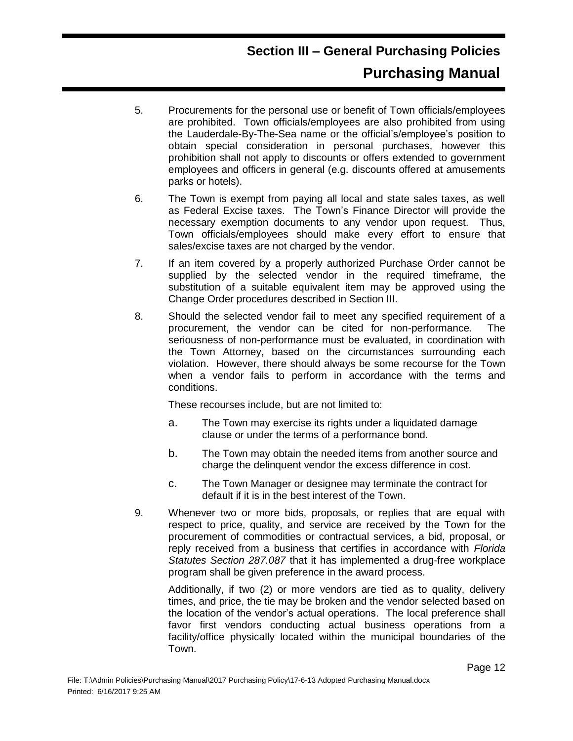5. Procurements for the personal use or benefit of Town officials/employees are prohibited. Town officials/employees are also prohibited from using the Lauderdale-By-The-Sea name or the official's/employee's position to obtain special consideration in personal purchases, however this prohibition shall not apply to discounts or offers extended to government employees and officers in general (e.g. discounts offered at amusements parks or hotels).

6. The Town is exempt from paying all local and state sales taxes, as well as Federal Excise taxes. The Town's Finance Director will provide the necessary exemption documents to any vendor upon request. Thus, Town officials/employees should make every effort to ensure that sales/excise taxes are not charged by the vendor.

7. If an item covered by a properly authorized Purchase Order cannot be supplied by the selected vendor in the required timeframe, the substitution of a suitable equivalent item may be approved using the Change Order procedures described in Section III.

8. Should the selected vendor fail to meet any specified requirement of a procurement, the vendor can be cited for non-performance. The seriousness of non-performance must be evaluated, in coordination with the Town Attorney, based on the circumstances surrounding each violation. However, there should always be some recourse for the Town when a vendor fails to perform in accordance with the terms and conditions.

   These recourses include, but are not limited to:

   a. The Town may exercise its rights under a liquidated damage clause or under the terms of a performance bond.

   b. The Town may obtain the needed items from another source and charge the delinquent vendor the excess difference in cost.

   c. The Town Manager or designee may terminate the contract for default if it is in the best interest of the Town.

9. Whenever two or more bids, proposals, or replies that are equal with respect to price, quality, and service are received by the Town for the procurement of commodities or contractual services, a bid, proposal, or reply received from a business that certifies in accordance with *Florida Statutes Section 287.087* that it has implemented a drug-free workplace program shall be given preference in the award process.

   Additionally, if two (2) or more vendors are tied as to quality, delivery times, and price, the tie may be broken and the vendor selected based on the location of the vendor's actual operations. The local preference shall favor first vendors conducting actual business operations from a facility/office physically located within the municipal boundaries of the Town.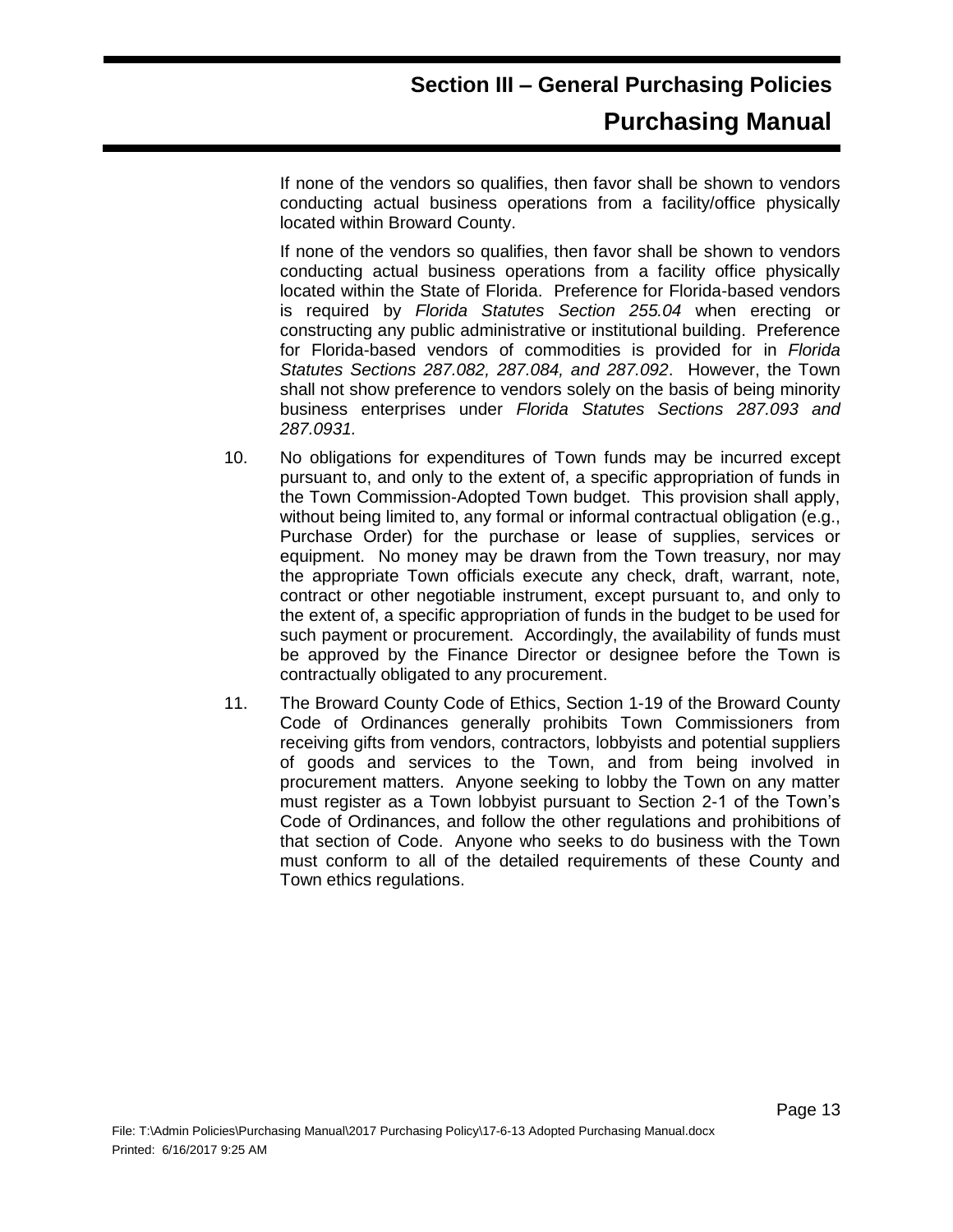If none of the vendors so qualifies, then favor shall be shown to vendors conducting actual business operations from a facility/office physically located within Broward County.

If none of the vendors so qualifies, then favor shall be shown to vendors conducting actual business operations from a facility office physically located within the State of Florida. Preference for Florida-based vendors is required by *Florida Statutes Section 255.04* when erecting or constructing any public administrative or institutional building. Preference for Florida-based vendors of commodities is provided for in *Florida Statutes Sections 287.082, 287.084, and 287.092*. However, the Town shall not show preference to vendors solely on the basis of being minority business enterprises under *Florida Statutes Sections 287.093 and 287.0931.*

10. No obligations for expenditures of Town funds may be incurred except pursuant to, and only to the extent of, a specific appropriation of funds in the Town Commission-Adopted Town budget. This provision shall apply, without being limited to, any formal or informal contractual obligation (e.g., Purchase Order) for the purchase or lease of supplies, services or equipment. No money may be drawn from the Town treasury, nor may the appropriate Town officials execute any check, draft, warrant, note, contract or other negotiable instrument, except pursuant to, and only to the extent of, a specific appropriation of funds in the budget to be used for such payment or procurement. Accordingly, the availability of funds must be approved by the Finance Director or designee before the Town is contractually obligated to any procurement.

11. The Broward County Code of Ethics, Section 1-19 of the Broward County Code of Ordinances generally prohibits Town Commissioners from receiving gifts from vendors, contractors, lobbyists and potential suppliers of goods and services to the Town, and from being involved in procurement matters. Anyone seeking to lobby the Town on any matter must register as a Town lobbyist pursuant to Section 2-1 of the Town's Code of Ordinances, and follow the other regulations and prohibitions of that section of Code. Anyone who seeks to do business with the Town must conform to all of the detailed requirements of these County and Town ethics regulations.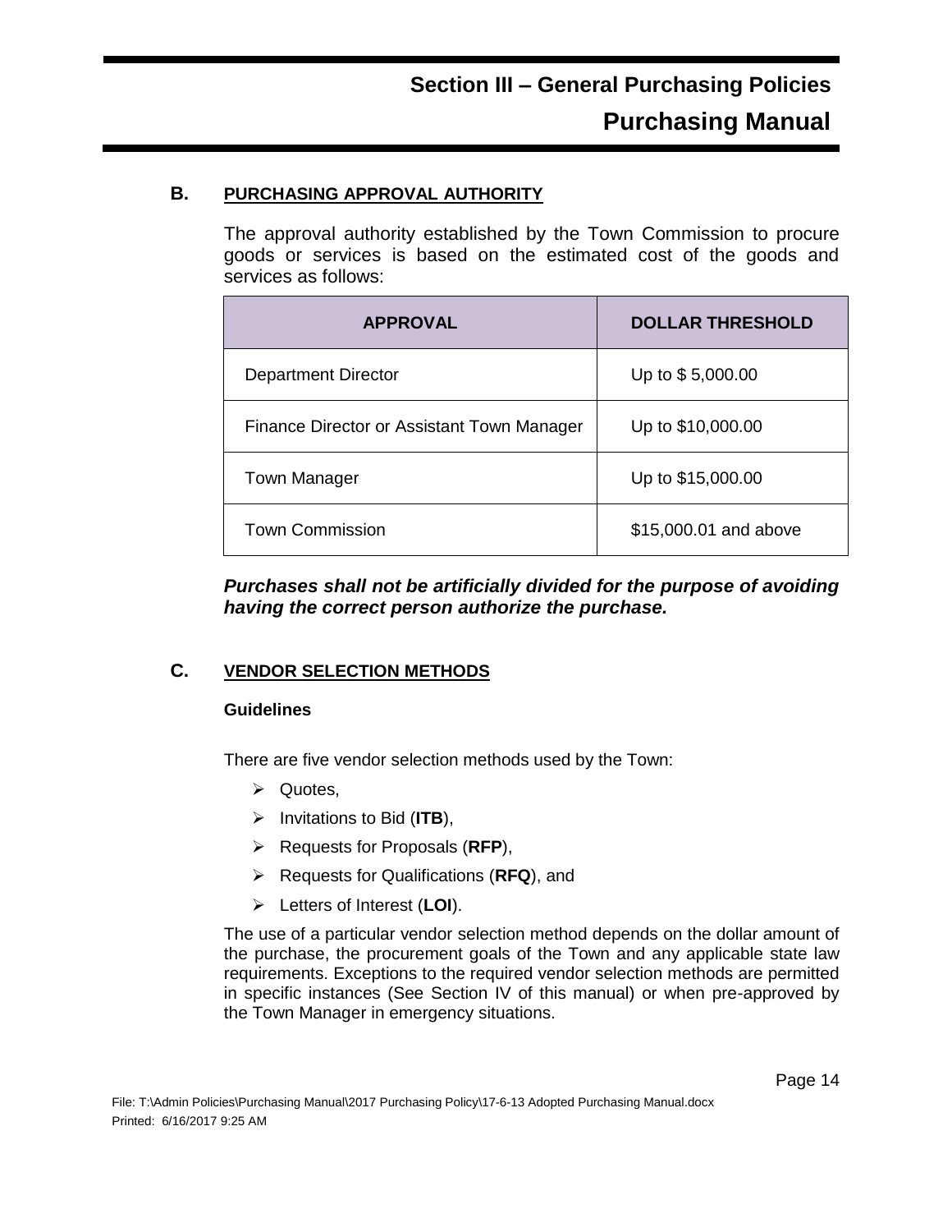## B. PURCHASING APPROVAL AUTHORITY

The approval authority established by the Town Commission to procure goods or services is based on the estimated cost of the goods and services as follows:

| APPROVAL | DOLLAR THRESHOLD |
|---|---|
| Department Director | Up to $ 5,000.00 |
| Finance Director or Assistant Town Manager | Up to $10,000.00 |
| Town Manager | Up to $15,000.00 |
| Town Commission | $15,000.01 and above |

***Purchases shall not be artificially divided for the purpose of avoiding having the correct person authorize the purchase.***

## C. VENDOR SELECTION METHODS

**Guidelines**

There are five vendor selection methods used by the Town:

- Quotes,
- Invitations to Bid (**ITB**),
- Requests for Proposals (**RFP**),
- Requests for Qualifications (**RFQ**), and
- Letters of Interest (**LOI**).

The use of a particular vendor selection method depends on the dollar amount of the purchase, the procurement goals of the Town and any applicable state law requirements. Exceptions to the required vendor selection methods are permitted in specific instances (See Section IV of this manual) or when pre-approved by the Town Manager in emergency situations.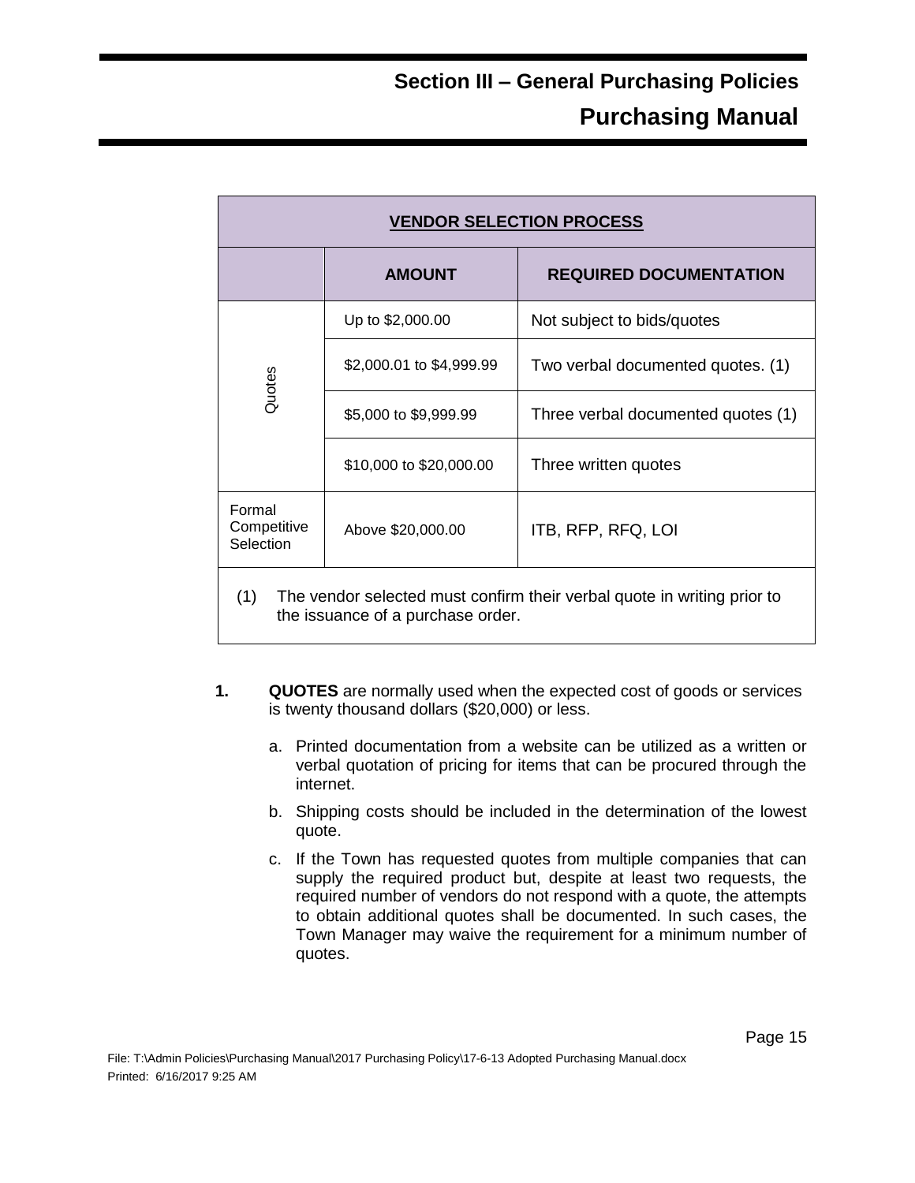| VENDOR SELECTION PROCESS | | |
|---|---|---|
| | **AMOUNT** | **REQUIRED DOCUMENTATION** |
| Quotes | Up to $2,000.00 | Not subject to bids/quotes |
| | $2,000.01 to $4,999.99 | Two verbal documented quotes. (1) |
| | $5,000 to $9,999.99 | Three verbal documented quotes (1) |
| | $10,000 to $20,000.00 | Three written quotes |
| Formal Competitive Selection | Above $20,000.00 | ITB, RFP, RFQ, LOI |

(1) The vendor selected must confirm their verbal quote in writing prior to the issuance of a purchase order.

**1.** **QUOTES** are normally used when the expected cost of goods or services is twenty thousand dollars ($20,000) or less.

a. Printed documentation from a website can be utilized as a written or verbal quotation of pricing for items that can be procured through the internet.

b. Shipping costs should be included in the determination of the lowest quote.

c. If the Town has requested quotes from multiple companies that can supply the required product but, despite at least two requests, the required number of vendors do not respond with a quote, the attempts to obtain additional quotes shall be documented. In such cases, the Town Manager may waive the requirement for a minimum number of quotes.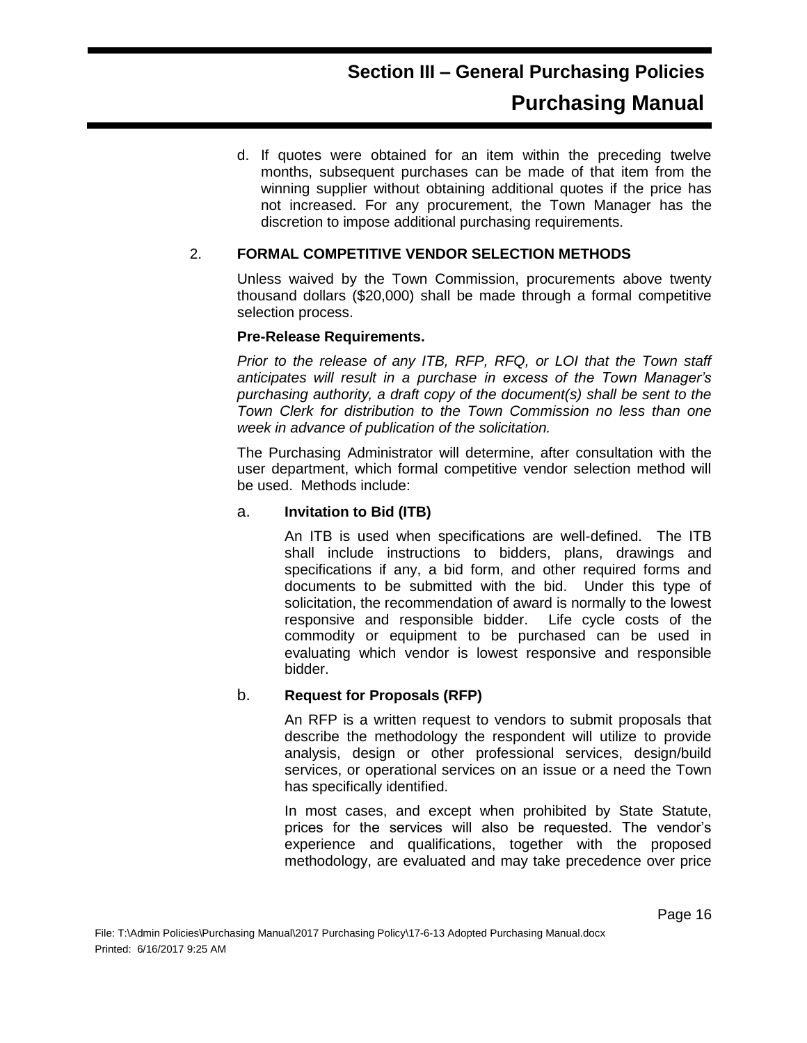d. If quotes were obtained for an item within the preceding twelve months, subsequent purchases can be made of that item from the winning supplier without obtaining additional quotes if the price has not increased. For any procurement, the Town Manager has the discretion to impose additional purchasing requirements.

## 2. FORMAL COMPETITIVE VENDOR SELECTION METHODS

Unless waived by the Town Commission, procurements above twenty thousand dollars ($20,000) shall be made through a formal competitive selection process.

**Pre-Release Requirements.**

*Prior to the release of any ITB, RFP, RFQ, or LOI that the Town staff anticipates will result in a purchase in excess of the Town Manager's purchasing authority, a draft copy of the document(s) shall be sent to the Town Clerk for distribution to the Town Commission no less than one week in advance of publication of the solicitation.*

The Purchasing Administrator will determine, after consultation with the user department, which formal competitive vendor selection method will be used. Methods include:

### a. Invitation to Bid (ITB)

An ITB is used when specifications are well-defined. The ITB shall include instructions to bidders, plans, drawings and specifications if any, a bid form, and other required forms and documents to be submitted with the bid. Under this type of solicitation, the recommendation of award is normally to the lowest responsive and responsible bidder. Life cycle costs of the commodity or equipment to be purchased can be used in evaluating which vendor is lowest responsive and responsible bidder.

### b. Request for Proposals (RFP)

An RFP is a written request to vendors to submit proposals that describe the methodology the respondent will utilize to provide analysis, design or other professional services, design/build services, or operational services on an issue or a need the Town has specifically identified.

In most cases, and except when prohibited by State Statute, prices for the services will also be requested. The vendor's experience and qualifications, together with the proposed methodology, are evaluated and may take precedence over price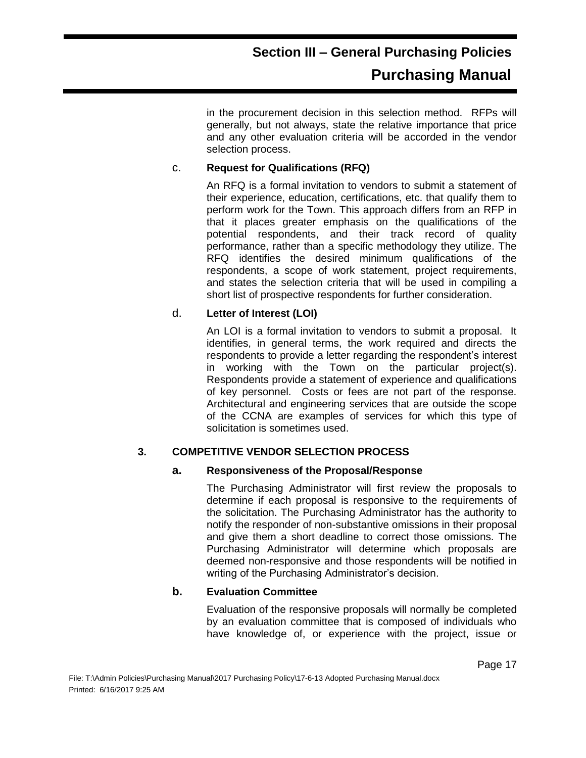in the procurement decision in this selection method. RFPs will generally, but not always, state the relative importance that price and any other evaluation criteria will be accorded in the vendor selection process.

c. **Request for Qualifications (RFQ)**

An RFQ is a formal invitation to vendors to submit a statement of their experience, education, certifications, etc. that qualify them to perform work for the Town. This approach differs from an RFP in that it places greater emphasis on the qualifications of the potential respondents, and their track record of quality performance, rather than a specific methodology they utilize. The RFQ identifies the desired minimum qualifications of the respondents, a scope of work statement, project requirements, and states the selection criteria that will be used in compiling a short list of prospective respondents for further consideration.

d. **Letter of Interest (LOI)**

An LOI is a formal invitation to vendors to submit a proposal. It identifies, in general terms, the work required and directs the respondents to provide a letter regarding the respondent's interest in working with the Town on the particular project(s). Respondents provide a statement of experience and qualifications of key personnel. Costs or fees are not part of the response. Architectural and engineering services that are outside the scope of the CCNA are examples of services for which this type of solicitation is sometimes used.

### 3. COMPETITIVE VENDOR SELECTION PROCESS

**a. Responsiveness of the Proposal/Response**

The Purchasing Administrator will first review the proposals to determine if each proposal is responsive to the requirements of the solicitation. The Purchasing Administrator has the authority to notify the responder of non-substantive omissions in their proposal and give them a short deadline to correct those omissions. The Purchasing Administrator will determine which proposals are deemed non-responsive and those respondents will be notified in writing of the Purchasing Administrator's decision.

**b. Evaluation Committee**

Evaluation of the responsive proposals will normally be completed by an evaluation committee that is composed of individuals who have knowledge of, or experience with the project, issue or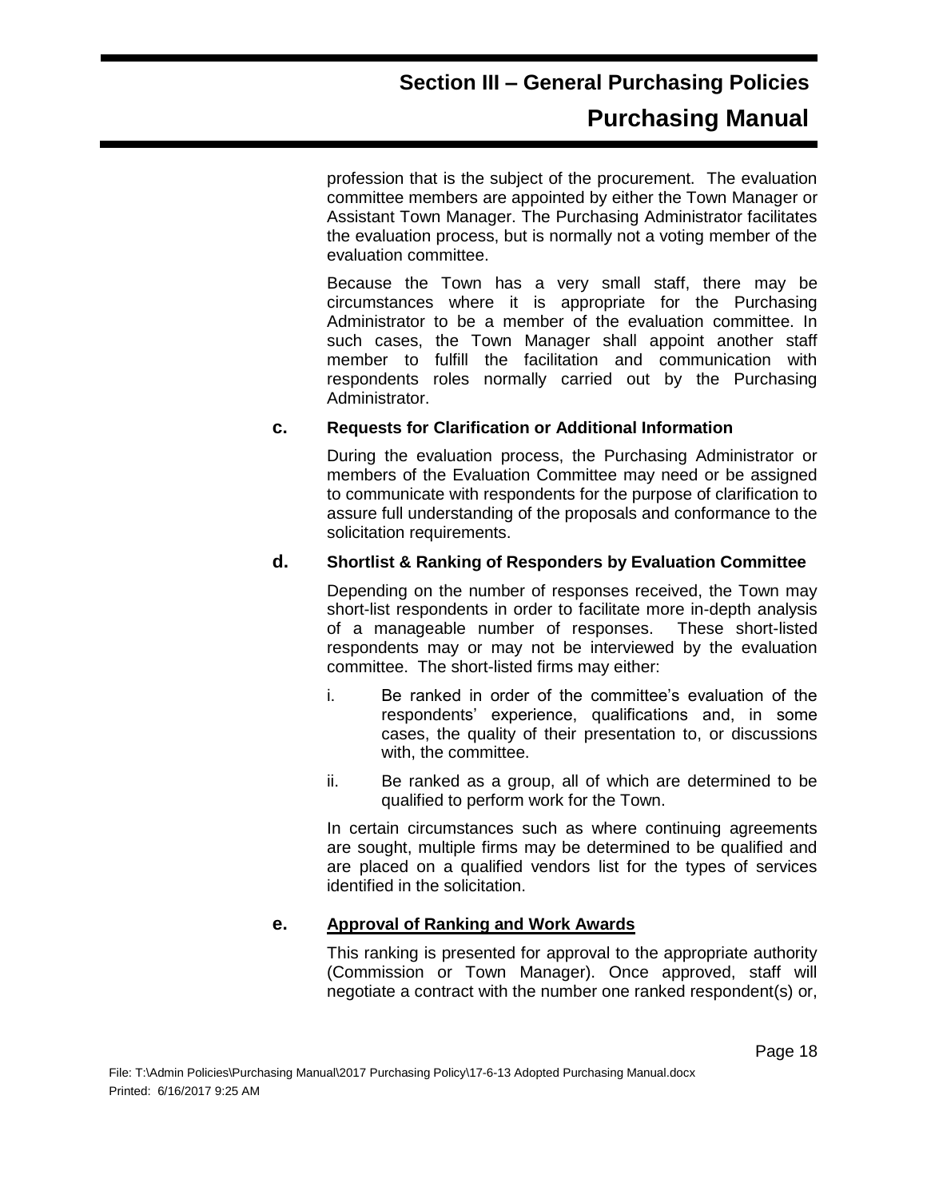profession that is the subject of the procurement. The evaluation committee members are appointed by either the Town Manager or Assistant Town Manager. The Purchasing Administrator facilitates the evaluation process, but is normally not a voting member of the evaluation committee.

Because the Town has a very small staff, there may be circumstances where it is appropriate for the Purchasing Administrator to be a member of the evaluation committee. In such cases, the Town Manager shall appoint another staff member to fulfill the facilitation and communication with respondents roles normally carried out by the Purchasing Administrator.

### c. Requests for Clarification or Additional Information

During the evaluation process, the Purchasing Administrator or members of the Evaluation Committee may need or be assigned to communicate with respondents for the purpose of clarification to assure full understanding of the proposals and conformance to the solicitation requirements.

### d. Shortlist & Ranking of Responders by Evaluation Committee

Depending on the number of responses received, the Town may short-list respondents in order to facilitate more in-depth analysis of a manageable number of responses. These short-listed respondents may or may not be interviewed by the evaluation committee. The short-listed firms may either:

i. Be ranked in order of the committee's evaluation of the respondents' experience, qualifications and, in some cases, the quality of their presentation to, or discussions with, the committee.

ii. Be ranked as a group, all of which are determined to be qualified to perform work for the Town.

In certain circumstances such as where continuing agreements are sought, multiple firms may be determined to be qualified and are placed on a qualified vendors list for the types of services identified in the solicitation.

### e. Approval of Ranking and Work Awards

This ranking is presented for approval to the appropriate authority (Commission or Town Manager). Once approved, staff will negotiate a contract with the number one ranked respondent(s) or,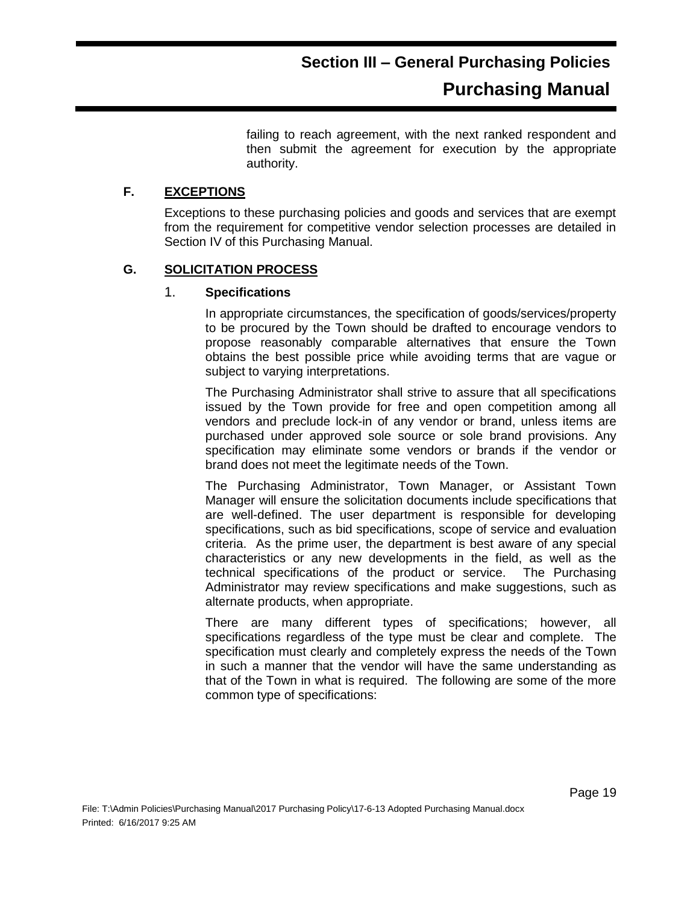failing to reach agreement, with the next ranked respondent and then submit the agreement for execution by the appropriate authority.

### F. EXCEPTIONS

Exceptions to these purchasing policies and goods and services that are exempt from the requirement for competitive vendor selection processes are detailed in Section IV of this Purchasing Manual.

### G. SOLICITATION PROCESS

#### 1. Specifications

In appropriate circumstances, the specification of goods/services/property to be procured by the Town should be drafted to encourage vendors to propose reasonably comparable alternatives that ensure the Town obtains the best possible price while avoiding terms that are vague or subject to varying interpretations.

The Purchasing Administrator shall strive to assure that all specifications issued by the Town provide for free and open competition among all vendors and preclude lock-in of any vendor or brand, unless items are purchased under approved sole source or sole brand provisions. Any specification may eliminate some vendors or brands if the vendor or brand does not meet the legitimate needs of the Town.

The Purchasing Administrator, Town Manager, or Assistant Town Manager will ensure the solicitation documents include specifications that are well-defined. The user department is responsible for developing specifications, such as bid specifications, scope of service and evaluation criteria. As the prime user, the department is best aware of any special characteristics or any new developments in the field, as well as the technical specifications of the product or service. The Purchasing Administrator may review specifications and make suggestions, such as alternate products, when appropriate.

There are many different types of specifications; however, all specifications regardless of the type must be clear and complete. The specification must clearly and completely express the needs of the Town in such a manner that the vendor will have the same understanding as that of the Town in what is required. The following are some of the more common type of specifications: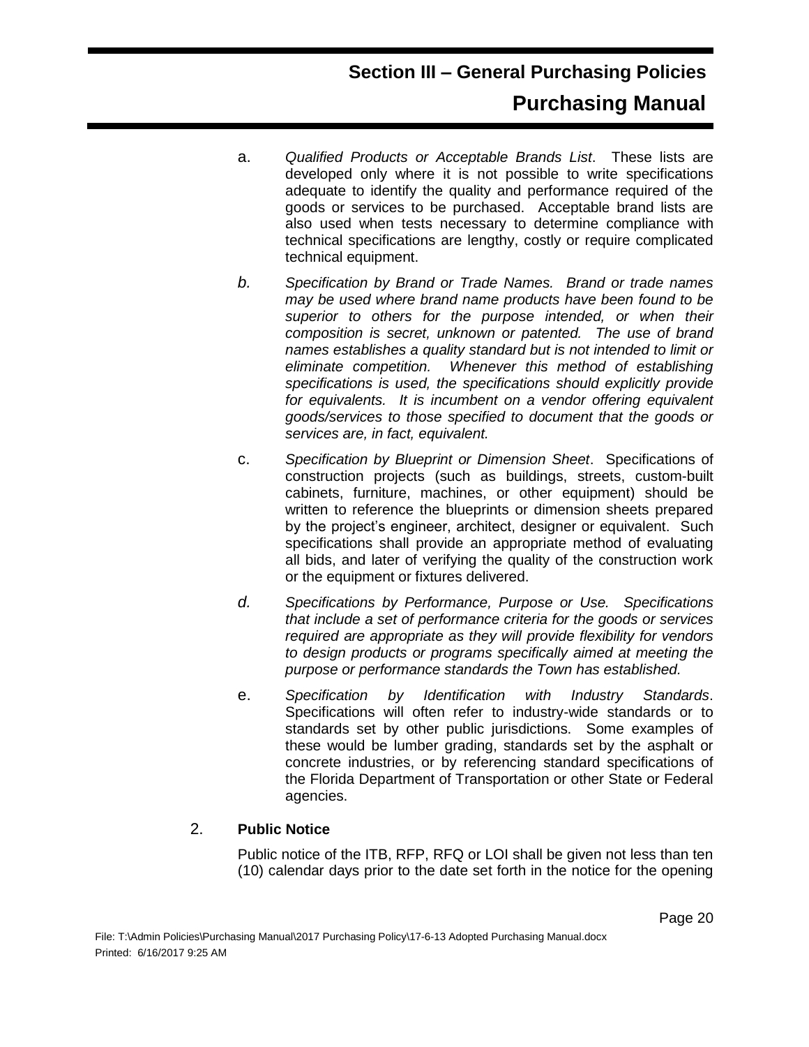a. *Qualified Products or Acceptable Brands List*. These lists are developed only where it is not possible to write specifications adequate to identify the quality and performance required of the goods or services to be purchased. Acceptable brand lists are also used when tests necessary to determine compliance with technical specifications are lengthy, costly or require complicated technical equipment.

b. *Specification by Brand or Trade Names. Brand or trade names may be used where brand name products have been found to be superior to others for the purpose intended, or when their composition is secret, unknown or patented. The use of brand names establishes a quality standard but is not intended to limit or eliminate competition. Whenever this method of establishing specifications is used, the specifications should explicitly provide for equivalents. It is incumbent on a vendor offering equivalent goods/services to those specified to document that the goods or services are, in fact, equivalent.*

c. *Specification by Blueprint or Dimension Sheet*. Specifications of construction projects (such as buildings, streets, custom-built cabinets, furniture, machines, or other equipment) should be written to reference the blueprints or dimension sheets prepared by the project's engineer, architect, designer or equivalent. Such specifications shall provide an appropriate method of evaluating all bids, and later of verifying the quality of the construction work or the equipment or fixtures delivered.

d. *Specifications by Performance, Purpose or Use. Specifications that include a set of performance criteria for the goods or services required are appropriate as they will provide flexibility for vendors to design products or programs specifically aimed at meeting the purpose or performance standards the Town has established.*

e. *Specification by Identification with Industry Standards*. Specifications will often refer to industry-wide standards or to standards set by other public jurisdictions. Some examples of these would be lumber grading, standards set by the asphalt or concrete industries, or by referencing standard specifications of the Florida Department of Transportation or other State or Federal agencies.

2. **Public Notice**

Public notice of the ITB, RFP, RFQ or LOI shall be given not less than ten (10) calendar days prior to the date set forth in the notice for the opening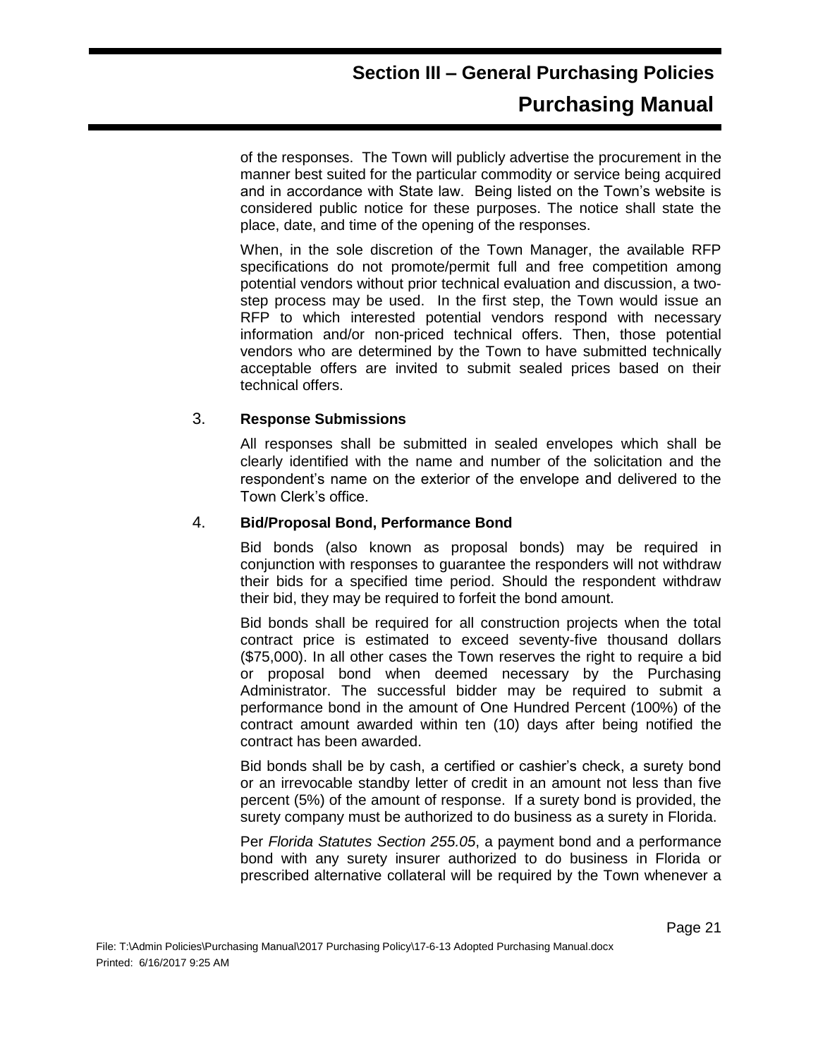of the responses. The Town will publicly advertise the procurement in the manner best suited for the particular commodity or service being acquired and in accordance with State law. Being listed on the Town's website is considered public notice for these purposes. The notice shall state the place, date, and time of the opening of the responses.

When, in the sole discretion of the Town Manager, the available RFP specifications do not promote/permit full and free competition among potential vendors without prior technical evaluation and discussion, a two-step process may be used. In the first step, the Town would issue an RFP to which interested potential vendors respond with necessary information and/or non-priced technical offers. Then, those potential vendors who are determined by the Town to have submitted technically acceptable offers are invited to submit sealed prices based on their technical offers.

3. **Response Submissions**

All responses shall be submitted in sealed envelopes which shall be clearly identified with the name and number of the solicitation and the respondent's name on the exterior of the envelope and delivered to the Town Clerk's office.

4. **Bid/Proposal Bond, Performance Bond**

Bid bonds (also known as proposal bonds) may be required in conjunction with responses to guarantee the responders will not withdraw their bids for a specified time period. Should the respondent withdraw their bid, they may be required to forfeit the bond amount.

Bid bonds shall be required for all construction projects when the total contract price is estimated to exceed seventy-five thousand dollars ($75,000). In all other cases the Town reserves the right to require a bid or proposal bond when deemed necessary by the Purchasing Administrator. The successful bidder may be required to submit a performance bond in the amount of One Hundred Percent (100%) of the contract amount awarded within ten (10) days after being notified the contract has been awarded.

Bid bonds shall be by cash, a certified or cashier's check, a surety bond or an irrevocable standby letter of credit in an amount not less than five percent (5%) of the amount of response. If a surety bond is provided, the surety company must be authorized to do business as a surety in Florida.

Per *Florida Statutes Section 255.05*, a payment bond and a performance bond with any surety insurer authorized to do business in Florida or prescribed alternative collateral will be required by the Town whenever a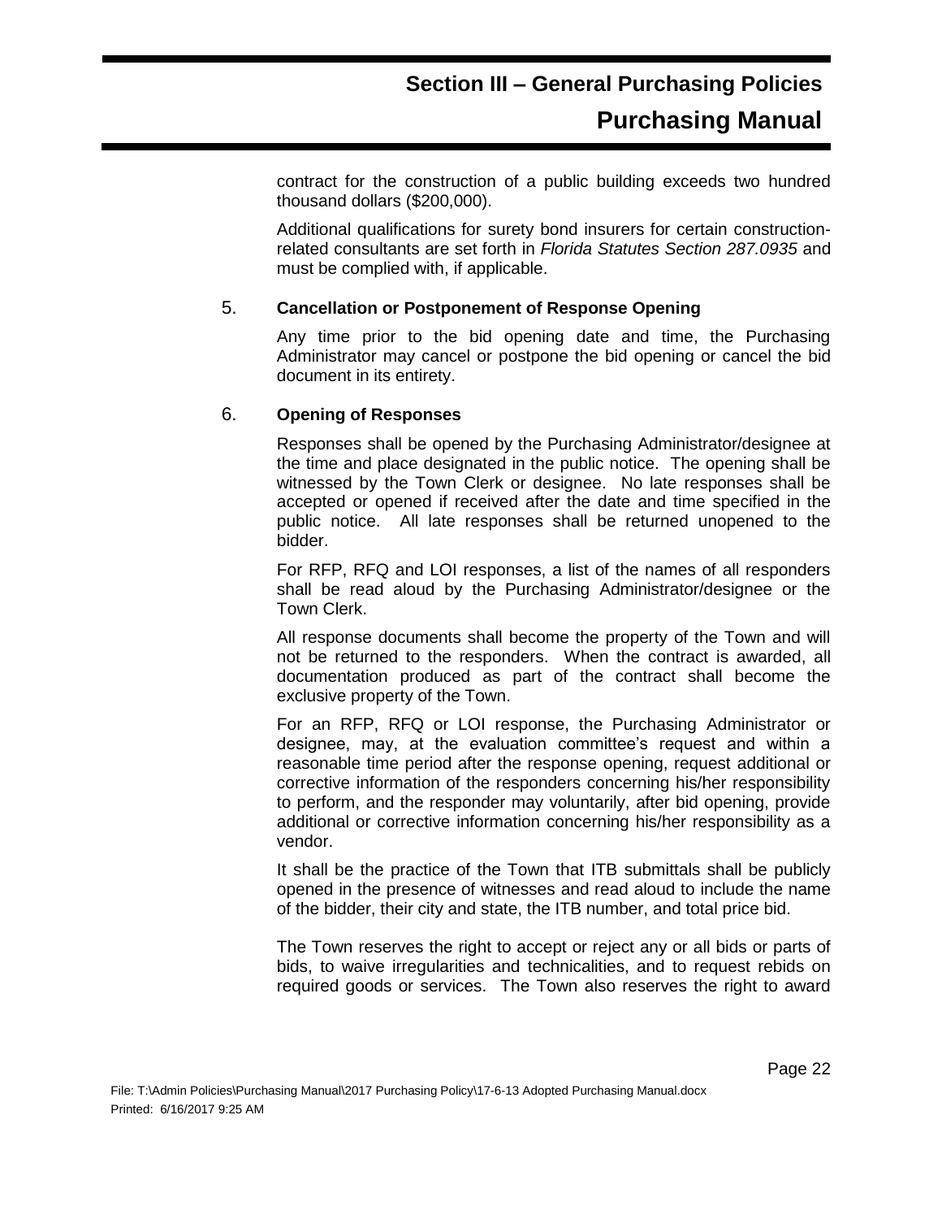contract for the construction of a public building exceeds two hundred thousand dollars ($200,000).

Additional qualifications for surety bond insurers for certain construction-related consultants are set forth in *Florida Statutes Section 287.0935* and must be complied with, if applicable.

5. **Cancellation or Postponement of Response Opening**

   Any time prior to the bid opening date and time, the Purchasing Administrator may cancel or postpone the bid opening or cancel the bid document in its entirety.

6. **Opening of Responses**

   Responses shall be opened by the Purchasing Administrator/designee at the time and place designated in the public notice. The opening shall be witnessed by the Town Clerk or designee. No late responses shall be accepted or opened if received after the date and time specified in the public notice. All late responses shall be returned unopened to the bidder.

   For RFP, RFQ and LOI responses, a list of the names of all responders shall be read aloud by the Purchasing Administrator/designee or the Town Clerk.

   All response documents shall become the property of the Town and will not be returned to the responders. When the contract is awarded, all documentation produced as part of the contract shall become the exclusive property of the Town.

   For an RFP, RFQ or LOI response, the Purchasing Administrator or designee, may, at the evaluation committee's request and within a reasonable time period after the response opening, request additional or corrective information of the responders concerning his/her responsibility to perform, and the responder may voluntarily, after bid opening, provide additional or corrective information concerning his/her responsibility as a vendor.

   It shall be the practice of the Town that ITB submittals shall be publicly opened in the presence of witnesses and read aloud to include the name of the bidder, their city and state, the ITB number, and total price bid.

   The Town reserves the right to accept or reject any or all bids or parts of bids, to waive irregularities and technicalities, and to request rebids on required goods or services. The Town also reserves the right to award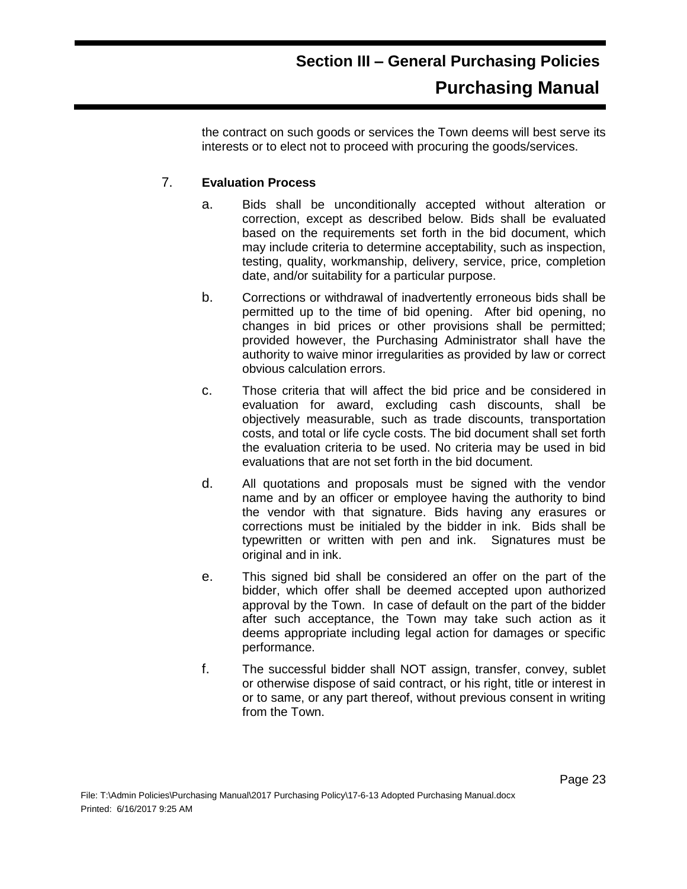the contract on such goods or services the Town deems will best serve its interests or to elect not to proceed with procuring the goods/services.

7. **Evaluation Process**

   a. Bids shall be unconditionally accepted without alteration or correction, except as described below. Bids shall be evaluated based on the requirements set forth in the bid document, which may include criteria to determine acceptability, such as inspection, testing, quality, workmanship, delivery, service, price, completion date, and/or suitability for a particular purpose.

   b. Corrections or withdrawal of inadvertently erroneous bids shall be permitted up to the time of bid opening. After bid opening, no changes in bid prices or other provisions shall be permitted; provided however, the Purchasing Administrator shall have the authority to waive minor irregularities as provided by law or correct obvious calculation errors.

   c. Those criteria that will affect the bid price and be considered in evaluation for award, excluding cash discounts, shall be objectively measurable, such as trade discounts, transportation costs, and total or life cycle costs. The bid document shall set forth the evaluation criteria to be used. No criteria may be used in bid evaluations that are not set forth in the bid document.

   d. All quotations and proposals must be signed with the vendor name and by an officer or employee having the authority to bind the vendor with that signature. Bids having any erasures or corrections must be initialed by the bidder in ink. Bids shall be typewritten or written with pen and ink. Signatures must be original and in ink.

   e. This signed bid shall be considered an offer on the part of the bidder, which offer shall be deemed accepted upon authorized approval by the Town. In case of default on the part of the bidder after such acceptance, the Town may take such action as it deems appropriate including legal action for damages or specific performance.

   f. The successful bidder shall NOT assign, transfer, convey, sublet or otherwise dispose of said contract, or his right, title or interest in or to same, or any part thereof, without previous consent in writing from the Town.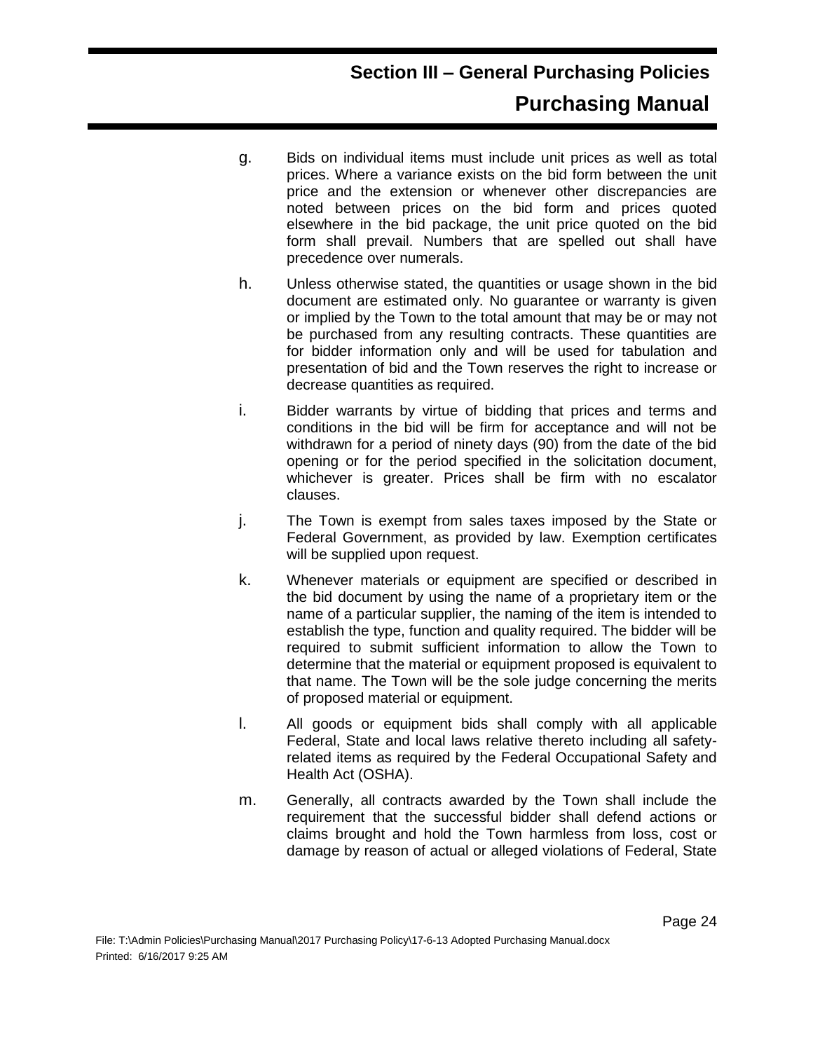g. Bids on individual items must include unit prices as well as total prices. Where a variance exists on the bid form between the unit price and the extension or whenever other discrepancies are noted between prices on the bid form and prices quoted elsewhere in the bid package, the unit price quoted on the bid form shall prevail. Numbers that are spelled out shall have precedence over numerals.

h. Unless otherwise stated, the quantities or usage shown in the bid document are estimated only. No guarantee or warranty is given or implied by the Town to the total amount that may be or may not be purchased from any resulting contracts. These quantities are for bidder information only and will be used for tabulation and presentation of bid and the Town reserves the right to increase or decrease quantities as required.

i. Bidder warrants by virtue of bidding that prices and terms and conditions in the bid will be firm for acceptance and will not be withdrawn for a period of ninety days (90) from the date of the bid opening or for the period specified in the solicitation document, whichever is greater. Prices shall be firm with no escalator clauses.

j. The Town is exempt from sales taxes imposed by the State or Federal Government, as provided by law. Exemption certificates will be supplied upon request.

k. Whenever materials or equipment are specified or described in the bid document by using the name of a proprietary item or the name of a particular supplier, the naming of the item is intended to establish the type, function and quality required. The bidder will be required to submit sufficient information to allow the Town to determine that the material or equipment proposed is equivalent to that name. The Town will be the sole judge concerning the merits of proposed material or equipment.

l. All goods or equipment bids shall comply with all applicable Federal, State and local laws relative thereto including all safety-related items as required by the Federal Occupational Safety and Health Act (OSHA).

m. Generally, all contracts awarded by the Town shall include the requirement that the successful bidder shall defend actions or claims brought and hold the Town harmless from loss, cost or damage by reason of actual or alleged violations of Federal, State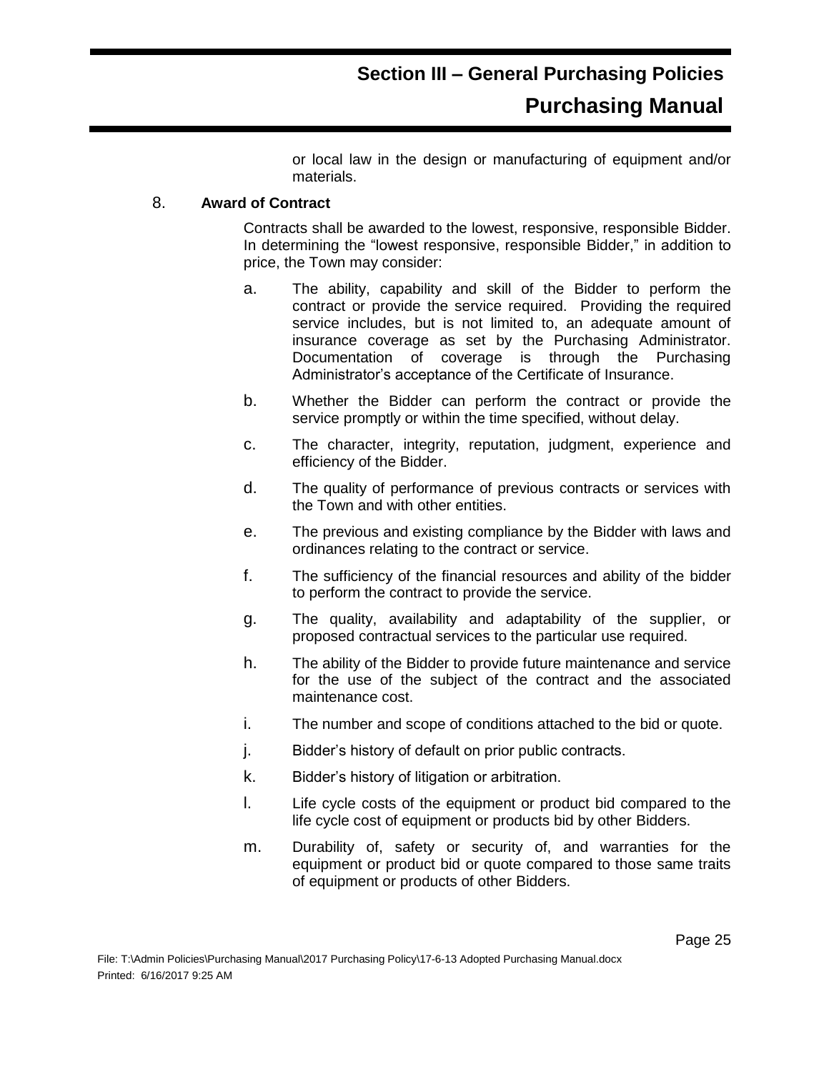or local law in the design or manufacturing of equipment and/or materials.

8. **Award of Contract**

Contracts shall be awarded to the lowest, responsive, responsible Bidder. In determining the "lowest responsive, responsible Bidder," in addition to price, the Town may consider:

a. The ability, capability and skill of the Bidder to perform the contract or provide the service required. Providing the required service includes, but is not limited to, an adequate amount of insurance coverage as set by the Purchasing Administrator. Documentation of coverage is through the Purchasing Administrator's acceptance of the Certificate of Insurance.

b. Whether the Bidder can perform the contract or provide the service promptly or within the time specified, without delay.

c. The character, integrity, reputation, judgment, experience and efficiency of the Bidder.

d. The quality of performance of previous contracts or services with the Town and with other entities.

e. The previous and existing compliance by the Bidder with laws and ordinances relating to the contract or service.

f. The sufficiency of the financial resources and ability of the bidder to perform the contract to provide the service.

g. The quality, availability and adaptability of the supplier, or proposed contractual services to the particular use required.

h. The ability of the Bidder to provide future maintenance and service for the use of the subject of the contract and the associated maintenance cost.

i. The number and scope of conditions attached to the bid or quote.

j. Bidder's history of default on prior public contracts.

k. Bidder's history of litigation or arbitration.

l. Life cycle costs of the equipment or product bid compared to the life cycle cost of equipment or products bid by other Bidders.

m. Durability of, safety or security of, and warranties for the equipment or product bid or quote compared to those same traits of equipment or products of other Bidders.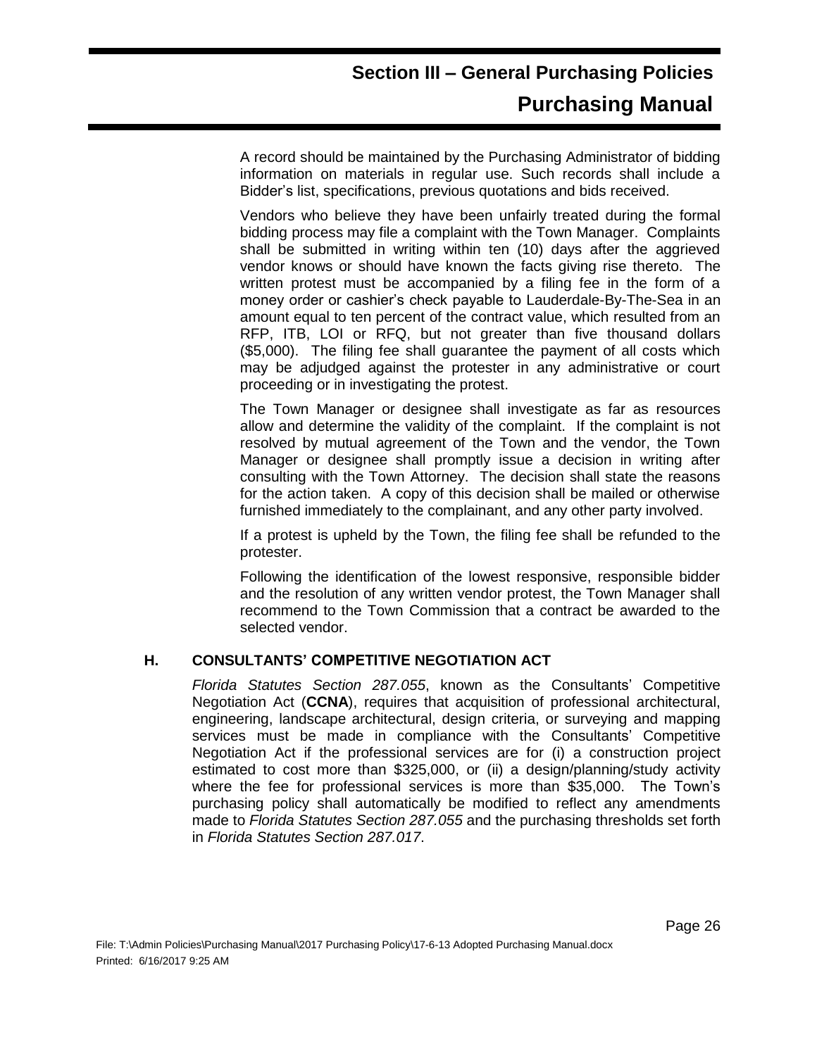A record should be maintained by the Purchasing Administrator of bidding information on materials in regular use. Such records shall include a Bidder's list, specifications, previous quotations and bids received.

Vendors who believe they have been unfairly treated during the formal bidding process may file a complaint with the Town Manager. Complaints shall be submitted in writing within ten (10) days after the aggrieved vendor knows or should have known the facts giving rise thereto. The written protest must be accompanied by a filing fee in the form of a money order or cashier's check payable to Lauderdale-By-The-Sea in an amount equal to ten percent of the contract value, which resulted from an RFP, ITB, LOI or RFQ, but not greater than five thousand dollars ($5,000). The filing fee shall guarantee the payment of all costs which may be adjudged against the protester in any administrative or court proceeding or in investigating the protest.

The Town Manager or designee shall investigate as far as resources allow and determine the validity of the complaint. If the complaint is not resolved by mutual agreement of the Town and the vendor, the Town Manager or designee shall promptly issue a decision in writing after consulting with the Town Attorney. The decision shall state the reasons for the action taken. A copy of this decision shall be mailed or otherwise furnished immediately to the complainant, and any other party involved.

If a protest is upheld by the Town, the filing fee shall be refunded to the protester.

Following the identification of the lowest responsive, responsible bidder and the resolution of any written vendor protest, the Town Manager shall recommend to the Town Commission that a contract be awarded to the selected vendor.

### H. CONSULTANTS' COMPETITIVE NEGOTIATION ACT

*Florida Statutes Section 287.055*, known as the Consultants' Competitive Negotiation Act (**CCNA**), requires that acquisition of professional architectural, engineering, landscape architectural, design criteria, or surveying and mapping services must be made in compliance with the Consultants' Competitive Negotiation Act if the professional services are for (i) a construction project estimated to cost more than $325,000, or (ii) a design/planning/study activity where the fee for professional services is more than $35,000. The Town's purchasing policy shall automatically be modified to reflect any amendments made to *Florida Statutes Section 287.055* and the purchasing thresholds set forth in *Florida Statutes Section 287.017*.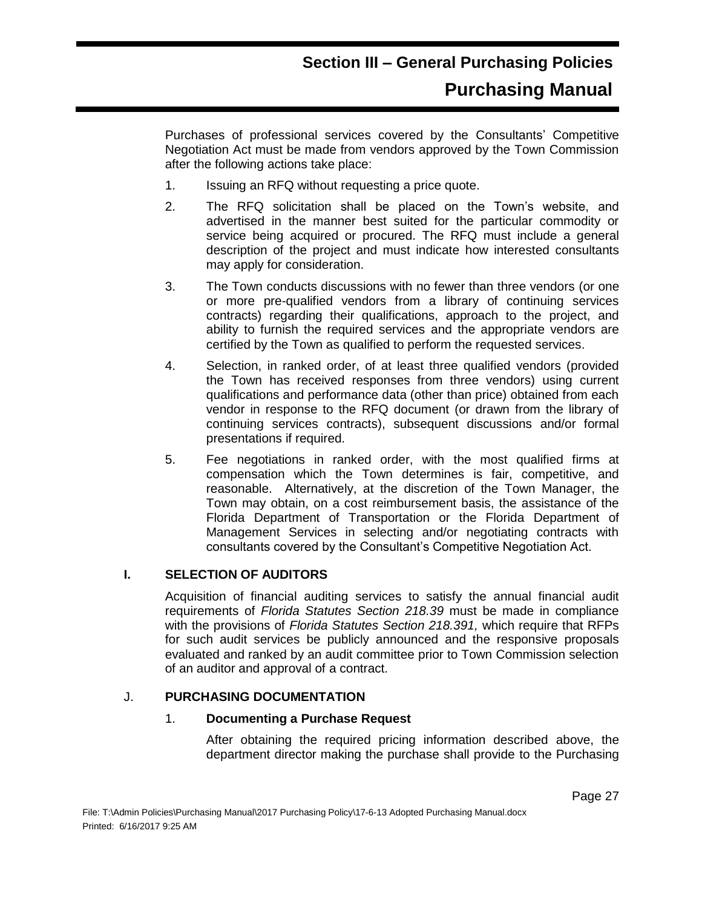Purchases of professional services covered by the Consultants' Competitive Negotiation Act must be made from vendors approved by the Town Commission after the following actions take place:

1. Issuing an RFQ without requesting a price quote.
2. The RFQ solicitation shall be placed on the Town's website, and advertised in the manner best suited for the particular commodity or service being acquired or procured. The RFQ must include a general description of the project and must indicate how interested consultants may apply for consideration.
3. The Town conducts discussions with no fewer than three vendors (or one or more pre-qualified vendors from a library of continuing services contracts) regarding their qualifications, approach to the project, and ability to furnish the required services and the appropriate vendors are certified by the Town as qualified to perform the requested services.
4. Selection, in ranked order, of at least three qualified vendors (provided the Town has received responses from three vendors) using current qualifications and performance data (other than price) obtained from each vendor in response to the RFQ document (or drawn from the library of continuing services contracts), subsequent discussions and/or formal presentations if required.
5. Fee negotiations in ranked order, with the most qualified firms at compensation which the Town determines is fair, competitive, and reasonable. Alternatively, at the discretion of the Town Manager, the Town may obtain, on a cost reimbursement basis, the assistance of the Florida Department of Transportation or the Florida Department of Management Services in selecting and/or negotiating contracts with consultants covered by the Consultant's Competitive Negotiation Act.

## I. SELECTION OF AUDITORS

Acquisition of financial auditing services to satisfy the annual financial audit requirements of *Florida Statutes Section 218.39* must be made in compliance with the provisions of *Florida Statutes Section 218.391,* which require that RFPs for such audit services be publicly announced and the responsive proposals evaluated and ranked by an audit committee prior to Town Commission selection of an auditor and approval of a contract.

## J. PURCHASING DOCUMENTATION

### 1. Documenting a Purchase Request

After obtaining the required pricing information described above, the department director making the purchase shall provide to the Purchasing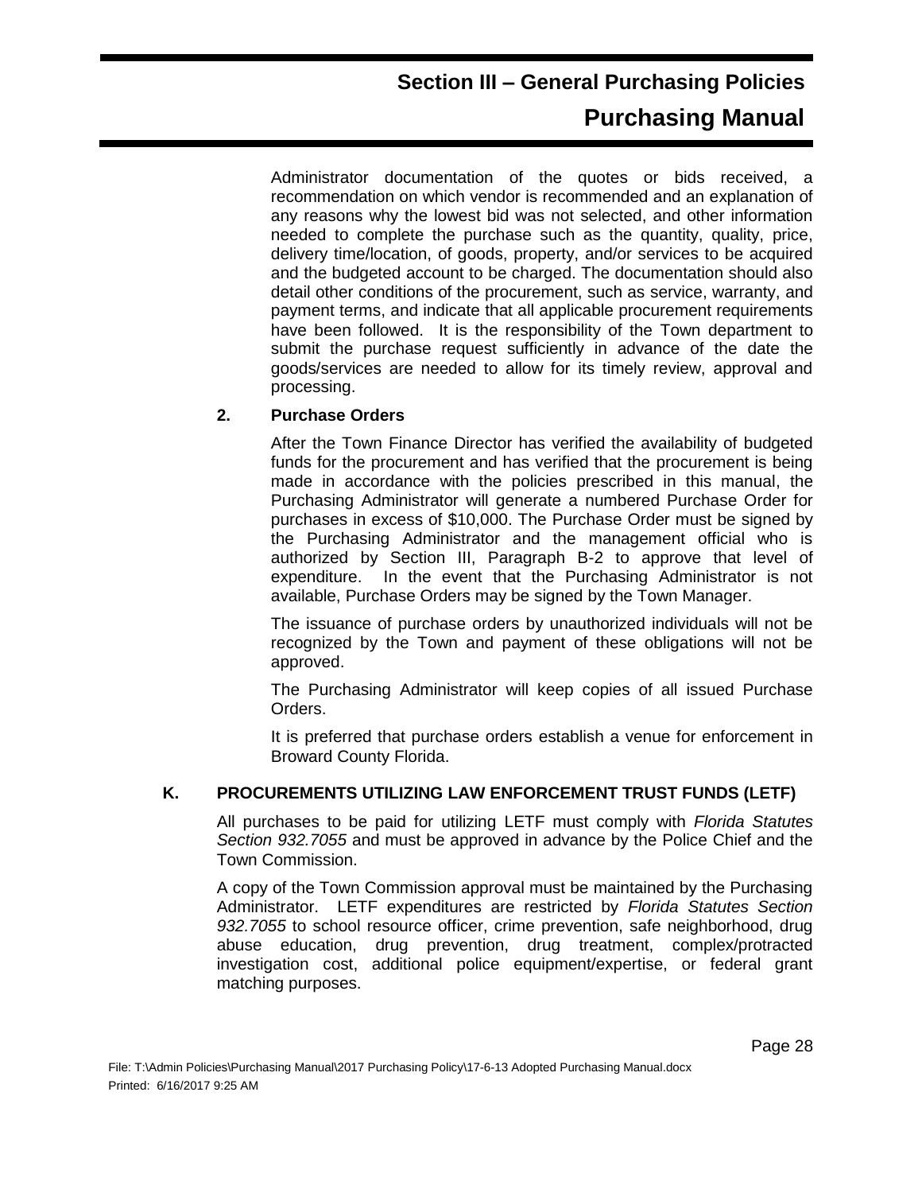Administrator documentation of the quotes or bids received, a recommendation on which vendor is recommended and an explanation of any reasons why the lowest bid was not selected, and other information needed to complete the purchase such as the quantity, quality, price, delivery time/location, of goods, property, and/or services to be acquired and the budgeted account to be charged. The documentation should also detail other conditions of the procurement, such as service, warranty, and payment terms, and indicate that all applicable procurement requirements have been followed. It is the responsibility of the Town department to submit the purchase request sufficiently in advance of the date the goods/services are needed to allow for its timely review, approval and processing.

#### 2. Purchase Orders

After the Town Finance Director has verified the availability of budgeted funds for the procurement and has verified that the procurement is being made in accordance with the policies prescribed in this manual, the Purchasing Administrator will generate a numbered Purchase Order for purchases in excess of $10,000. The Purchase Order must be signed by the Purchasing Administrator and the management official who is authorized by Section III, Paragraph B-2 to approve that level of expenditure. In the event that the Purchasing Administrator is not available, Purchase Orders may be signed by the Town Manager.

The issuance of purchase orders by unauthorized individuals will not be recognized by the Town and payment of these obligations will not be approved.

The Purchasing Administrator will keep copies of all issued Purchase Orders.

It is preferred that purchase orders establish a venue for enforcement in Broward County Florida.

### K. PROCUREMENTS UTILIZING LAW ENFORCEMENT TRUST FUNDS (LETF)

All purchases to be paid for utilizing LETF must comply with *Florida Statutes Section 932.7055* and must be approved in advance by the Police Chief and the Town Commission.

A copy of the Town Commission approval must be maintained by the Purchasing Administrator. LETF expenditures are restricted by *Florida Statutes Section 932.7055* to school resource officer, crime prevention, safe neighborhood, drug abuse education, drug prevention, drug treatment, complex/protracted investigation cost, additional police equipment/expertise, or federal grant matching purposes.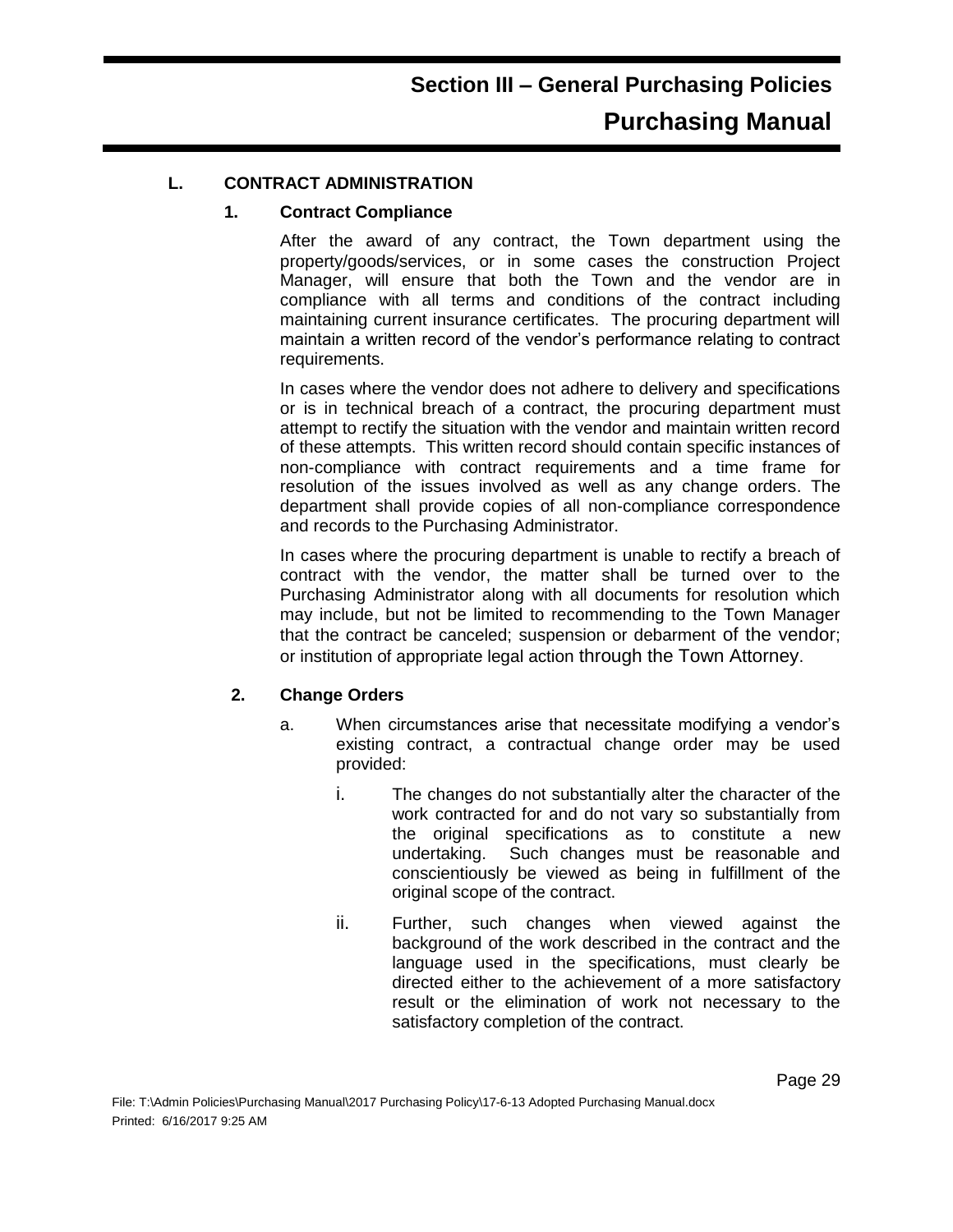### L. CONTRACT ADMINISTRATION

#### 1. Contract Compliance

After the award of any contract, the Town department using the property/goods/services, or in some cases the construction Project Manager, will ensure that both the Town and the vendor are in compliance with all terms and conditions of the contract including maintaining current insurance certificates. The procuring department will maintain a written record of the vendor's performance relating to contract requirements.

In cases where the vendor does not adhere to delivery and specifications or is in technical breach of a contract, the procuring department must attempt to rectify the situation with the vendor and maintain written record of these attempts. This written record should contain specific instances of non-compliance with contract requirements and a time frame for resolution of the issues involved as well as any change orders. The department shall provide copies of all non-compliance correspondence and records to the Purchasing Administrator.

In cases where the procuring department is unable to rectify a breach of contract with the vendor, the matter shall be turned over to the Purchasing Administrator along with all documents for resolution which may include, but not be limited to recommending to the Town Manager that the contract be canceled; suspension or debarment of the vendor; or institution of appropriate legal action through the Town Attorney.

#### 2. Change Orders

a. When circumstances arise that necessitate modifying a vendor's existing contract, a contractual change order may be used provided:

   i. The changes do not substantially alter the character of the work contracted for and do not vary so substantially from the original specifications as to constitute a new undertaking. Such changes must be reasonable and conscientiously be viewed as being in fulfillment of the original scope of the contract.

   ii. Further, such changes when viewed against the background of the work described in the contract and the language used in the specifications, must clearly be directed either to the achievement of a more satisfactory result or the elimination of work not necessary to the satisfactory completion of the contract.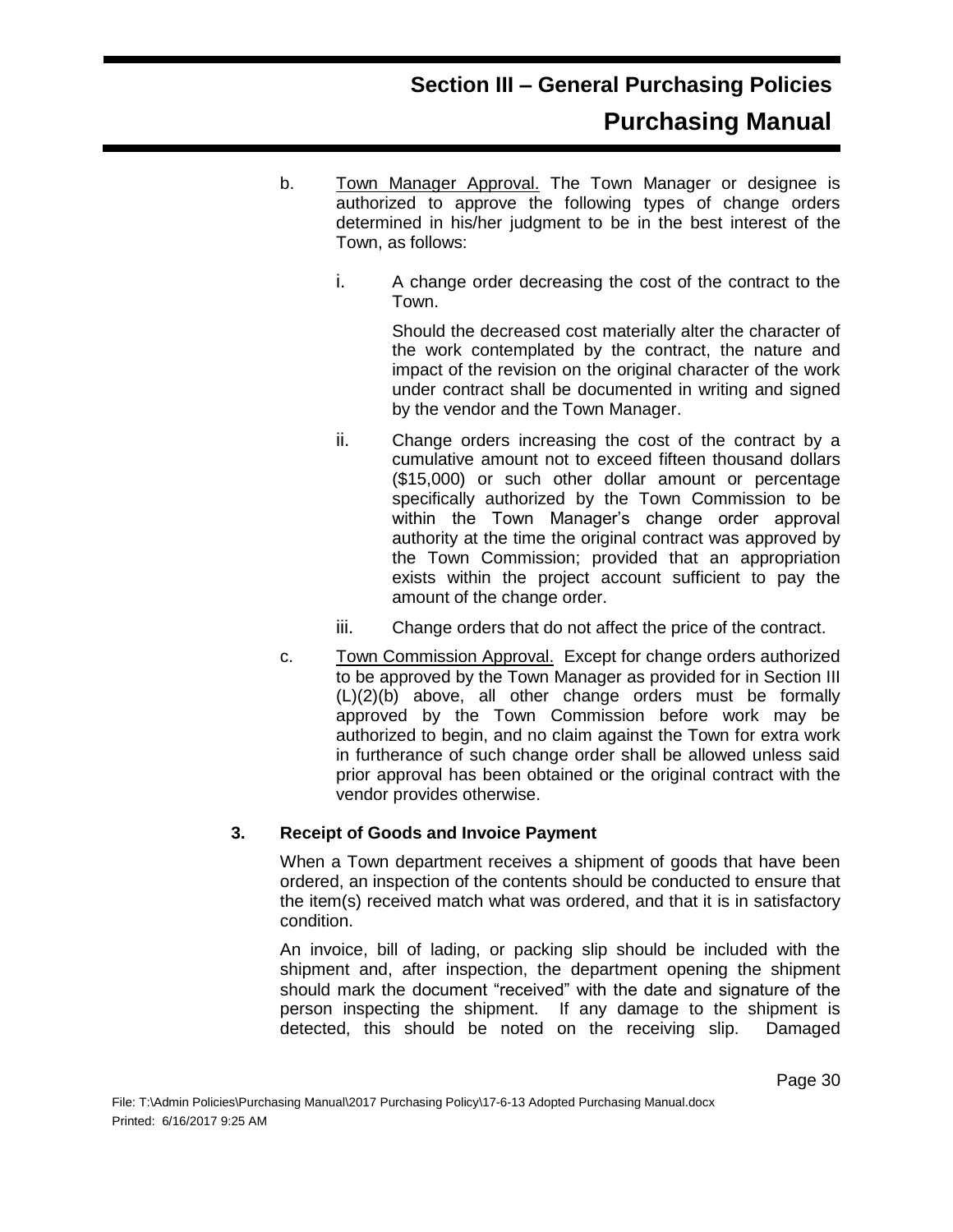b. Town Manager Approval. The Town Manager or designee is authorized to approve the following types of change orders determined in his/her judgment to be in the best interest of the Town, as follows:

   i. A change order decreasing the cost of the contract to the Town.

      Should the decreased cost materially alter the character of the work contemplated by the contract, the nature and impact of the revision on the original character of the work under contract shall be documented in writing and signed by the vendor and the Town Manager.

   ii. Change orders increasing the cost of the contract by a cumulative amount not to exceed fifteen thousand dollars ($15,000) or such other dollar amount or percentage specifically authorized by the Town Commission to be within the Town Manager's change order approval authority at the time the original contract was approved by the Town Commission; provided that an appropriation exists within the project account sufficient to pay the amount of the change order.

   iii. Change orders that do not affect the price of the contract.

c. Town Commission Approval. Except for change orders authorized to be approved by the Town Manager as provided for in Section III (L)(2)(b) above, all other change orders must be formally approved by the Town Commission before work may be authorized to begin, and no claim against the Town for extra work in furtherance of such change order shall be allowed unless said prior approval has been obtained or the original contract with the vendor provides otherwise.

### 3. Receipt of Goods and Invoice Payment

When a Town department receives a shipment of goods that have been ordered, an inspection of the contents should be conducted to ensure that the item(s) received match what was ordered, and that it is in satisfactory condition.

An invoice, bill of lading, or packing slip should be included with the shipment and, after inspection, the department opening the shipment should mark the document "received" with the date and signature of the person inspecting the shipment. If any damage to the shipment is detected, this should be noted on the receiving slip. Damaged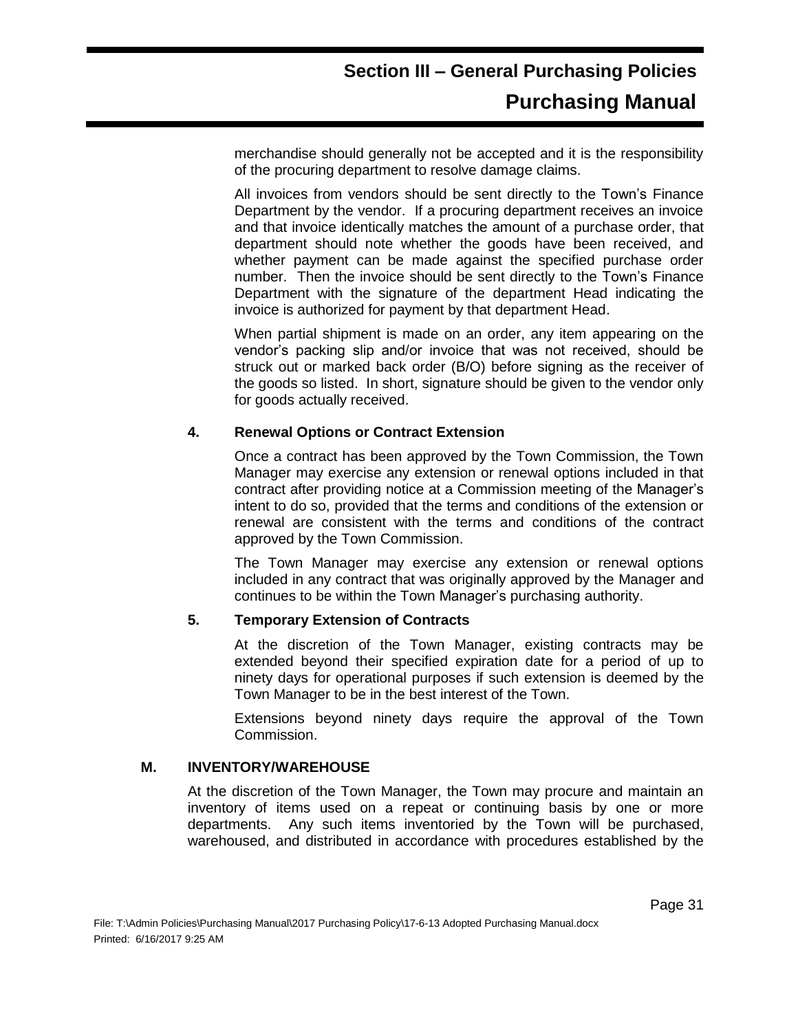merchandise should generally not be accepted and it is the responsibility of the procuring department to resolve damage claims.

All invoices from vendors should be sent directly to the Town's Finance Department by the vendor. If a procuring department receives an invoice and that invoice identically matches the amount of a purchase order, that department should note whether the goods have been received, and whether payment can be made against the specified purchase order number. Then the invoice should be sent directly to the Town's Finance Department with the signature of the department Head indicating the invoice is authorized for payment by that department Head.

When partial shipment is made on an order, any item appearing on the vendor's packing slip and/or invoice that was not received, should be struck out or marked back order (B/O) before signing as the receiver of the goods so listed. In short, signature should be given to the vendor only for goods actually received.

#### 4. Renewal Options or Contract Extension

Once a contract has been approved by the Town Commission, the Town Manager may exercise any extension or renewal options included in that contract after providing notice at a Commission meeting of the Manager's intent to do so, provided that the terms and conditions of the extension or renewal are consistent with the terms and conditions of the contract approved by the Town Commission.

The Town Manager may exercise any extension or renewal options included in any contract that was originally approved by the Manager and continues to be within the Town Manager's purchasing authority.

#### 5. Temporary Extension of Contracts

At the discretion of the Town Manager, existing contracts may be extended beyond their specified expiration date for a period of up to ninety days for operational purposes if such extension is deemed by the Town Manager to be in the best interest of the Town.

Extensions beyond ninety days require the approval of the Town Commission.

### M. INVENTORY/WAREHOUSE

At the discretion of the Town Manager, the Town may procure and maintain an inventory of items used on a repeat or continuing basis by one or more departments. Any such items inventoried by the Town will be purchased, warehoused, and distributed in accordance with procedures established by the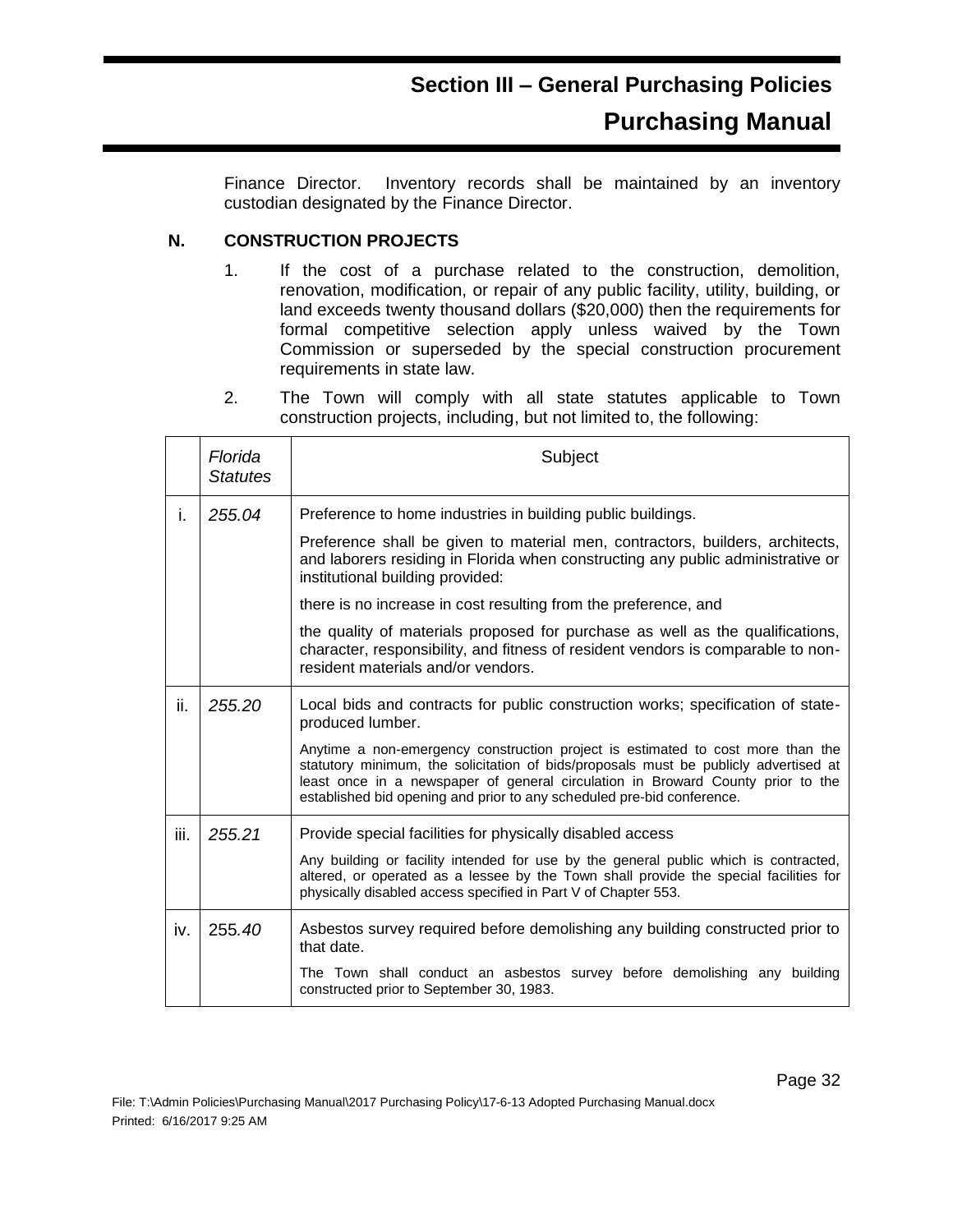Finance Director. Inventory records shall be maintained by an inventory custodian designated by the Finance Director.

## N. CONSTRUCTION PROJECTS

1. If the cost of a purchase related to the construction, demolition, renovation, modification, or repair of any public facility, utility, building, or land exceeds twenty thousand dollars ($20,000) then the requirements for formal competitive selection apply unless waived by the Town Commission or superseded by the special construction procurement requirements in state law.

2. The Town will comply with all state statutes applicable to Town construction projects, including, but not limited to, the following:

| | *Florida Statutes* | Subject |
|---|---|---|
| i. | *255.04* | Preference to home industries in building public buildings.<br><br>Preference shall be given to material men, contractors, builders, architects, and laborers residing in Florida when constructing any public administrative or institutional building provided:<br><br>there is no increase in cost resulting from the preference, and<br><br>the quality of materials proposed for purchase as well as the qualifications, character, responsibility, and fitness of resident vendors is comparable to non-resident materials and/or vendors. |
| ii. | *255.20* | Local bids and contracts for public construction works; specification of state-produced lumber.<br><br>Anytime a non-emergency construction project is estimated to cost more than the statutory minimum, the solicitation of bids/proposals must be publicly advertised at least once in a newspaper of general circulation in Broward County prior to the established bid opening and prior to any scheduled pre-bid conference. |
| iii. | *255.21* | Provide special facilities for physically disabled access<br><br>Any building or facility intended for use by the general public which is contracted, altered, or operated as a lessee by the Town shall provide the special facilities for physically disabled access specified in Part V of Chapter 553. |
| iv. | 255.*40* | Asbestos survey required before demolishing any building constructed prior to that date.<br><br>The Town shall conduct an asbestos survey before demolishing any building constructed prior to September 30, 1983. |

File: T:\Admin Policies\Purchasing Manual\2017 Purchasing Policy\17-6-13 Adopted Purchasing Manual.docx
Printed: 6/16/2017 9:25 AM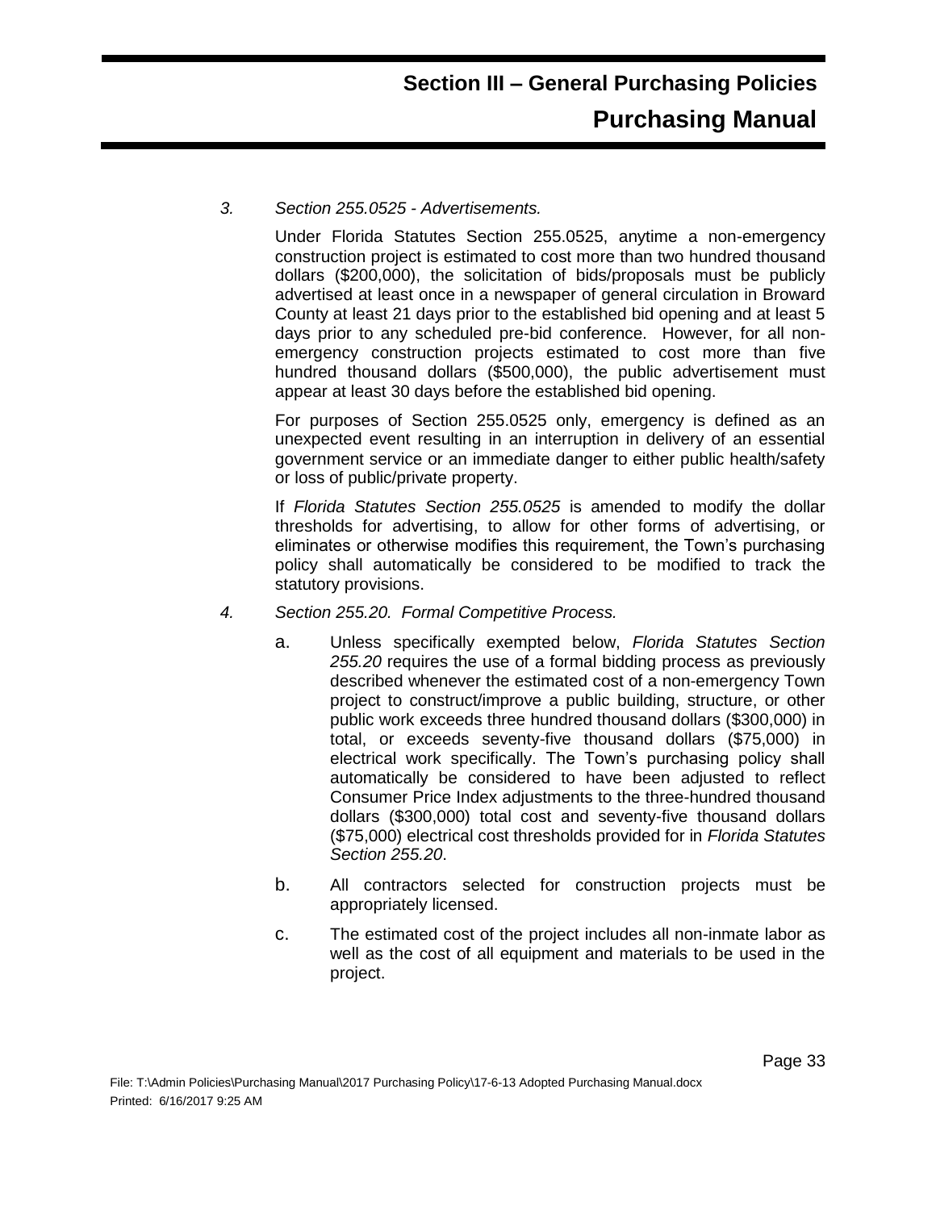3. *Section 255.0525 - Advertisements.*

   Under Florida Statutes Section 255.0525, anytime a non-emergency construction project is estimated to cost more than two hundred thousand dollars ($200,000), the solicitation of bids/proposals must be publicly advertised at least once in a newspaper of general circulation in Broward County at least 21 days prior to the established bid opening and at least 5 days prior to any scheduled pre-bid conference. However, for all non-emergency construction projects estimated to cost more than five hundred thousand dollars ($500,000), the public advertisement must appear at least 30 days before the established bid opening.

   For purposes of Section 255.0525 only, emergency is defined as an unexpected event resulting in an interruption in delivery of an essential government service or an immediate danger to either public health/safety or loss of public/private property.

   If *Florida Statutes Section 255.0525* is amended to modify the dollar thresholds for advertising, to allow for other forms of advertising, or eliminates or otherwise modifies this requirement, the Town's purchasing policy shall automatically be considered to be modified to track the statutory provisions.

4. *Section 255.20. Formal Competitive Process.*

   a. Unless specifically exempted below, *Florida Statutes Section 255.20* requires the use of a formal bidding process as previously described whenever the estimated cost of a non-emergency Town project to construct/improve a public building, structure, or other public work exceeds three hundred thousand dollars ($300,000) in total, or exceeds seventy-five thousand dollars ($75,000) in electrical work specifically. The Town's purchasing policy shall automatically be considered to have been adjusted to reflect Consumer Price Index adjustments to the three-hundred thousand dollars ($300,000) total cost and seventy-five thousand dollars ($75,000) electrical cost thresholds provided for in *Florida Statutes Section 255.20*.

   b. All contractors selected for construction projects must be appropriately licensed.

   c. The estimated cost of the project includes all non-inmate labor as well as the cost of all equipment and materials to be used in the project.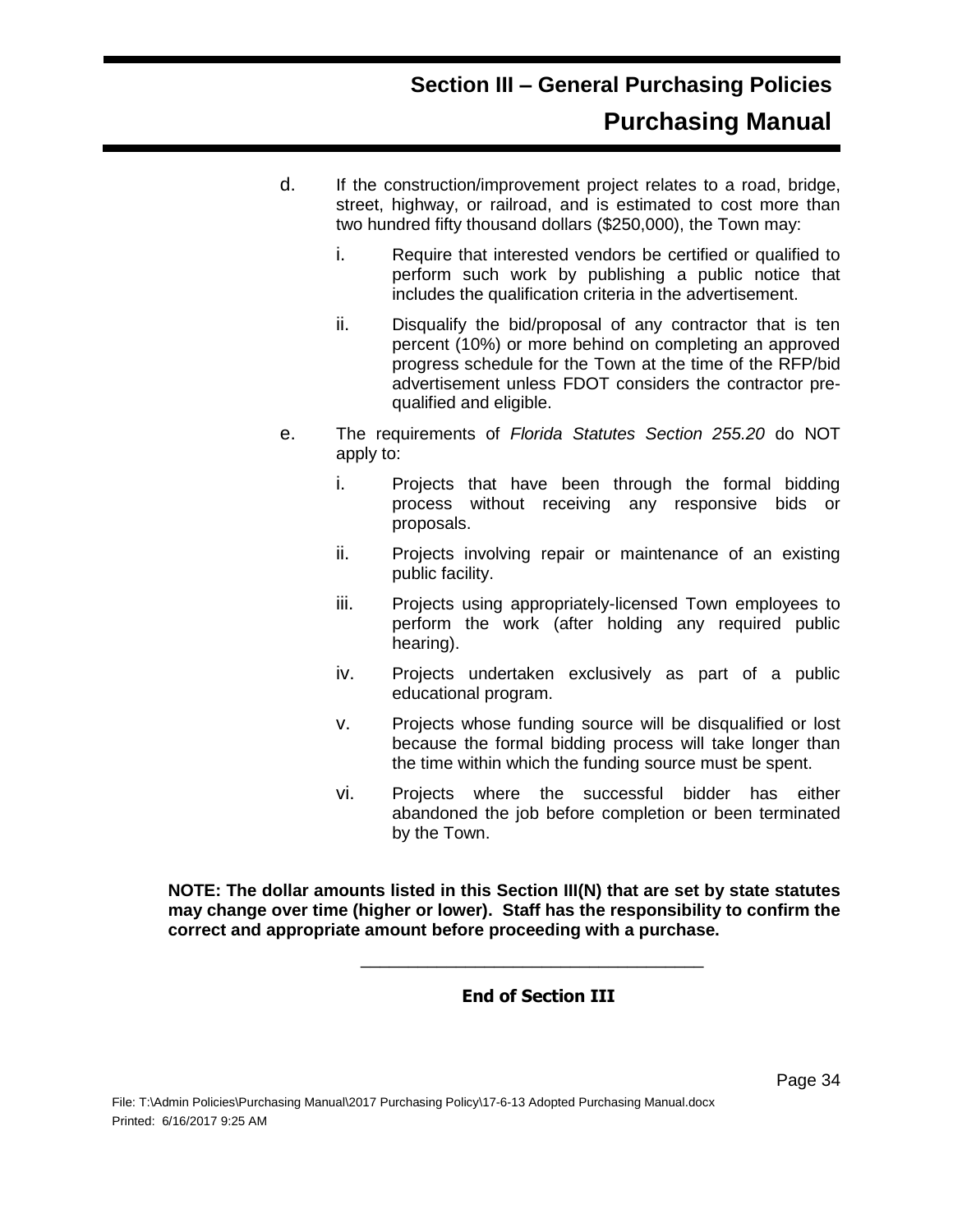d. If the construction/improvement project relates to a road, bridge, street, highway, or railroad, and is estimated to cost more than two hundred fifty thousand dollars ($250,000), the Town may:

   i. Require that interested vendors be certified or qualified to perform such work by publishing a public notice that includes the qualification criteria in the advertisement.

   ii. Disqualify the bid/proposal of any contractor that is ten percent (10%) or more behind on completing an approved progress schedule for the Town at the time of the RFP/bid advertisement unless FDOT considers the contractor pre-qualified and eligible.

e. The requirements of *Florida Statutes Section 255.20* do NOT apply to:

   i. Projects that have been through the formal bidding process without receiving any responsive bids or proposals.

   ii. Projects involving repair or maintenance of an existing public facility.

   iii. Projects using appropriately-licensed Town employees to perform the work (after holding any required public hearing).

   iv. Projects undertaken exclusively as part of a public educational program.

   v. Projects whose funding source will be disqualified or lost because the formal bidding process will take longer than the time within which the funding source must be spent.

   vi. Projects where the successful bidder has either abandoned the job before completion or been terminated by the Town.

**NOTE: The dollar amounts listed in this Section III(N) that are set by state statutes may change over time (higher or lower). Staff has the responsibility to confirm the correct and appropriate amount before proceeding with a purchase.**

---

**End of Section III**

File: T:\Admin Policies\Purchasing Manual\2017 Purchasing Policy\17-6-13 Adopted Purchasing Manual.docx
Printed: 6/16/2017 9:25 AM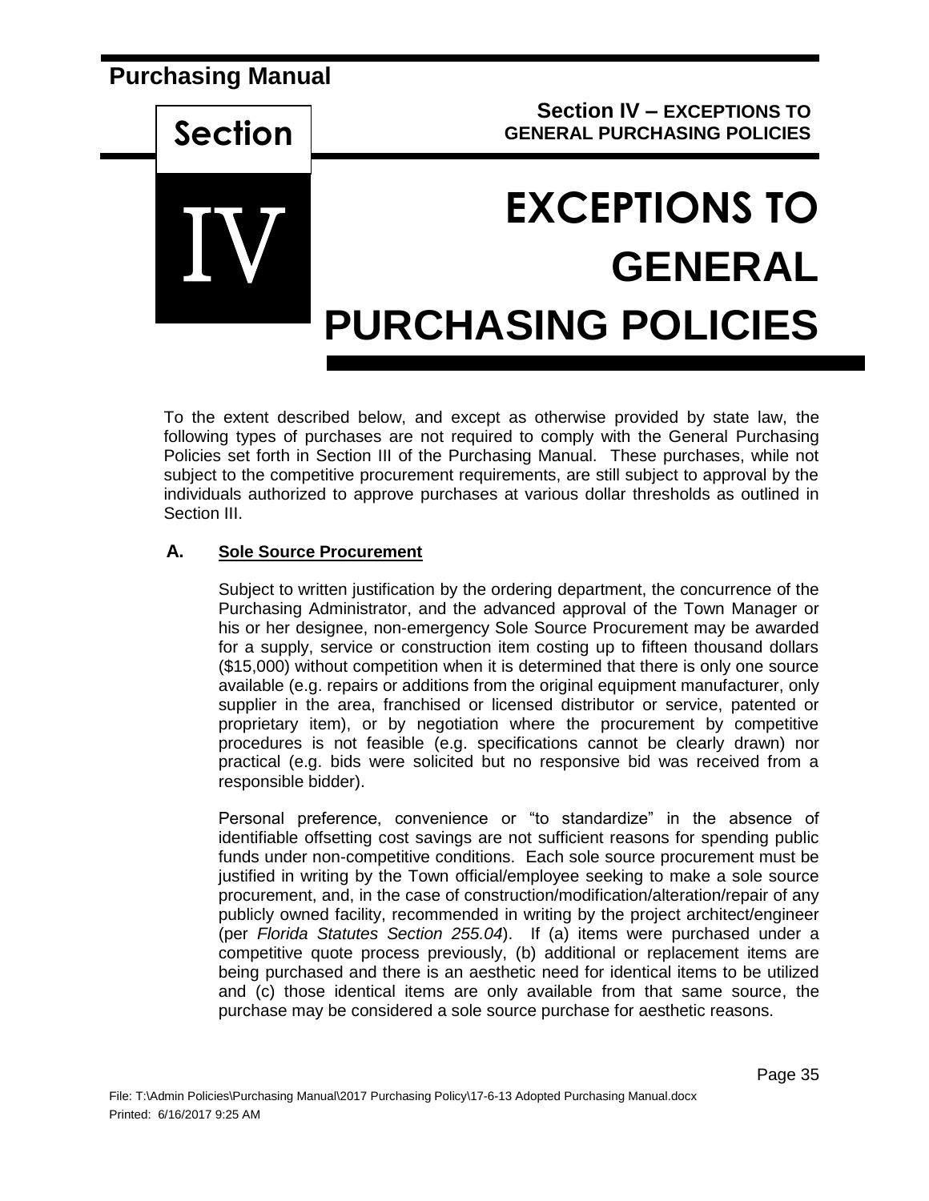# Section IV – EXCEPTIONS TO GENERAL PURCHASING POLICIES

To the extent described below, and except as otherwise provided by state law, the following types of purchases are not required to comply with the General Purchasing Policies set forth in Section III of the Purchasing Manual. These purchases, while not subject to the competitive procurement requirements, are still subject to approval by the individuals authorized to approve purchases at various dollar thresholds as outlined in Section III.

## A. Sole Source Procurement

Subject to written justification by the ordering department, the concurrence of the Purchasing Administrator, and the advanced approval of the Town Manager or his or her designee, non-emergency Sole Source Procurement may be awarded for a supply, service or construction item costing up to fifteen thousand dollars ($15,000) without competition when it is determined that there is only one source available (e.g. repairs or additions from the original equipment manufacturer, only supplier in the area, franchised or licensed distributor or service, patented or proprietary item), or by negotiation where the procurement by competitive procedures is not feasible (e.g. specifications cannot be clearly drawn) nor practical (e.g. bids were solicited but no responsive bid was received from a responsible bidder).

Personal preference, convenience or "to standardize" in the absence of identifiable offsetting cost savings are not sufficient reasons for spending public funds under non-competitive conditions. Each sole source procurement must be justified in writing by the Town official/employee seeking to make a sole source procurement, and, in the case of construction/modification/alteration/repair of any publicly owned facility, recommended in writing by the project architect/engineer (per *Florida Statutes Section 255.04*). If (a) items were purchased under a competitive quote process previously, (b) additional or replacement items are being purchased and there is an aesthetic need for identical items to be utilized and (c) those identical items are only available from that same source, the purchase may be considered a sole source purchase for aesthetic reasons.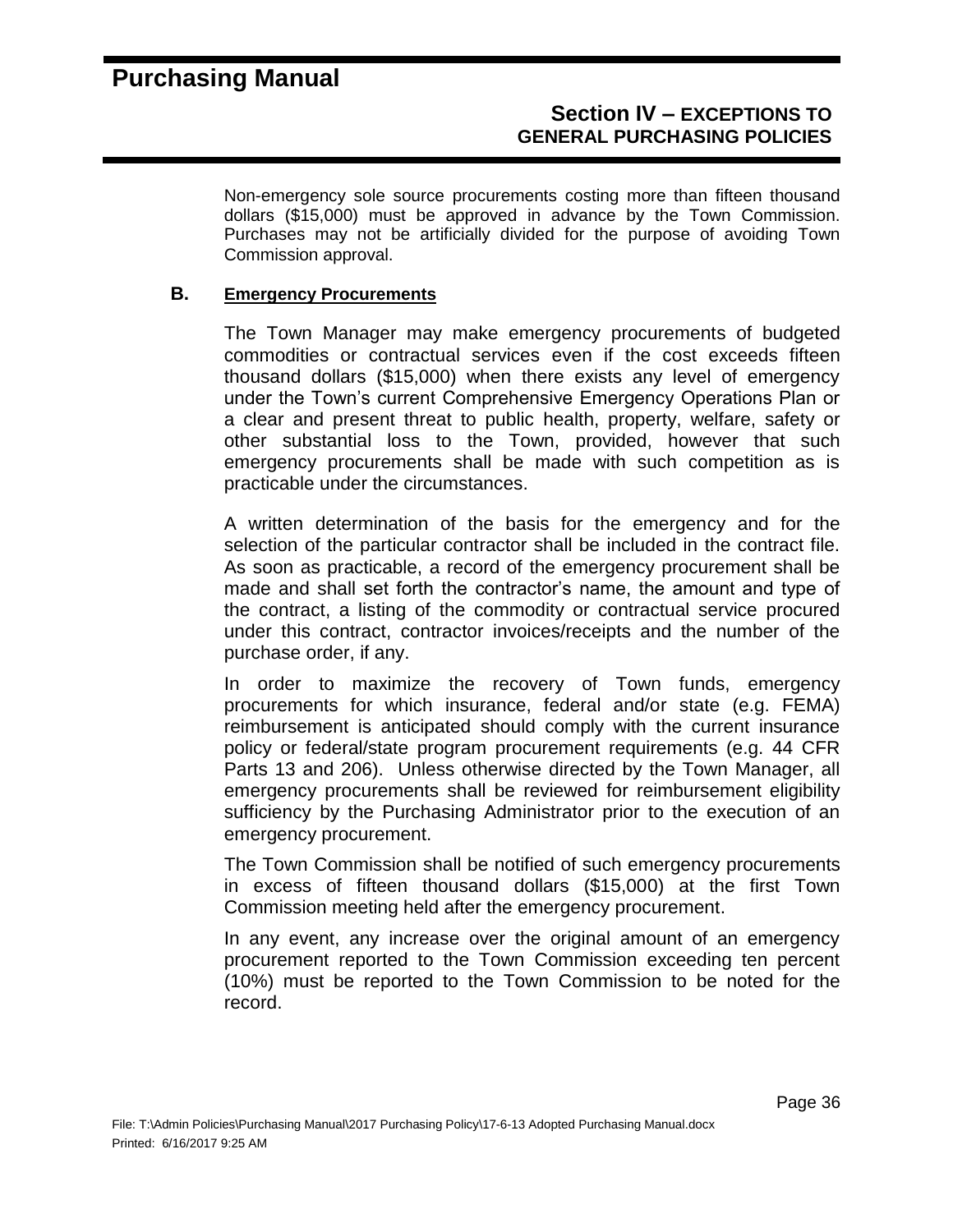Non-emergency sole source procurements costing more than fifteen thousand dollars ($15,000) must be approved in advance by the Town Commission. Purchases may not be artificially divided for the purpose of avoiding Town Commission approval.

### B. Emergency Procurements

The Town Manager may make emergency procurements of budgeted commodities or contractual services even if the cost exceeds fifteen thousand dollars ($15,000) when there exists any level of emergency under the Town's current Comprehensive Emergency Operations Plan or a clear and present threat to public health, property, welfare, safety or other substantial loss to the Town, provided, however that such emergency procurements shall be made with such competition as is practicable under the circumstances.

A written determination of the basis for the emergency and for the selection of the particular contractor shall be included in the contract file. As soon as practicable, a record of the emergency procurement shall be made and shall set forth the contractor's name, the amount and type of the contract, a listing of the commodity or contractual service procured under this contract, contractor invoices/receipts and the number of the purchase order, if any.

In order to maximize the recovery of Town funds, emergency procurements for which insurance, federal and/or state (e.g. FEMA) reimbursement is anticipated should comply with the current insurance policy or federal/state program procurement requirements (e.g. 44 CFR Parts 13 and 206). Unless otherwise directed by the Town Manager, all emergency procurements shall be reviewed for reimbursement eligibility sufficiency by the Purchasing Administrator prior to the execution of an emergency procurement.

The Town Commission shall be notified of such emergency procurements in excess of fifteen thousand dollars ($15,000) at the first Town Commission meeting held after the emergency procurement.

In any event, any increase over the original amount of an emergency procurement reported to the Town Commission exceeding ten percent (10%) must be reported to the Town Commission to be noted for the record.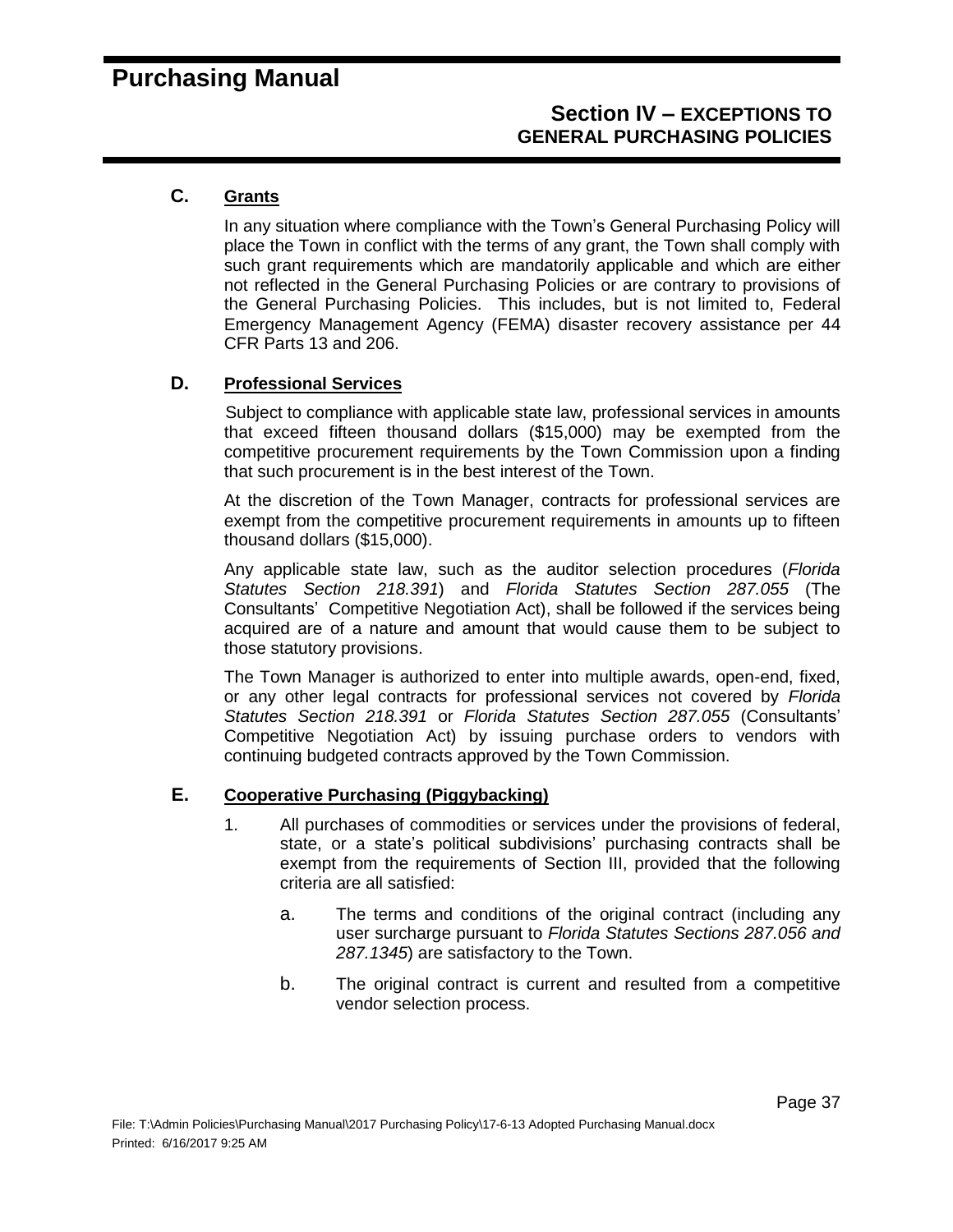## C. Grants

In any situation where compliance with the Town's General Purchasing Policy will place the Town in conflict with the terms of any grant, the Town shall comply with such grant requirements which are mandatorily applicable and which are either not reflected in the General Purchasing Policies or are contrary to provisions of the General Purchasing Policies. This includes, but is not limited to, Federal Emergency Management Agency (FEMA) disaster recovery assistance per 44 CFR Parts 13 and 206.

## D. Professional Services

Subject to compliance with applicable state law, professional services in amounts that exceed fifteen thousand dollars ($15,000) may be exempted from the competitive procurement requirements by the Town Commission upon a finding that such procurement is in the best interest of the Town.

At the discretion of the Town Manager, contracts for professional services are exempt from the competitive procurement requirements in amounts up to fifteen thousand dollars ($15,000).

Any applicable state law, such as the auditor selection procedures (*Florida Statutes Section 218.391*) and *Florida Statutes Section 287.055* (The Consultants' Competitive Negotiation Act), shall be followed if the services being acquired are of a nature and amount that would cause them to be subject to those statutory provisions.

The Town Manager is authorized to enter into multiple awards, open-end, fixed, or any other legal contracts for professional services not covered by *Florida Statutes Section 218.391* or *Florida Statutes Section 287.055* (Consultants' Competitive Negotiation Act) by issuing purchase orders to vendors with continuing budgeted contracts approved by the Town Commission.

## E. Cooperative Purchasing (Piggybacking)

1. All purchases of commodities or services under the provisions of federal, state, or a state's political subdivisions' purchasing contracts shall be exempt from the requirements of Section III, provided that the following criteria are all satisfied:

   a. The terms and conditions of the original contract (including any user surcharge pursuant to *Florida Statutes Sections 287.056 and 287.1345*) are satisfactory to the Town.

   b. The original contract is current and resulted from a competitive vendor selection process.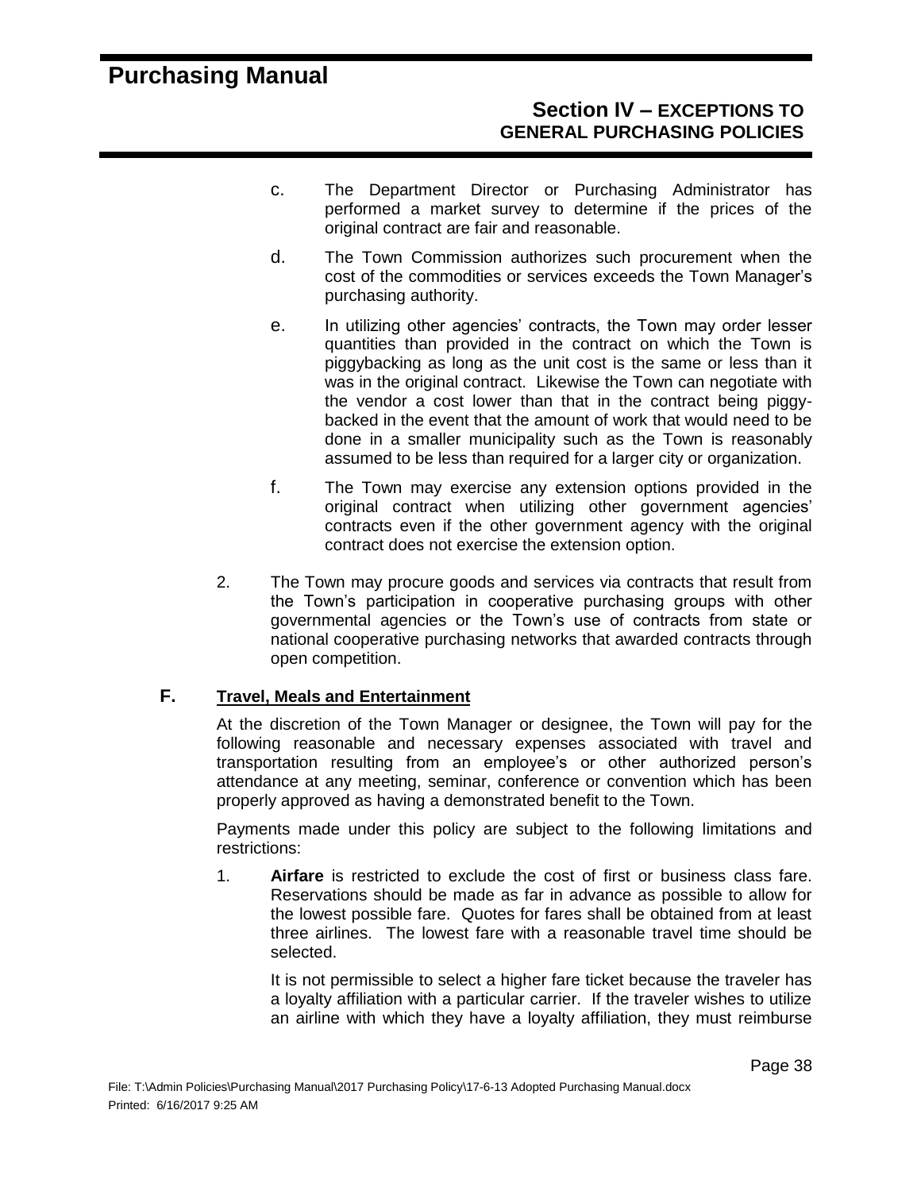c. The Department Director or Purchasing Administrator has performed a market survey to determine if the prices of the original contract are fair and reasonable.

d. The Town Commission authorizes such procurement when the cost of the commodities or services exceeds the Town Manager's purchasing authority.

e. In utilizing other agencies' contracts, the Town may order lesser quantities than provided in the contract on which the Town is piggybacking as long as the unit cost is the same or less than it was in the original contract. Likewise the Town can negotiate with the vendor a cost lower than that in the contract being piggy-backed in the event that the amount of work that would need to be done in a smaller municipality such as the Town is reasonably assumed to be less than required for a larger city or organization.

f. The Town may exercise any extension options provided in the original contract when utilizing other government agencies' contracts even if the other government agency with the original contract does not exercise the extension option.

2. The Town may procure goods and services via contracts that result from the Town's participation in cooperative purchasing groups with other governmental agencies or the Town's use of contracts from state or national cooperative purchasing networks that awarded contracts through open competition.

## F. Travel, Meals and Entertainment

At the discretion of the Town Manager or designee, the Town will pay for the following reasonable and necessary expenses associated with travel and transportation resulting from an employee's or other authorized person's attendance at any meeting, seminar, conference or convention which has been properly approved as having a demonstrated benefit to the Town.

Payments made under this policy are subject to the following limitations and restrictions:

1. **Airfare** is restricted to exclude the cost of first or business class fare. Reservations should be made as far in advance as possible to allow for the lowest possible fare. Quotes for fares shall be obtained from at least three airlines. The lowest fare with a reasonable travel time should be selected.

   It is not permissible to select a higher fare ticket because the traveler has a loyalty affiliation with a particular carrier. If the traveler wishes to utilize an airline with which they have a loyalty affiliation, they must reimburse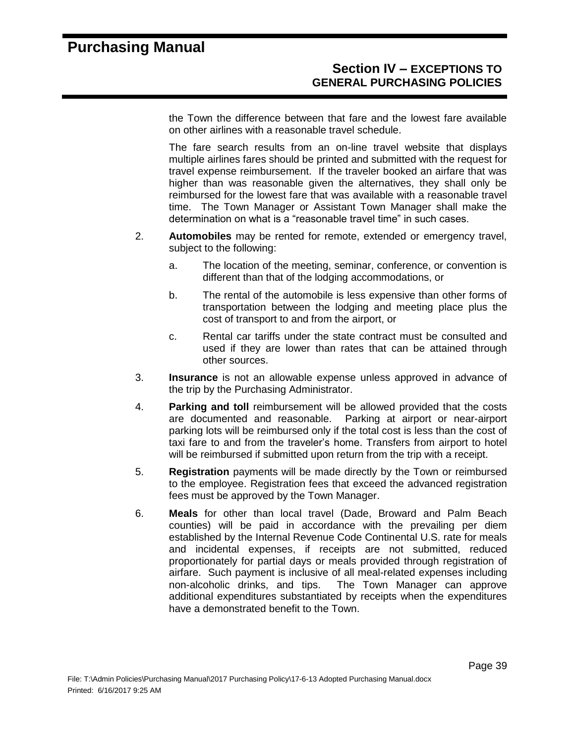the Town the difference between that fare and the lowest fare available on other airlines with a reasonable travel schedule.

The fare search results from an on-line travel website that displays multiple airlines fares should be printed and submitted with the request for travel expense reimbursement. If the traveler booked an airfare that was higher than was reasonable given the alternatives, they shall only be reimbursed for the lowest fare that was available with a reasonable travel time. The Town Manager or Assistant Town Manager shall make the determination on what is a “reasonable travel time” in such cases.

2. **Automobiles** may be rented for remote, extended or emergency travel, subject to the following:

   a. The location of the meeting, seminar, conference, or convention is different than that of the lodging accommodations, or

   b. The rental of the automobile is less expensive than other forms of transportation between the lodging and meeting place plus the cost of transport to and from the airport, or

   c. Rental car tariffs under the state contract must be consulted and used if they are lower than rates that can be attained through other sources.

3. **Insurance** is not an allowable expense unless approved in advance of the trip by the Purchasing Administrator.

4. **Parking and toll** reimbursement will be allowed provided that the costs are documented and reasonable. Parking at airport or near-airport parking lots will be reimbursed only if the total cost is less than the cost of taxi fare to and from the traveler’s home. Transfers from airport to hotel will be reimbursed if submitted upon return from the trip with a receipt.

5. **Registration** payments will be made directly by the Town or reimbursed to the employee. Registration fees that exceed the advanced registration fees must be approved by the Town Manager.

6. **Meals** for other than local travel (Dade, Broward and Palm Beach counties) will be paid in accordance with the prevailing per diem established by the Internal Revenue Code Continental U.S. rate for meals and incidental expenses, if receipts are not submitted, reduced proportionately for partial days or meals provided through registration of airfare. Such payment is inclusive of all meal-related expenses including non-alcoholic drinks, and tips. The Town Manager can approve additional expenditures substantiated by receipts when the expenditures have a demonstrated benefit to the Town.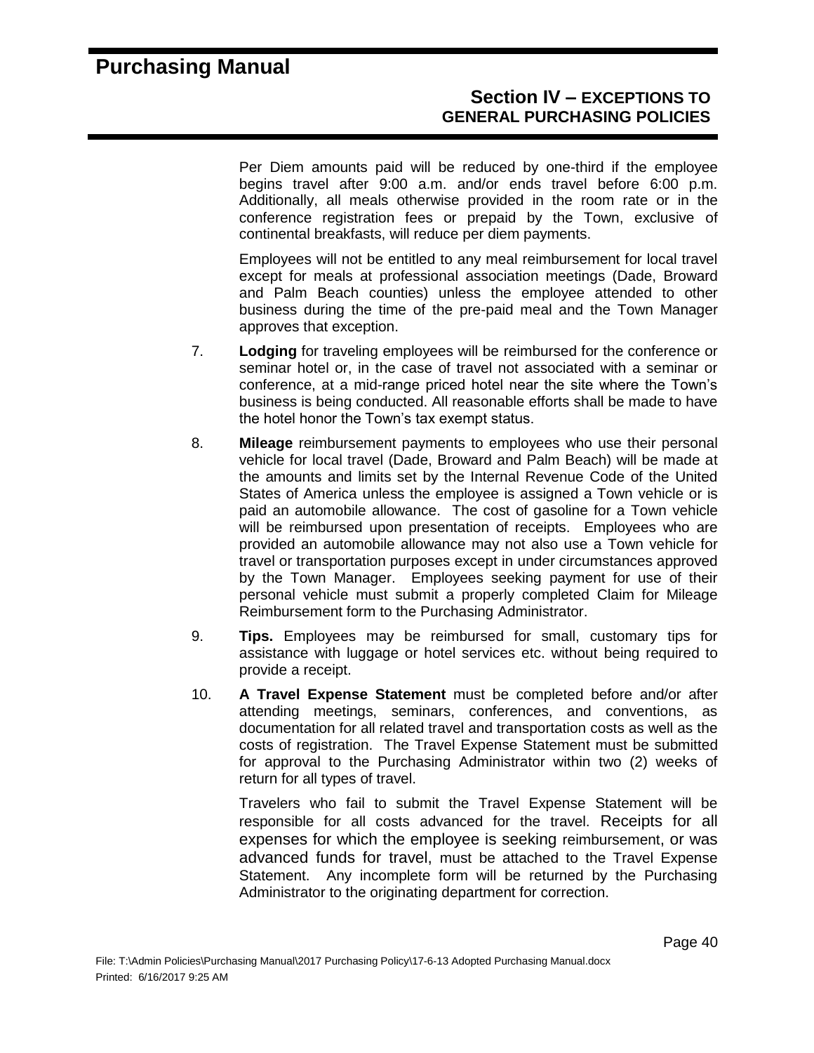Per Diem amounts paid will be reduced by one-third if the employee begins travel after 9:00 a.m. and/or ends travel before 6:00 p.m. Additionally, all meals otherwise provided in the room rate or in the conference registration fees or prepaid by the Town, exclusive of continental breakfasts, will reduce per diem payments.

Employees will not be entitled to any meal reimbursement for local travel except for meals at professional association meetings (Dade, Broward and Palm Beach counties) unless the employee attended to other business during the time of the pre-paid meal and the Town Manager approves that exception.

7. **Lodging** for traveling employees will be reimbursed for the conference or seminar hotel or, in the case of travel not associated with a seminar or conference, at a mid-range priced hotel near the site where the Town's business is being conducted. All reasonable efforts shall be made to have the hotel honor the Town's tax exempt status.

8. **Mileage** reimbursement payments to employees who use their personal vehicle for local travel (Dade, Broward and Palm Beach) will be made at the amounts and limits set by the Internal Revenue Code of the United States of America unless the employee is assigned a Town vehicle or is paid an automobile allowance. The cost of gasoline for a Town vehicle will be reimbursed upon presentation of receipts. Employees who are provided an automobile allowance may not also use a Town vehicle for travel or transportation purposes except in under circumstances approved by the Town Manager. Employees seeking payment for use of their personal vehicle must submit a properly completed Claim for Mileage Reimbursement form to the Purchasing Administrator.

9. **Tips.** Employees may be reimbursed for small, customary tips for assistance with luggage or hotel services etc. without being required to provide a receipt.

10. **A Travel Expense Statement** must be completed before and/or after attending meetings, seminars, conferences, and conventions, as documentation for all related travel and transportation costs as well as the costs of registration. The Travel Expense Statement must be submitted for approval to the Purchasing Administrator within two (2) weeks of return for all types of travel.

    Travelers who fail to submit the Travel Expense Statement will be responsible for all costs advanced for the travel. Receipts for all expenses for which the employee is seeking reimbursement, or was advanced funds for travel, must be attached to the Travel Expense Statement. Any incomplete form will be returned by the Purchasing Administrator to the originating department for correction.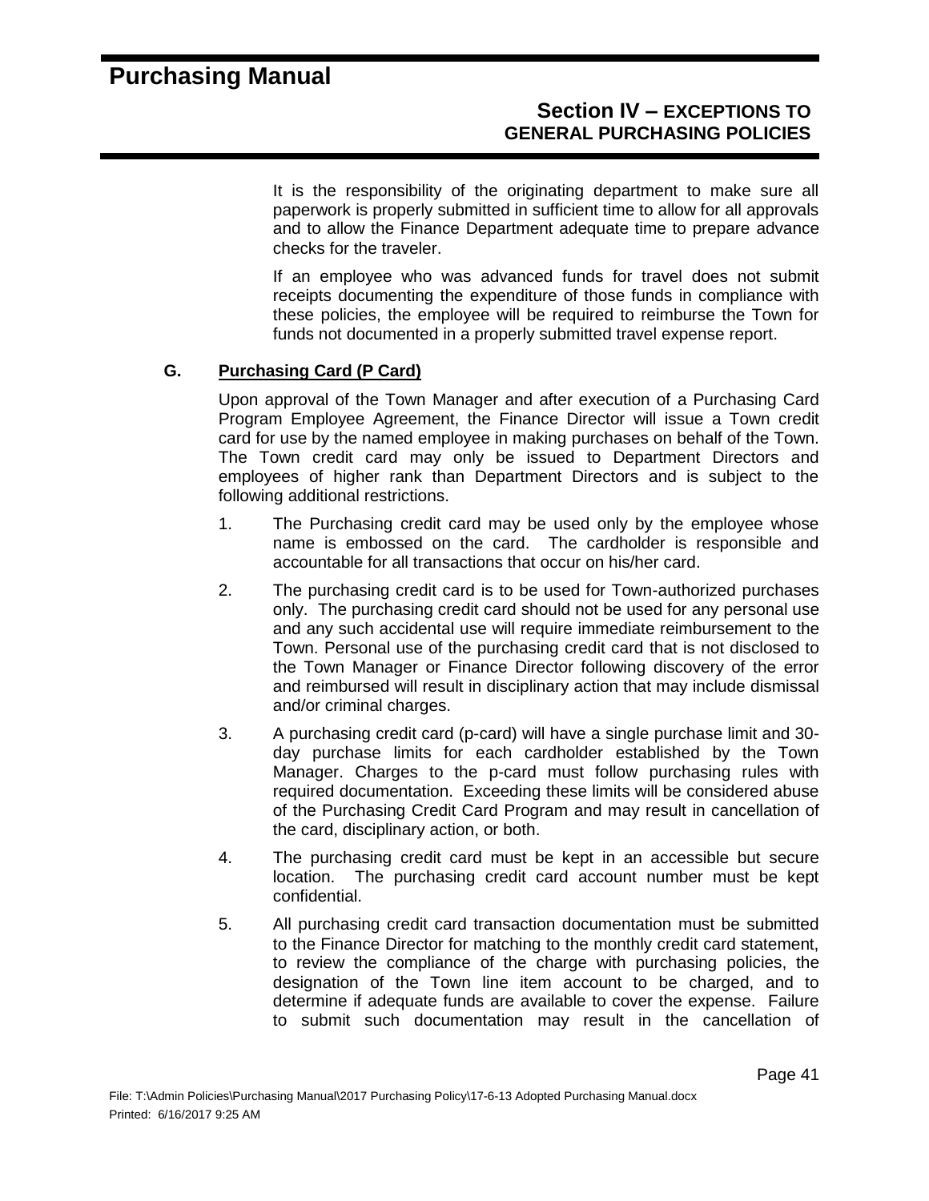It is the responsibility of the originating department to make sure all paperwork is properly submitted in sufficient time to allow for all approvals and to allow the Finance Department adequate time to prepare advance checks for the traveler.

If an employee who was advanced funds for travel does not submit receipts documenting the expenditure of those funds in compliance with these policies, the employee will be required to reimburse the Town for funds not documented in a properly submitted travel expense report.

### G. Purchasing Card (P Card)

Upon approval of the Town Manager and after execution of a Purchasing Card Program Employee Agreement, the Finance Director will issue a Town credit card for use by the named employee in making purchases on behalf of the Town. The Town credit card may only be issued to Department Directors and employees of higher rank than Department Directors and is subject to the following additional restrictions.

1. The Purchasing credit card may be used only by the employee whose name is embossed on the card. The cardholder is responsible and accountable for all transactions that occur on his/her card.
2. The purchasing credit card is to be used for Town-authorized purchases only. The purchasing credit card should not be used for any personal use and any such accidental use will require immediate reimbursement to the Town. Personal use of the purchasing credit card that is not disclosed to the Town Manager or Finance Director following discovery of the error and reimbursed will result in disciplinary action that may include dismissal and/or criminal charges.
3. A purchasing credit card (p-card) will have a single purchase limit and 30-day purchase limits for each cardholder established by the Town Manager. Charges to the p-card must follow purchasing rules with required documentation. Exceeding these limits will be considered abuse of the Purchasing Credit Card Program and may result in cancellation of the card, disciplinary action, or both.
4. The purchasing credit card must be kept in an accessible but secure location. The purchasing credit card account number must be kept confidential.
5. All purchasing credit card transaction documentation must be submitted to the Finance Director for matching to the monthly credit card statement, to review the compliance of the charge with purchasing policies, the designation of the Town line item account to be charged, and to determine if adequate funds are available to cover the expense. Failure to submit such documentation may result in the cancellation of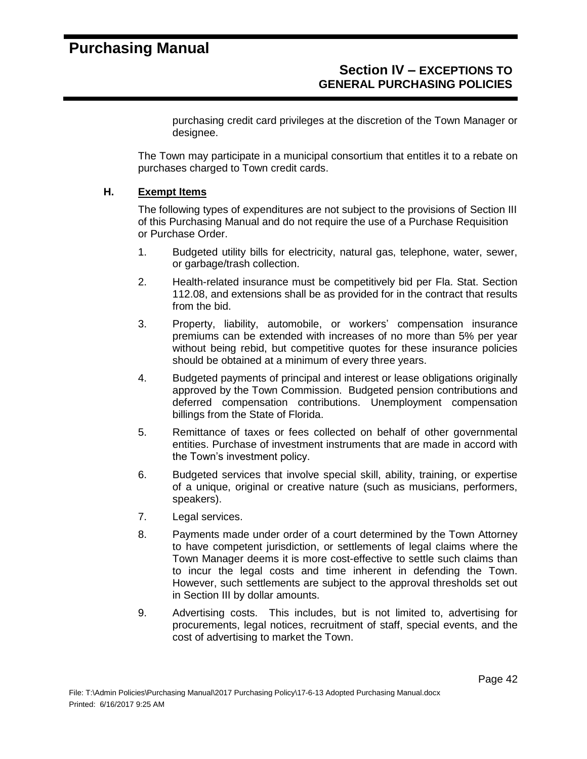purchasing credit card privileges at the discretion of the Town Manager or designee.

The Town may participate in a municipal consortium that entitles it to a rebate on purchases charged to Town credit cards.

### H. Exempt Items

The following types of expenditures are not subject to the provisions of Section III of this Purchasing Manual and do not require the use of a Purchase Requisition or Purchase Order.

1. Budgeted utility bills for electricity, natural gas, telephone, water, sewer, or garbage/trash collection.

2. Health-related insurance must be competitively bid per Fla. Stat. Section 112.08, and extensions shall be as provided for in the contract that results from the bid.

3. Property, liability, automobile, or workers' compensation insurance premiums can be extended with increases of no more than 5% per year without being rebid, but competitive quotes for these insurance policies should be obtained at a minimum of every three years.

4. Budgeted payments of principal and interest or lease obligations originally approved by the Town Commission. Budgeted pension contributions and deferred compensation contributions. Unemployment compensation billings from the State of Florida.

5. Remittance of taxes or fees collected on behalf of other governmental entities. Purchase of investment instruments that are made in accord with the Town's investment policy.

6. Budgeted services that involve special skill, ability, training, or expertise of a unique, original or creative nature (such as musicians, performers, speakers).

7. Legal services.

8. Payments made under order of a court determined by the Town Attorney to have competent jurisdiction, or settlements of legal claims where the Town Manager deems it is more cost-effective to settle such claims than to incur the legal costs and time inherent in defending the Town. However, such settlements are subject to the approval thresholds set out in Section III by dollar amounts.

9. Advertising costs. This includes, but is not limited to, advertising for procurements, legal notices, recruitment of staff, special events, and the cost of advertising to market the Town.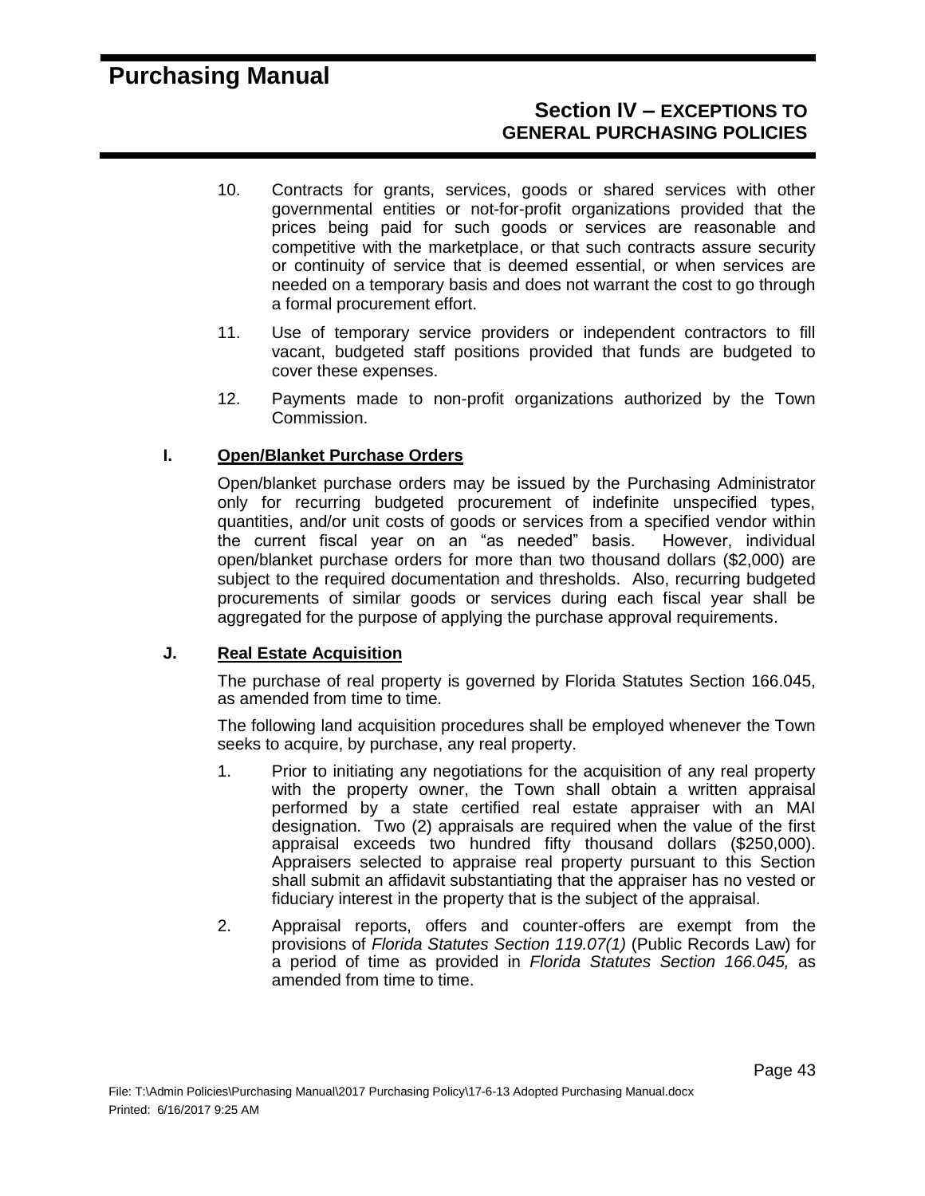10. Contracts for grants, services, goods or shared services with other governmental entities or not-for-profit organizations provided that the prices being paid for such goods or services are reasonable and competitive with the marketplace, or that such contracts assure security or continuity of service that is deemed essential, or when services are needed on a temporary basis and does not warrant the cost to go through a formal procurement effort.

11. Use of temporary service providers or independent contractors to fill vacant, budgeted staff positions provided that funds are budgeted to cover these expenses.

12. Payments made to non-profit organizations authorized by the Town Commission.

### I. Open/Blanket Purchase Orders

Open/blanket purchase orders may be issued by the Purchasing Administrator only for recurring budgeted procurement of indefinite unspecified types, quantities, and/or unit costs of goods or services from a specified vendor within the current fiscal year on an "as needed" basis. However, individual open/blanket purchase orders for more than two thousand dollars ($2,000) are subject to the required documentation and thresholds. Also, recurring budgeted procurements of similar goods or services during each fiscal year shall be aggregated for the purpose of applying the purchase approval requirements.

### J. Real Estate Acquisition

The purchase of real property is governed by Florida Statutes Section 166.045, as amended from time to time.

The following land acquisition procedures shall be employed whenever the Town seeks to acquire, by purchase, any real property.

1. Prior to initiating any negotiations for the acquisition of any real property with the property owner, the Town shall obtain a written appraisal performed by a state certified real estate appraiser with an MAI designation. Two (2) appraisals are required when the value of the first appraisal exceeds two hundred fifty thousand dollars ($250,000). Appraisers selected to appraise real property pursuant to this Section shall submit an affidavit substantiating that the appraiser has no vested or fiduciary interest in the property that is the subject of the appraisal.

2. Appraisal reports, offers and counter-offers are exempt from the provisions of *Florida Statutes Section 119.07(1)* (Public Records Law) for a period of time as provided in *Florida Statutes Section 166.045,* as amended from time to time.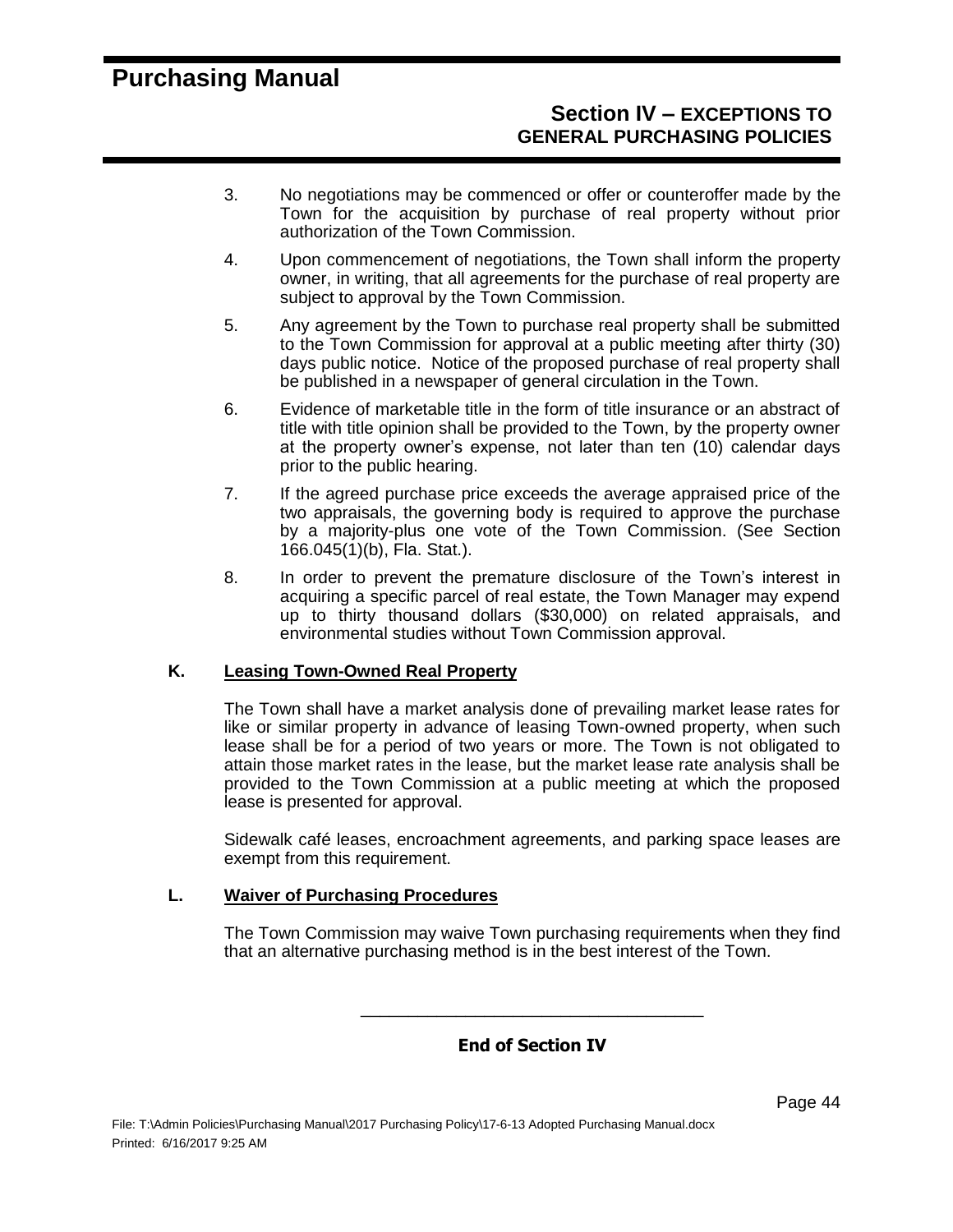3. No negotiations may be commenced or offer or counteroffer made by the Town for the acquisition by purchase of real property without prior authorization of the Town Commission.

4. Upon commencement of negotiations, the Town shall inform the property owner, in writing, that all agreements for the purchase of real property are subject to approval by the Town Commission.

5. Any agreement by the Town to purchase real property shall be submitted to the Town Commission for approval at a public meeting after thirty (30) days public notice. Notice of the proposed purchase of real property shall be published in a newspaper of general circulation in the Town.

6. Evidence of marketable title in the form of title insurance or an abstract of title with title opinion shall be provided to the Town, by the property owner at the property owner's expense, not later than ten (10) calendar days prior to the public hearing.

7. If the agreed purchase price exceeds the average appraised price of the two appraisals, the governing body is required to approve the purchase by a majority-plus one vote of the Town Commission. (See Section 166.045(1)(b), Fla. Stat.).

8. In order to prevent the premature disclosure of the Town's interest in acquiring a specific parcel of real estate, the Town Manager may expend up to thirty thousand dollars ($30,000) on related appraisals, and environmental studies without Town Commission approval.

### K. Leasing Town-Owned Real Property

The Town shall have a market analysis done of prevailing market lease rates for like or similar property in advance of leasing Town-owned property, when such lease shall be for a period of two years or more. The Town is not obligated to attain those market rates in the lease, but the market lease rate analysis shall be provided to the Town Commission at a public meeting at which the proposed lease is presented for approval.

Sidewalk café leases, encroachment agreements, and parking space leases are exempt from this requirement.

### L. Waiver of Purchasing Procedures

The Town Commission may waive Town purchasing requirements when they find that an alternative purchasing method is in the best interest of the Town.

---

**End of Section IV**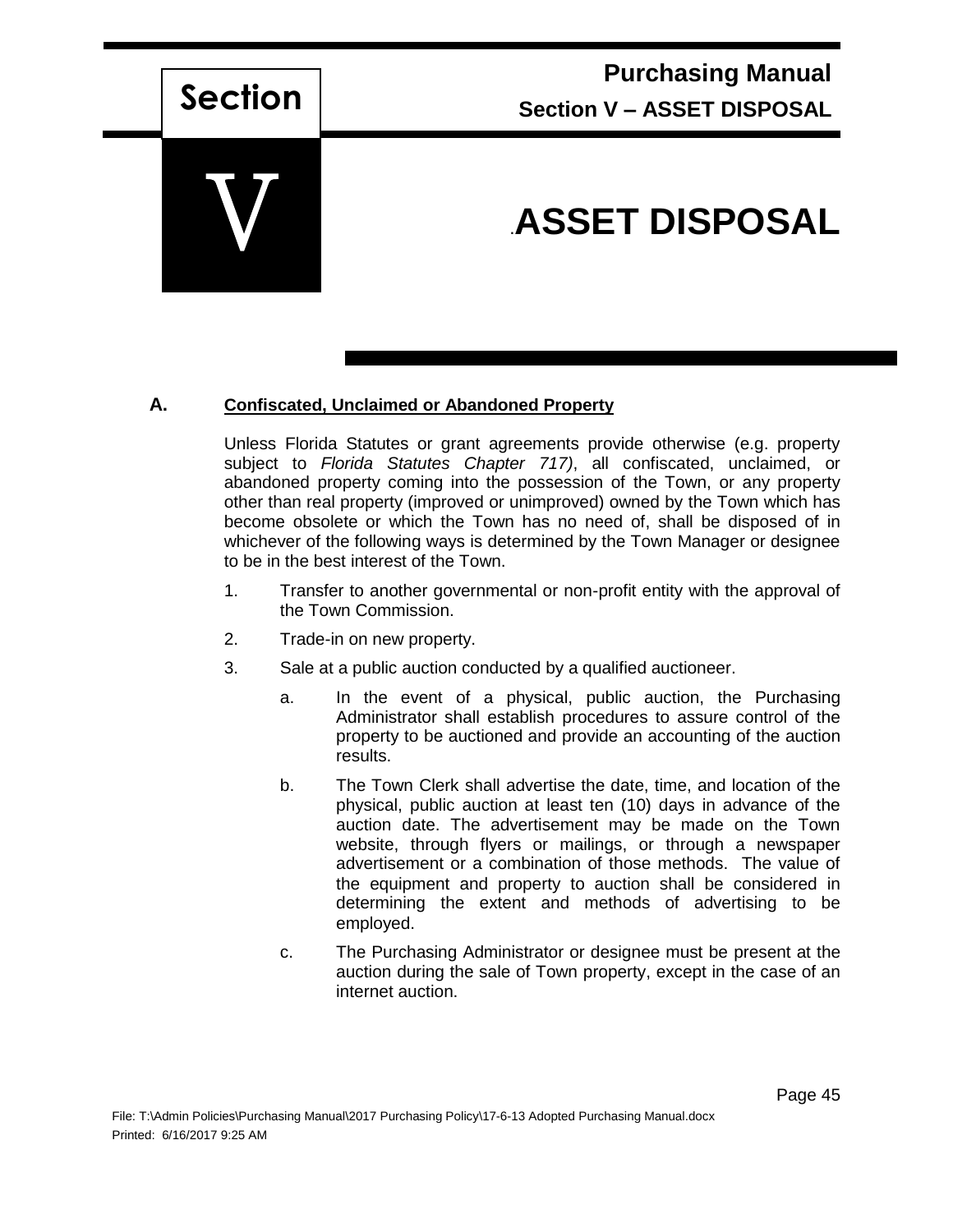# Section V

# ASSET DISPOSAL

## A. Confiscated, Unclaimed or Abandoned Property

Unless Florida Statutes or grant agreements provide otherwise (e.g. property subject to *Florida Statutes Chapter 717)*, all confiscated, unclaimed, or abandoned property coming into the possession of the Town, or any property other than real property (improved or unimproved) owned by the Town which has become obsolete or which the Town has no need of, shall be disposed of in whichever of the following ways is determined by the Town Manager or designee to be in the best interest of the Town.

1. Transfer to another governmental or non-profit entity with the approval of the Town Commission.
2. Trade-in on new property.
3. Sale at a public auction conducted by a qualified auctioneer.
   a. In the event of a physical, public auction, the Purchasing Administrator shall establish procedures to assure control of the property to be auctioned and provide an accounting of the auction results.
   b. The Town Clerk shall advertise the date, time, and location of the physical, public auction at least ten (10) days in advance of the auction date. The advertisement may be made on the Town website, through flyers or mailings, or through a newspaper advertisement or a combination of those methods. The value of the equipment and property to auction shall be considered in determining the extent and methods of advertising to be employed.
   c. The Purchasing Administrator or designee must be present at the auction during the sale of Town property, except in the case of an internet auction.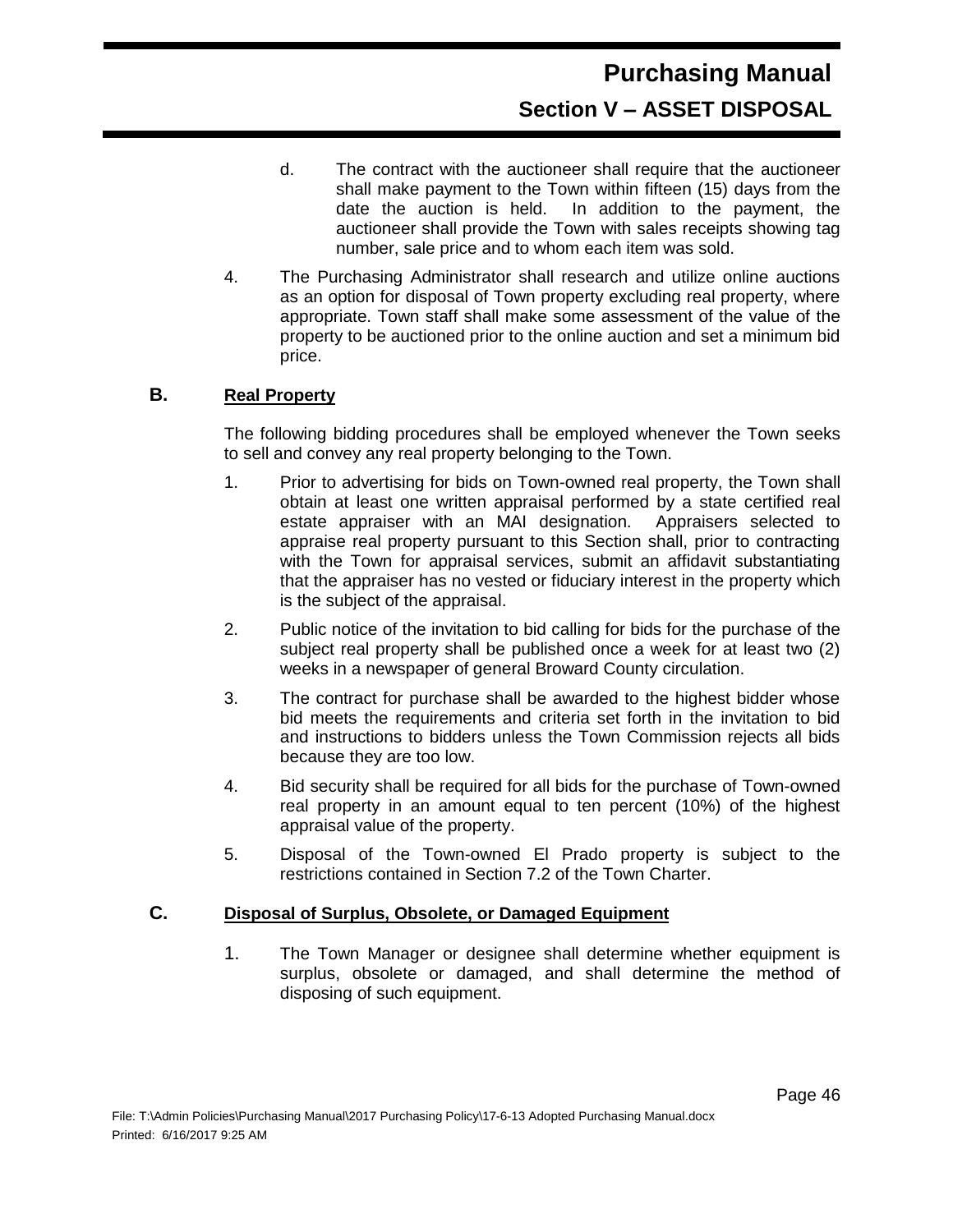d. The contract with the auctioneer shall require that the auctioneer shall make payment to the Town within fifteen (15) days from the date the auction is held. In addition to the payment, the auctioneer shall provide the Town with sales receipts showing tag number, sale price and to whom each item was sold.

4. The Purchasing Administrator shall research and utilize online auctions as an option for disposal of Town property excluding real property, where appropriate. Town staff shall make some assessment of the value of the property to be auctioned prior to the online auction and set a minimum bid price.

## B. Real Property

The following bidding procedures shall be employed whenever the Town seeks to sell and convey any real property belonging to the Town.

1. Prior to advertising for bids on Town-owned real property, the Town shall obtain at least one written appraisal performed by a state certified real estate appraiser with an MAI designation. Appraisers selected to appraise real property pursuant to this Section shall, prior to contracting with the Town for appraisal services, submit an affidavit substantiating that the appraiser has no vested or fiduciary interest in the property which is the subject of the appraisal.

2. Public notice of the invitation to bid calling for bids for the purchase of the subject real property shall be published once a week for at least two (2) weeks in a newspaper of general Broward County circulation.

3. The contract for purchase shall be awarded to the highest bidder whose bid meets the requirements and criteria set forth in the invitation to bid and instructions to bidders unless the Town Commission rejects all bids because they are too low.

4. Bid security shall be required for all bids for the purchase of Town-owned real property in an amount equal to ten percent (10%) of the highest appraisal value of the property.

5. Disposal of the Town-owned El Prado property is subject to the restrictions contained in Section 7.2 of the Town Charter.

## C. Disposal of Surplus, Obsolete, or Damaged Equipment

1. The Town Manager or designee shall determine whether equipment is surplus, obsolete or damaged, and shall determine the method of disposing of such equipment.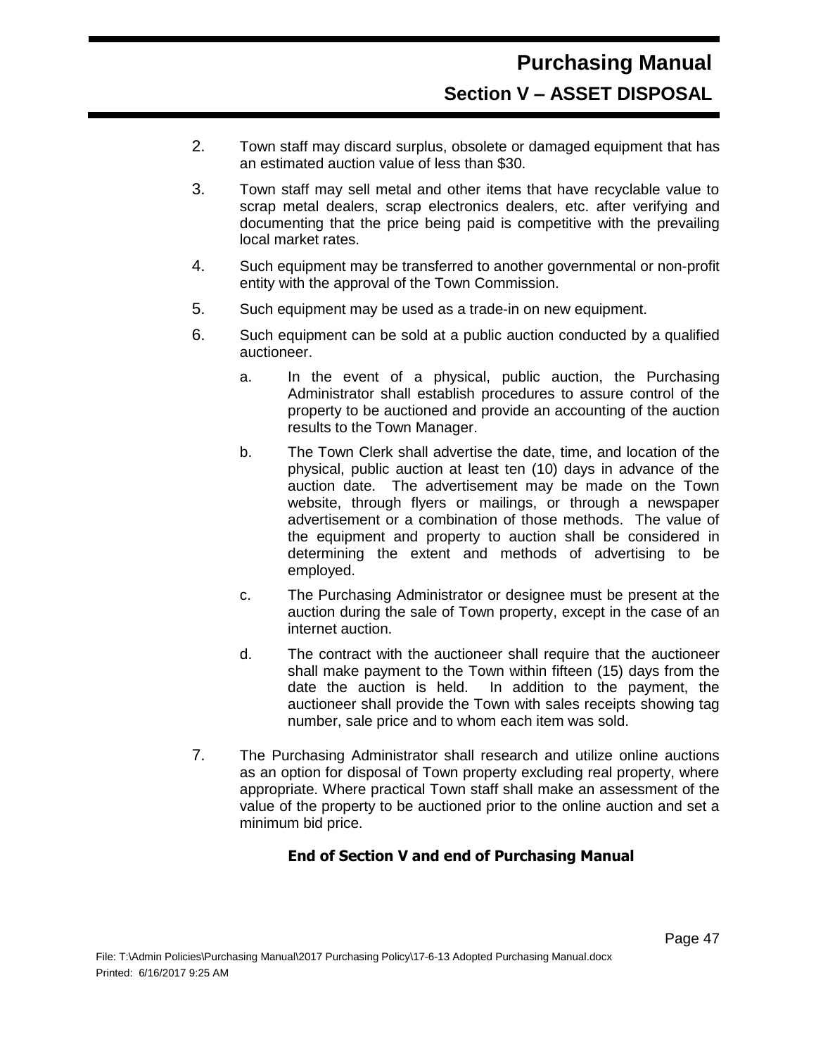2. Town staff may discard surplus, obsolete or damaged equipment that has an estimated auction value of less than $30.

3. Town staff may sell metal and other items that have recyclable value to scrap metal dealers, scrap electronics dealers, etc. after verifying and documenting that the price being paid is competitive with the prevailing local market rates.

4. Such equipment may be transferred to another governmental or non-profit entity with the approval of the Town Commission.

5. Such equipment may be used as a trade-in on new equipment.

6. Such equipment can be sold at a public auction conducted by a qualified auctioneer.

   a. In the event of a physical, public auction, the Purchasing Administrator shall establish procedures to assure control of the property to be auctioned and provide an accounting of the auction results to the Town Manager.

   b. The Town Clerk shall advertise the date, time, and location of the physical, public auction at least ten (10) days in advance of the auction date. The advertisement may be made on the Town website, through flyers or mailings, or through a newspaper advertisement or a combination of those methods. The value of the equipment and property to auction shall be considered in determining the extent and methods of advertising to be employed.

   c. The Purchasing Administrator or designee must be present at the auction during the sale of Town property, except in the case of an internet auction.

   d. The contract with the auctioneer shall require that the auctioneer shall make payment to the Town within fifteen (15) days from the date the auction is held. In addition to the payment, the auctioneer shall provide the Town with sales receipts showing tag number, sale price and to whom each item was sold.

7. The Purchasing Administrator shall research and utilize online auctions as an option for disposal of Town property excluding real property, where appropriate. Where practical Town staff shall make an assessment of the value of the property to be auctioned prior to the online auction and set a minimum bid price.

**End of Section V and end of Purchasing Manual**